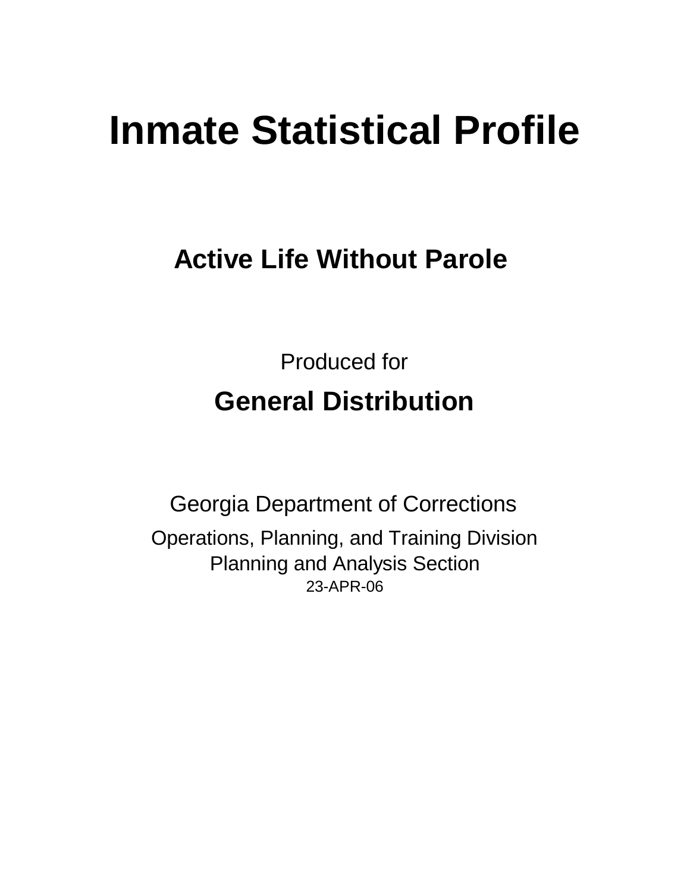# Inmate Statistical Profile

## Active Life Without Parole

Produced for

## General Distribution

Georgia Department of Corrections

Operations, Planning, and Training Division
Planning and Analysis Section
23-APR-06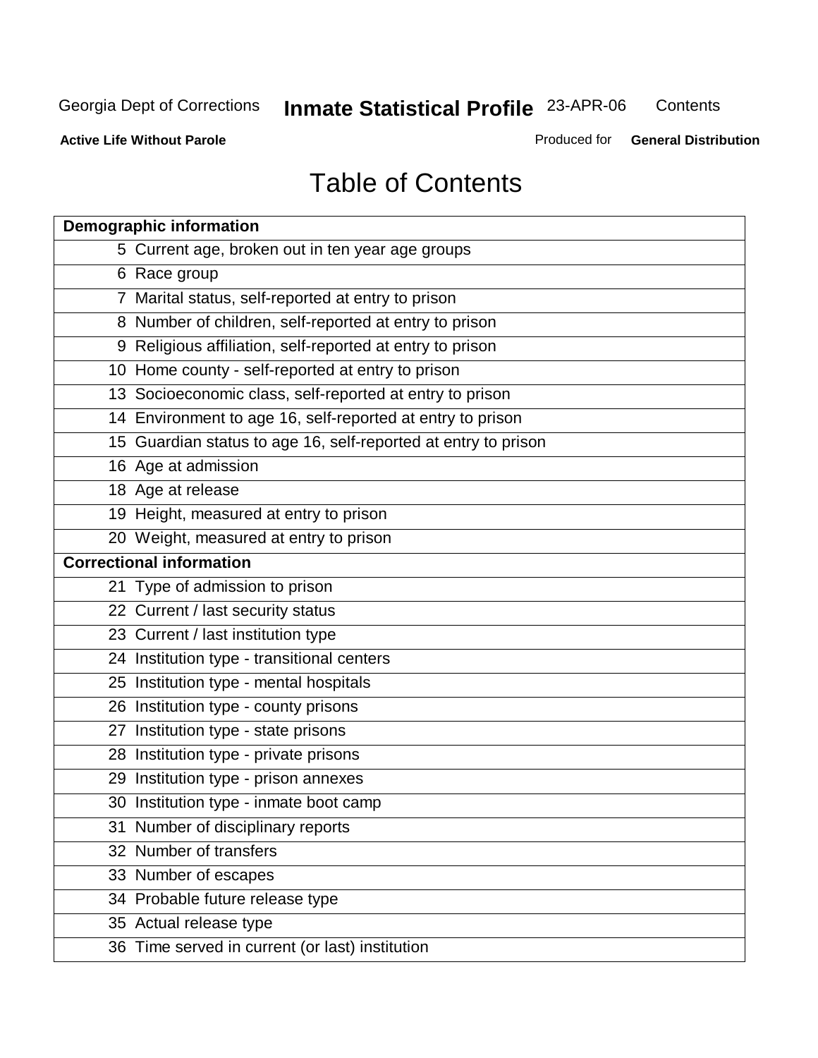Georgia Dept of Corrections **Inmate Statistical Profile** 23-APR-06 Contents

**Active Life Without Parole** Produced for **General Distribution**

# Table of Contents

| **Demographic information** | |
|---|---|
| 5 | Current age, broken out in ten year age groups |
| 6 | Race group |
| 7 | Marital status, self-reported at entry to prison |
| 8 | Number of children, self-reported at entry to prison |
| 9 | Religious affiliation, self-reported at entry to prison |
| 10 | Home county - self-reported at entry to prison |
| 13 | Socioeconomic class, self-reported at entry to prison |
| 14 | Environment to age 16, self-reported at entry to prison |
| 15 | Guardian status to age 16, self-reported at entry to prison |
| 16 | Age at admission |
| 18 | Age at release |
| 19 | Height, measured at entry to prison |
| 20 | Weight, measured at entry to prison |
| **Correctional information** | |
| 21 | Type of admission to prison |
| 22 | Current / last security status |
| 23 | Current / last institution type |
| 24 | Institution type - transitional centers |
| 25 | Institution type - mental hospitals |
| 26 | Institution type - county prisons |
| 27 | Institution type - state prisons |
| 28 | Institution type - private prisons |
| 29 | Institution type - prison annexes |
| 30 | Institution type - inmate boot camp |
| 31 | Number of disciplinary reports |
| 32 | Number of transfers |
| 33 | Number of escapes |
| 34 | Probable future release type |
| 35 | Actual release type |
| 36 | Time served in current (or last) institution |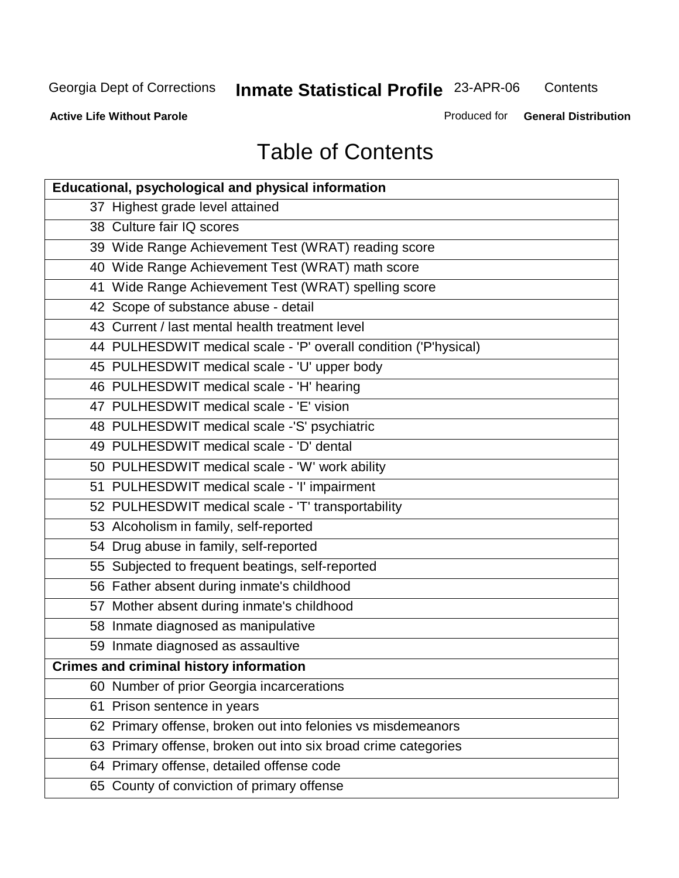# Table of Contents

| Educational, psychological and physical information |
|---|
| 37 Highest grade level attained |
| 38 Culture fair IQ scores |
| 39 Wide Range Achievement Test (WRAT) reading score |
| 40 Wide Range Achievement Test (WRAT) math score |
| 41 Wide Range Achievement Test (WRAT) spelling score |
| 42 Scope of substance abuse - detail |
| 43 Current / last mental health treatment level |
| 44 PULHESDWIT medical scale - 'P' overall condition ('P'hysical) |
| 45 PULHESDWIT medical scale - 'U' upper body |
| 46 PULHESDWIT medical scale - 'H' hearing |
| 47 PULHESDWIT medical scale - 'E' vision |
| 48 PULHESDWIT medical scale -'S' psychiatric |
| 49 PULHESDWIT medical scale - 'D' dental |
| 50 PULHESDWIT medical scale - 'W' work ability |
| 51 PULHESDWIT medical scale - 'I' impairment |
| 52 PULHESDWIT medical scale - 'T' transportability |
| 53 Alcoholism in family, self-reported |
| 54 Drug abuse in family, self-reported |
| 55 Subjected to frequent beatings, self-reported |
| 56 Father absent during inmate's childhood |
| 57 Mother absent during inmate's childhood |
| 58 Inmate diagnosed as manipulative |
| 59 Inmate diagnosed as assaultive |
| **Crimes and criminal history information** |
| 60 Number of prior Georgia incarcerations |
| 61 Prison sentence in years |
| 62 Primary offense, broken out into felonies vs misdemeanors |
| 63 Primary offense, broken out into six broad crime categories |
| 64 Primary offense, detailed offense code |
| 65 County of conviction of primary offense |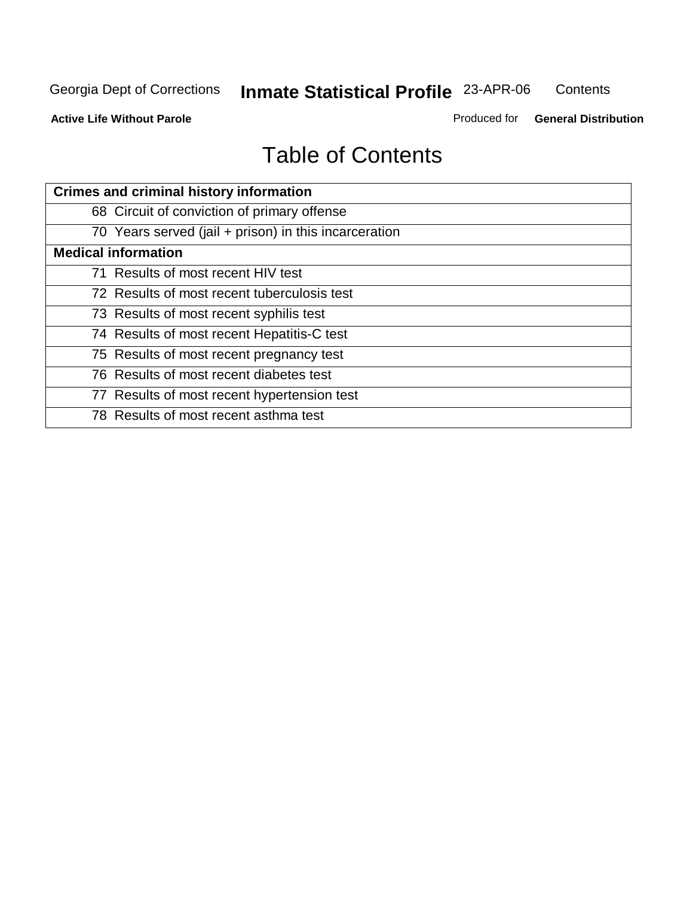# Table of Contents

| Crimes and criminal history information |
|---|
| 68 Circuit of conviction of primary offense |
| 70 Years served (jail + prison) in this incarceration |
| **Medical information** |
| 71 Results of most recent HIV test |
| 72 Results of most recent tuberculosis test |
| 73 Results of most recent syphilis test |
| 74 Results of most recent Hepatitis-C test |
| 75 Results of most recent pregnancy test |
| 76 Results of most recent diabetes test |
| 77 Results of most recent hypertension test |
| 78 Results of most recent asthma test |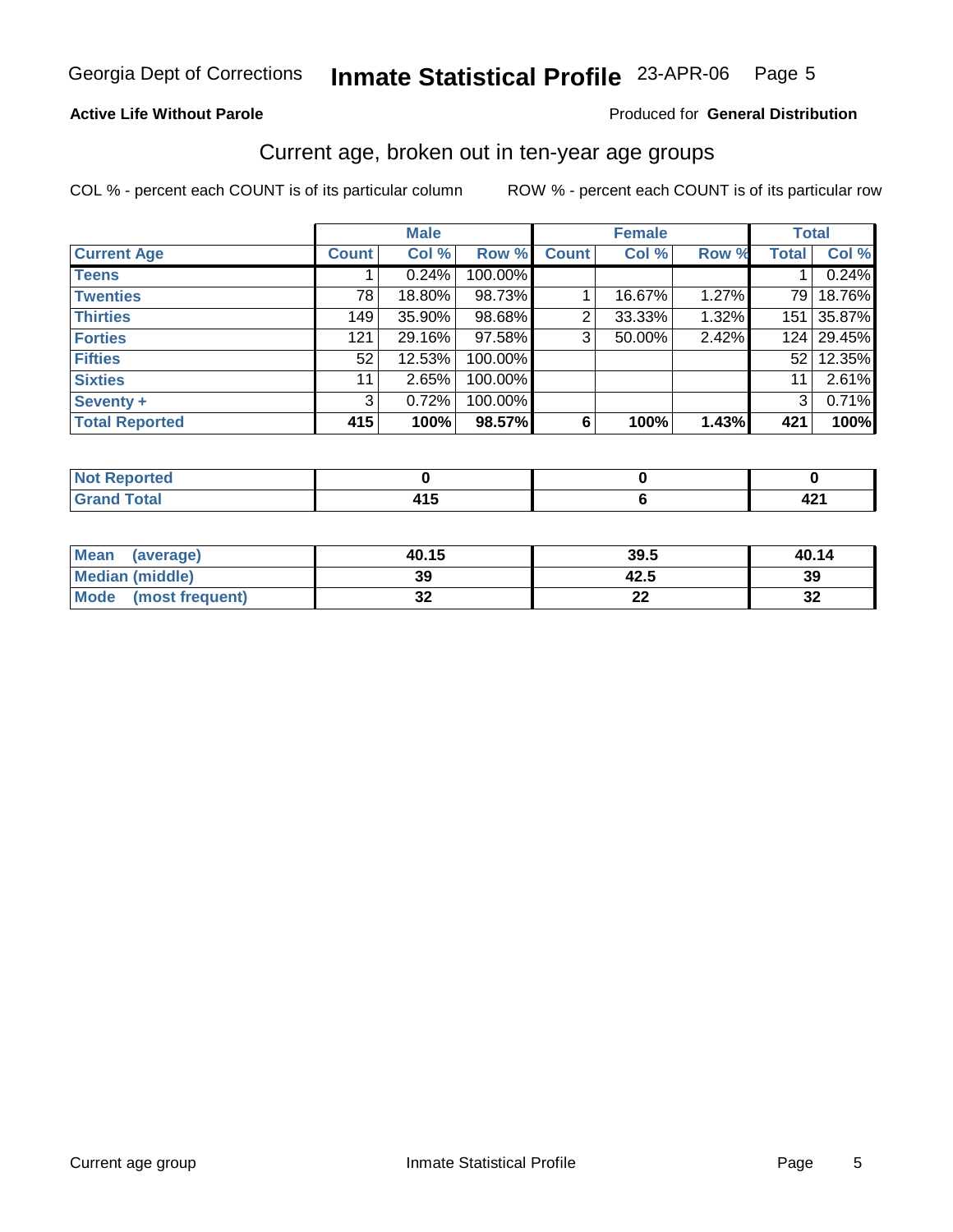Georgia Dept of Corrections **Inmate Statistical Profile** 23-APR-06

**Active Life Without Parole**

Produced for **General Distribution**

## Current age, broken out in ten-year age groups

COL % - percent each COUNT is of its particular column ROW % - percent each COUNT is of its particular row

| | Male | | | Female | | | Total | |
|---|---|---|---|---|---|---|---|---|
| **Current Age** | **Count** | **Col %** | **Row %** | **Count** | **Col %** | **Row %** | **Total** | **Col %** |
| **Teens** | 1 | 0.24% | 100.00% | | | | 1 | 0.24% |
| **Twenties** | 78 | 18.80% | 98.73% | 1 | 16.67% | 1.27% | 79 | 18.76% |
| **Thirties** | 149 | 35.90% | 98.68% | 2 | 33.33% | 1.32% | 151 | 35.87% |
| **Forties** | 121 | 29.16% | 97.58% | 3 | 50.00% | 2.42% | 124 | 29.45% |
| **Fifties** | 52 | 12.53% | 100.00% | | | | 52 | 12.35% |
| **Sixties** | 11 | 2.65% | 100.00% | | | | 11 | 2.61% |
| **Seventy +** | 3 | 0.72% | 100.00% | | | | 3 | 0.71% |
| **Total Reported** | **415** | **100%** | **98.57%** | **6** | **100%** | **1.43%** | **421** | **100%** |

| | Male | Female | Total |
|---|---|---|---|
| **Not Reported** | **0** | **0** | **0** |
| **Grand Total** | **415** | **6** | **421** |

| | Male | Female | Total |
|---|---|---|---|
| **Mean (average)** | **40.15** | **39.5** | **40.14** |
| **Median (middle)** | **39** | **42.5** | **39** |
| **Mode (most frequent)** | **32** | **22** | **32** |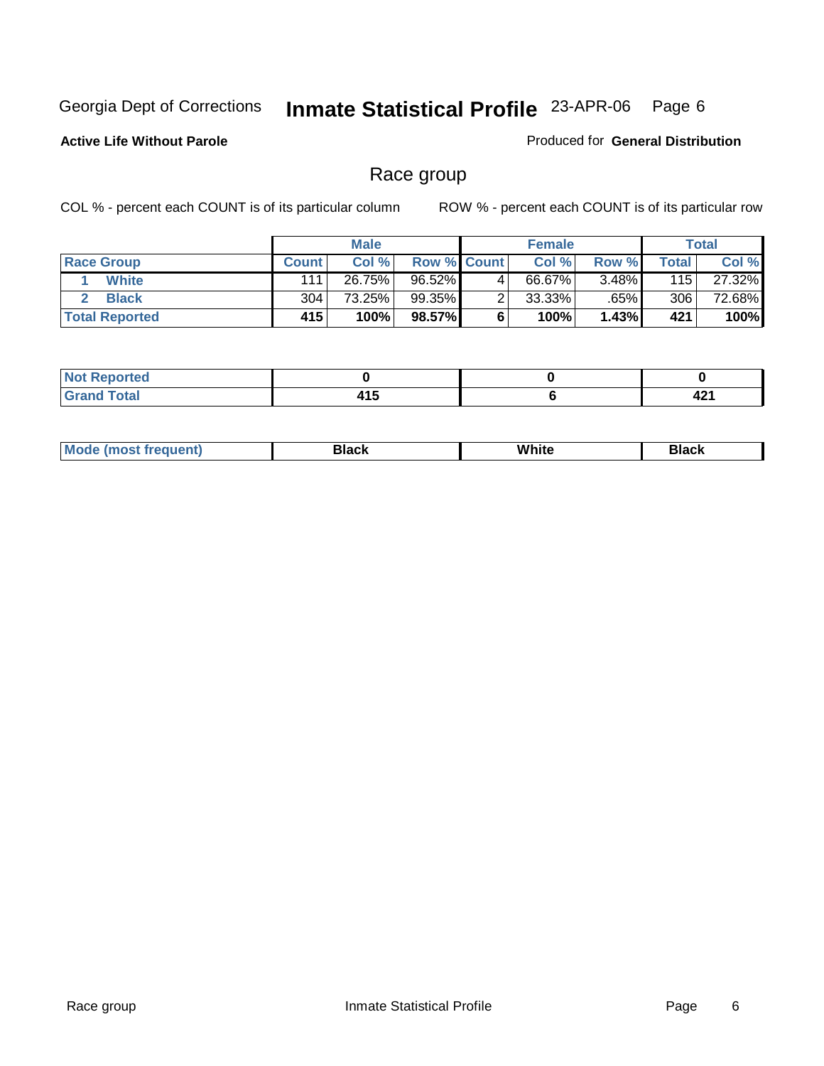Georgia Dept of Corrections **Inmate Statistical Profile** 23-APR-06 Page 6

**Active Life Without Parole**

Produced for **General Distribution**

## Race group

COL % - percent each COUNT is of its particular column

ROW % - percent each COUNT is of its particular row

| | Male | | | Female | | | Total | |
|---|---|---|---|---|---|---|---|---|
| **Race Group** | **Count** | **Col %** | **Row %** | **Count** | **Col %** | **Row %** | **Total** | **Col %** |
| 1 White | 111 | 26.75% | 96.52% | 4 | 66.67% | 3.48% | 115 | 27.32% |
| 2 Black | 304 | 73.25% | 99.35% | 2 | 33.33% | .65% | 306 | 72.68% |
| **Total Reported** | **415** | **100%** | **98.57%** | **6** | **100%** | **1.43%** | **421** | **100%** |

| | Male | Female | Total |
|---|---|---|---|
| **Not Reported** | **0** | **0** | **0** |
| **Grand Total** | **415** | **6** | **421** |

| | Male | Female | Total |
|---|---|---|---|
| **Mode (most frequent)** | **Black** | **White** | **Black** |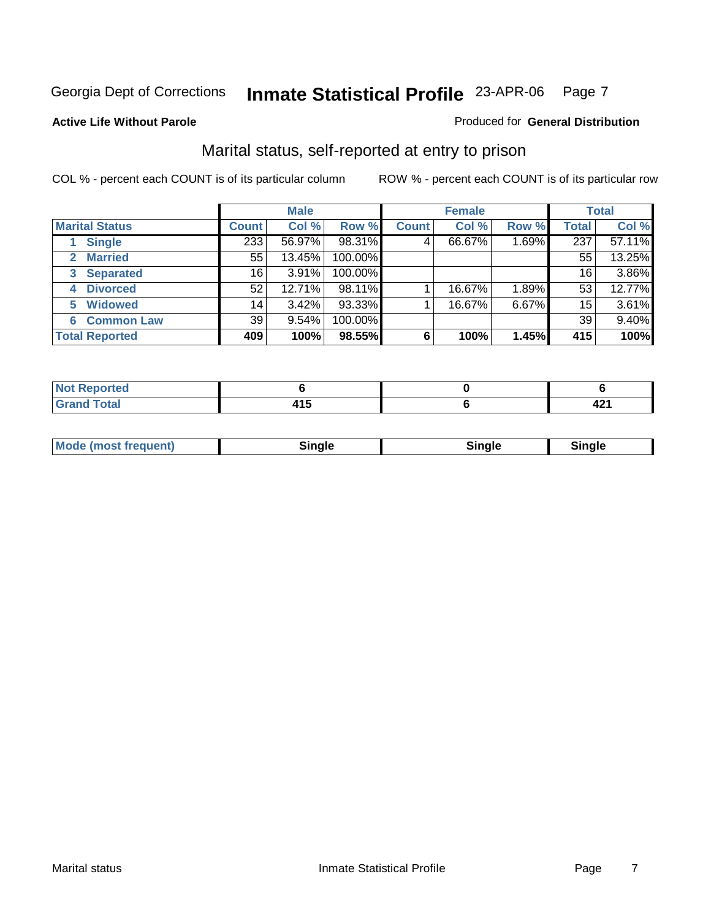Georgia Dept of Corrections **Inmate Statistical Profile** 23-APR-06

**Active Life Without Parole**

Produced for **General Distribution**

## Marital status, self-reported at entry to prison

COL % - percent each COUNT is of its particular column      ROW % - percent each COUNT is of its particular row

| | Male | | | Female | | | Total | |
|---|---|---|---|---|---|---|---|---|
| **Marital Status** | **Count** | **Col %** | **Row %** | **Count** | **Col %** | **Row %** | **Total** | **Col %** |
| 1 **Single** | 233 | 56.97% | 98.31% | 4 | 66.67% | 1.69% | 237 | 57.11% |
| 2 **Married** | 55 | 13.45% | 100.00% | | | | 55 | 13.25% |
| 3 **Separated** | 16 | 3.91% | 100.00% | | | | 16 | 3.86% |
| 4 **Divorced** | 52 | 12.71% | 98.11% | 1 | 16.67% | 1.89% | 53 | 12.77% |
| 5 **Widowed** | 14 | 3.42% | 93.33% | 1 | 16.67% | 6.67% | 15 | 3.61% |
| 6 **Common Law** | 39 | 9.54% | 100.00% | | | | 39 | 9.40% |
| **Total Reported** | **409** | **100%** | **98.55%** | **6** | **100%** | **1.45%** | **415** | **100%** |

| | Male | Female | Total |
|---|---|---|---|
| **Not Reported** | **6** | **0** | **6** |
| **Grand Total** | **415** | **6** | **421** |

| | Male | Female | Total |
|---|---|---|---|
| **Mode (most frequent)** | **Single** | **Single** | **Single** |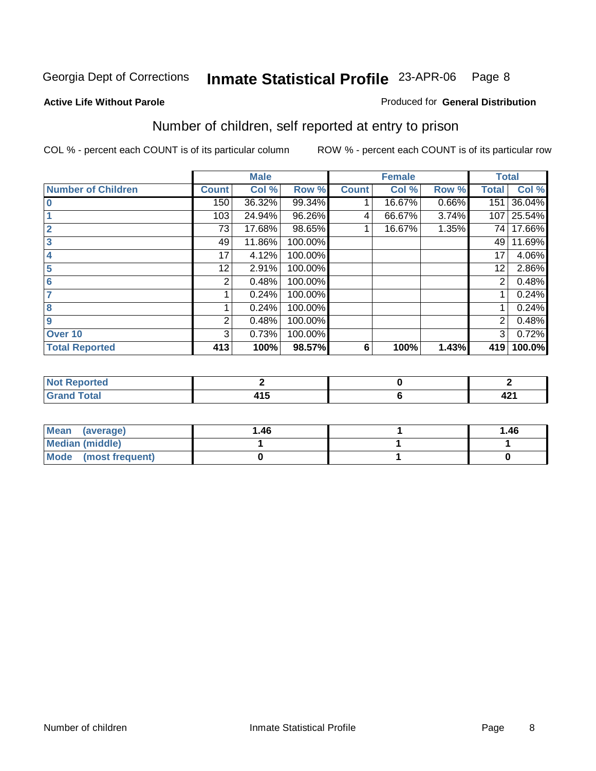Georgia Dept of Corrections **Inmate Statistical Profile** 23-APR-06

**Active Life Without Parole**

Produced for **General Distribution**

## Number of children, self reported at entry to prison

COL % - percent each COUNT is of its particular column

ROW % - percent each COUNT is of its particular row

| | Male | | | Female | | | Total | |
|---|---|---|---|---|---|---|---|---|
| **Number of Children** | **Count** | **Col %** | **Row %** | **Count** | **Col %** | **Row %** | **Total** | **Col %** |
| 0 | 150 | 36.32% | 99.34% | 1 | 16.67% | 0.66% | 151 | 36.04% |
| 1 | 103 | 24.94% | 96.26% | 4 | 66.67% | 3.74% | 107 | 25.54% |
| 2 | 73 | 17.68% | 98.65% | 1 | 16.67% | 1.35% | 74 | 17.66% |
| 3 | 49 | 11.86% | 100.00% | | | | 49 | 11.69% |
| 4 | 17 | 4.12% | 100.00% | | | | 17 | 4.06% |
| 5 | 12 | 2.91% | 100.00% | | | | 12 | 2.86% |
| 6 | 2 | 0.48% | 100.00% | | | | 2 | 0.48% |
| 7 | 1 | 0.24% | 100.00% | | | | 1 | 0.24% |
| 8 | 1 | 0.24% | 100.00% | | | | 1 | 0.24% |
| 9 | 2 | 0.48% | 100.00% | | | | 2 | 0.48% |
| Over 10 | 3 | 0.73% | 100.00% | | | | 3 | 0.72% |
| **Total Reported** | **413** | **100%** | **98.57%** | **6** | **100%** | **1.43%** | **419** | **100.0%** |

| | Male | Female | Total |
|---|---|---|---|
| Not Reported | 2 | 0 | 2 |
| Grand Total | 415 | 6 | 421 |

| | Male | Female | Total |
|---|---|---|---|
| Mean (average) | 1.46 | 1 | 1.46 |
| Median (middle) | 1 | 1 | 1 |
| Mode (most frequent) | 0 | 1 | 0 |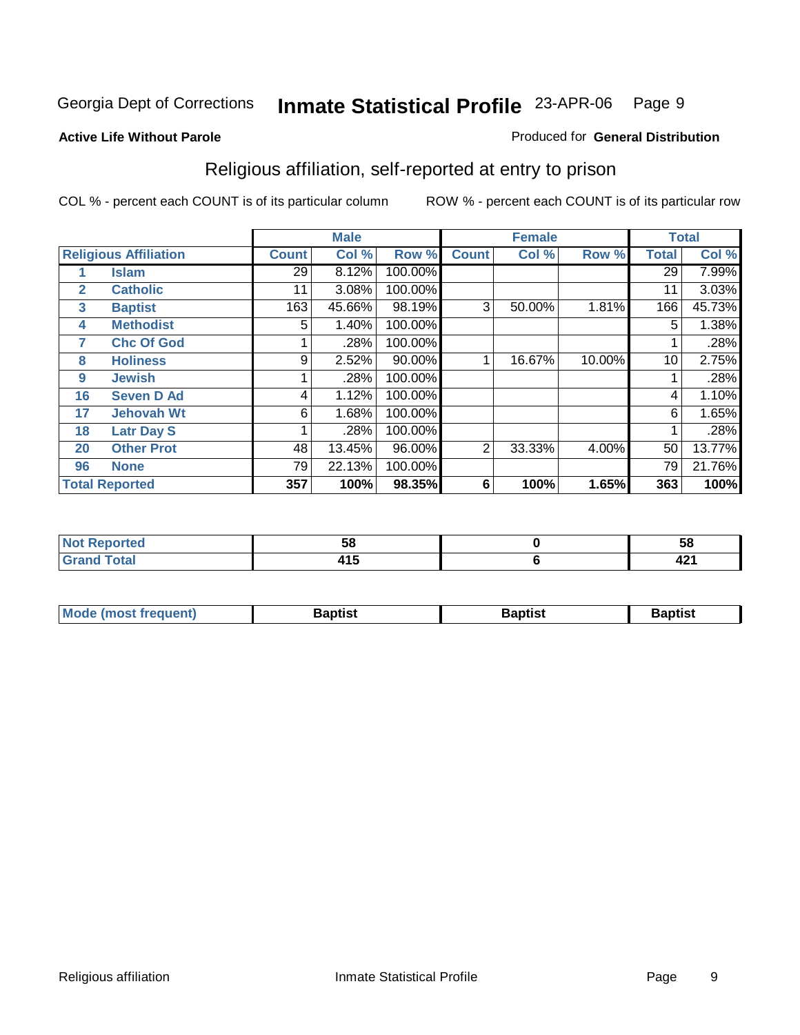Georgia Dept of Corrections **Inmate Statistical Profile** 23-APR-06

**Active Life Without Parole**

Produced for **General Distribution**

## Religious affiliation, self-reported at entry to prison

COL % - percent each COUNT is of its particular column    ROW % - percent each COUNT is of its particular row

| | | Male | | | Female | | | Total | |
|---|---|---|---|---|---|---|---|---|---|
| **Religious Affiliation** | | **Count** | **Col %** | **Row %** | **Count** | **Col %** | **Row %** | **Total** | **Col %** |
| 1 | Islam | 29 | 8.12% | 100.00% | | | | 29 | 7.99% |
| 2 | Catholic | 11 | 3.08% | 100.00% | | | | 11 | 3.03% |
| 3 | Baptist | 163 | 45.66% | 98.19% | 3 | 50.00% | 1.81% | 166 | 45.73% |
| 4 | Methodist | 5 | 1.40% | 100.00% | | | | 5 | 1.38% |
| 7 | Chc Of God | 1 | .28% | 100.00% | | | | 1 | .28% |
| 8 | Holiness | 9 | 2.52% | 90.00% | 1 | 16.67% | 10.00% | 10 | 2.75% |
| 9 | Jewish | 1 | .28% | 100.00% | | | | 1 | .28% |
| 16 | Seven D Ad | 4 | 1.12% | 100.00% | | | | 4 | 1.10% |
| 17 | Jehovah Wt | 6 | 1.68% | 100.00% | | | | 6 | 1.65% |
| 18 | Latr Day S | 1 | .28% | 100.00% | | | | 1 | .28% |
| 20 | Other Prot | 48 | 13.45% | 96.00% | 2 | 33.33% | 4.00% | 50 | 13.77% |
| 96 | None | 79 | 22.13% | 100.00% | | | | 79 | 21.76% |
| **Total Reported** | | **357** | **100%** | **98.35%** | **6** | **100%** | **1.65%** | **363** | **100%** |

| | Male | Female | Total |
|---|---|---|---|
| Not Reported | 58 | 0 | 58 |
| Grand Total | 415 | 6 | 421 |

| | Male | Female | Total |
|---|---|---|---|
| Mode (most frequent) | Baptist | Baptist | Baptist |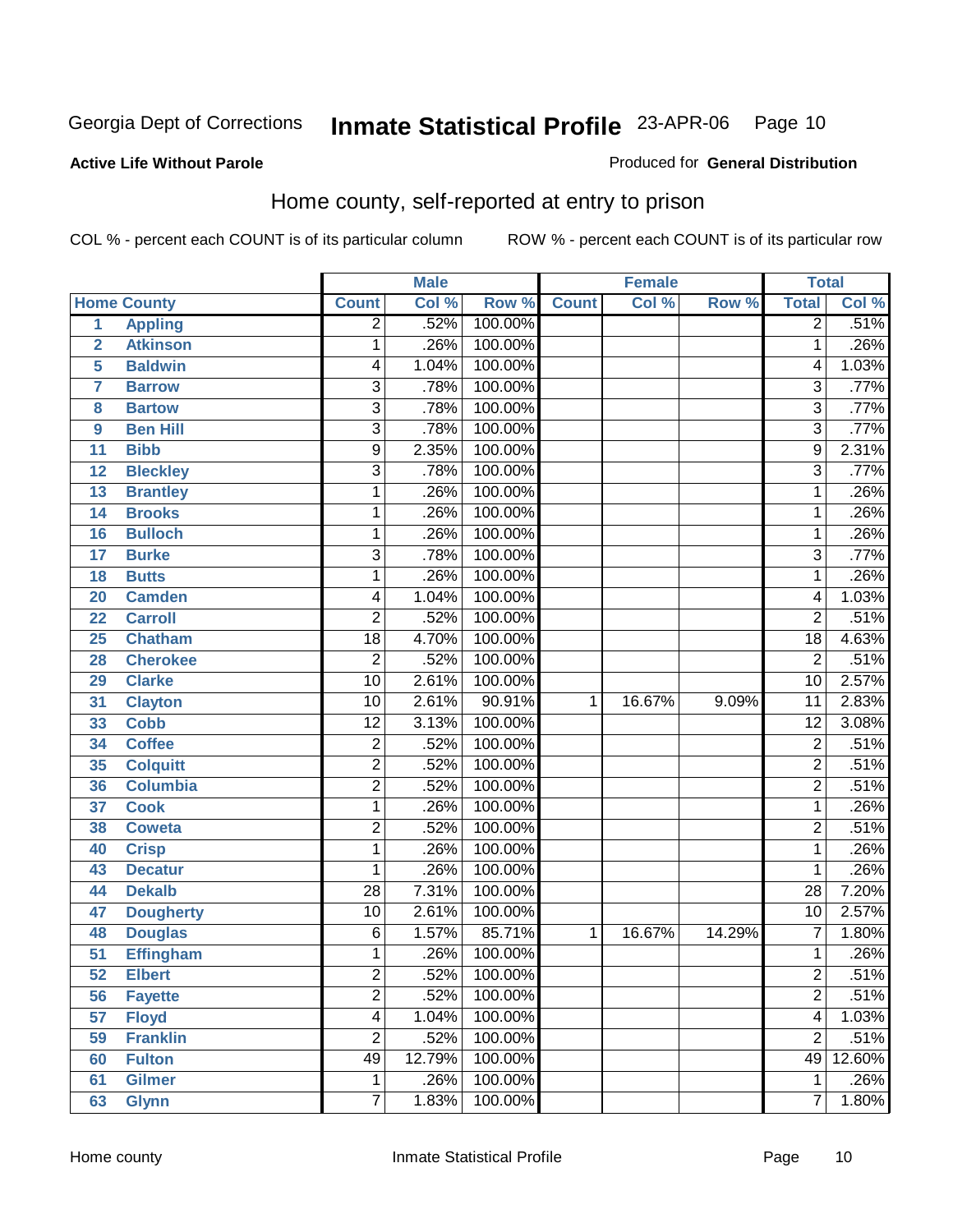Georgia Dept of Corrections **Inmate Statistical Profile** 23-APR-06

**Active Life Without Parole**

Produced for **General Distribution**

## Home county, self-reported at entry to prison

COL % - percent each COUNT is of its particular column ROW % - percent each COUNT is of its particular row

| | | Male | | | Female | | | Total | |
|---|---|---|---|---|---|---|---|---|---|
| **Home County** | | **Count** | **Col %** | **Row %** | **Count** | **Col %** | **Row %** | **Total** | **Col %** |
| 1 | Appling | 2 | .52% | 100.00% | | | | 2 | .51% |
| 2 | Atkinson | 1 | .26% | 100.00% | | | | 1 | .26% |
| 5 | Baldwin | 4 | 1.04% | 100.00% | | | | 4 | 1.03% |
| 7 | Barrow | 3 | .78% | 100.00% | | | | 3 | .77% |
| 8 | Bartow | 3 | .78% | 100.00% | | | | 3 | .77% |
| 9 | Ben Hill | 3 | .78% | 100.00% | | | | 3 | .77% |
| 11 | Bibb | 9 | 2.35% | 100.00% | | | | 9 | 2.31% |
| 12 | Bleckley | 3 | .78% | 100.00% | | | | 3 | .77% |
| 13 | Brantley | 1 | .26% | 100.00% | | | | 1 | .26% |
| 14 | Brooks | 1 | .26% | 100.00% | | | | 1 | .26% |
| 16 | Bulloch | 1 | .26% | 100.00% | | | | 1 | .26% |
| 17 | Burke | 3 | .78% | 100.00% | | | | 3 | .77% |
| 18 | Butts | 1 | .26% | 100.00% | | | | 1 | .26% |
| 20 | Camden | 4 | 1.04% | 100.00% | | | | 4 | 1.03% |
| 22 | Carroll | 2 | .52% | 100.00% | | | | 2 | .51% |
| 25 | Chatham | 18 | 4.70% | 100.00% | | | | 18 | 4.63% |
| 28 | Cherokee | 2 | .52% | 100.00% | | | | 2 | .51% |
| 29 | Clarke | 10 | 2.61% | 100.00% | | | | 10 | 2.57% |
| 31 | Clayton | 10 | 2.61% | 90.91% | 1 | 16.67% | 9.09% | 11 | 2.83% |
| 33 | Cobb | 12 | 3.13% | 100.00% | | | | 12 | 3.08% |
| 34 | Coffee | 2 | .52% | 100.00% | | | | 2 | .51% |
| 35 | Colquitt | 2 | .52% | 100.00% | | | | 2 | .51% |
| 36 | Columbia | 2 | .52% | 100.00% | | | | 2 | .51% |
| 37 | Cook | 1 | .26% | 100.00% | | | | 1 | .26% |
| 38 | Coweta | 2 | .52% | 100.00% | | | | 2 | .51% |
| 40 | Crisp | 1 | .26% | 100.00% | | | | 1 | .26% |
| 43 | Decatur | 1 | .26% | 100.00% | | | | 1 | .26% |
| 44 | Dekalb | 28 | 7.31% | 100.00% | | | | 28 | 7.20% |
| 47 | Dougherty | 10 | 2.61% | 100.00% | | | | 10 | 2.57% |
| 48 | Douglas | 6 | 1.57% | 85.71% | 1 | 16.67% | 14.29% | 7 | 1.80% |
| 51 | Effingham | 1 | .26% | 100.00% | | | | 1 | .26% |
| 52 | Elbert | 2 | .52% | 100.00% | | | | 2 | .51% |
| 56 | Fayette | 2 | .52% | 100.00% | | | | 2 | .51% |
| 57 | Floyd | 4 | 1.04% | 100.00% | | | | 4 | 1.03% |
| 59 | Franklin | 2 | .52% | 100.00% | | | | 2 | .51% |
| 60 | Fulton | 49 | 12.79% | 100.00% | | | | 49 | 12.60% |
| 61 | Gilmer | 1 | .26% | 100.00% | | | | 1 | .26% |
| 63 | Glynn | 7 | 1.83% | 100.00% | | | | 7 | 1.80% |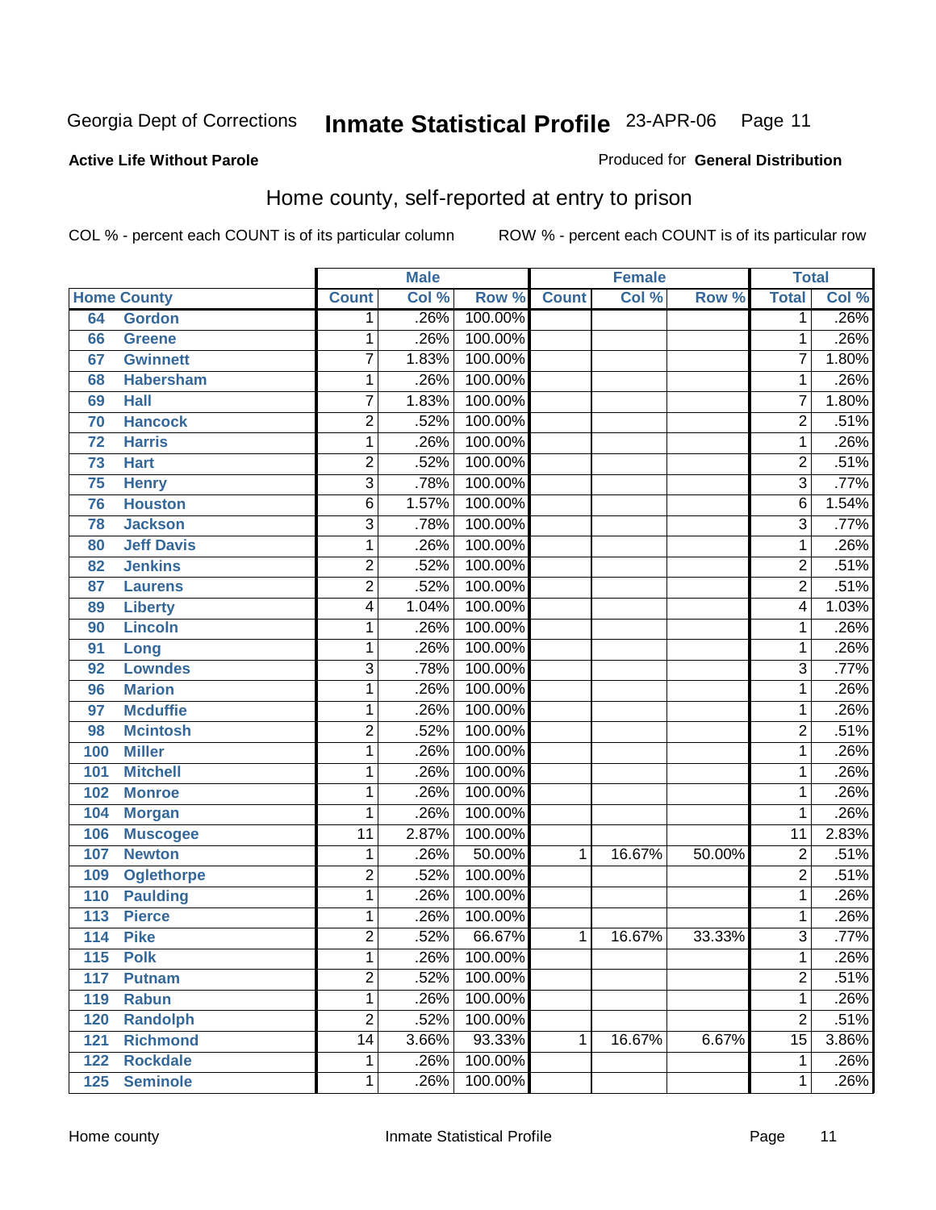Georgia Dept of Corrections **Inmate Statistical Profile** 23-APR-06

**Active Life Without Parole**

Produced for **General Distribution**

## Home county, self-reported at entry to prison

COL % - percent each COUNT is of its particular column ROW % - percent each COUNT is of its particular row

| Home County | | Male | | | Female | | | Total | |
|---|---|---|---|---|---|---|---|---|---|
| | | Count | Col % | Row % | Count | Col % | Row % | Total | Col % |
| 64 | Gordon | 1 | .26% | 100.00% | | | | 1 | .26% |
| 66 | Greene | 1 | .26% | 100.00% | | | | 1 | .26% |
| 67 | Gwinnett | 7 | 1.83% | 100.00% | | | | 7 | 1.80% |
| 68 | Habersham | 1 | .26% | 100.00% | | | | 1 | .26% |
| 69 | Hall | 7 | 1.83% | 100.00% | | | | 7 | 1.80% |
| 70 | Hancock | 2 | .52% | 100.00% | | | | 2 | .51% |
| 72 | Harris | 1 | .26% | 100.00% | | | | 1 | .26% |
| 73 | Hart | 2 | .52% | 100.00% | | | | 2 | .51% |
| 75 | Henry | 3 | .78% | 100.00% | | | | 3 | .77% |
| 76 | Houston | 6 | 1.57% | 100.00% | | | | 6 | 1.54% |
| 78 | Jackson | 3 | .78% | 100.00% | | | | 3 | .77% |
| 80 | Jeff Davis | 1 | .26% | 100.00% | | | | 1 | .26% |
| 82 | Jenkins | 2 | .52% | 100.00% | | | | 2 | .51% |
| 87 | Laurens | 2 | .52% | 100.00% | | | | 2 | .51% |
| 89 | Liberty | 4 | 1.04% | 100.00% | | | | 4 | 1.03% |
| 90 | Lincoln | 1 | .26% | 100.00% | | | | 1 | .26% |
| 91 | Long | 1 | .26% | 100.00% | | | | 1 | .26% |
| 92 | Lowndes | 3 | .78% | 100.00% | | | | 3 | .77% |
| 96 | Marion | 1 | .26% | 100.00% | | | | 1 | .26% |
| 97 | Mcduffie | 1 | .26% | 100.00% | | | | 1 | .26% |
| 98 | Mcintosh | 2 | .52% | 100.00% | | | | 2 | .51% |
| 100 | Miller | 1 | .26% | 100.00% | | | | 1 | .26% |
| 101 | Mitchell | 1 | .26% | 100.00% | | | | 1 | .26% |
| 102 | Monroe | 1 | .26% | 100.00% | | | | 1 | .26% |
| 104 | Morgan | 1 | .26% | 100.00% | | | | 1 | .26% |
| 106 | Muscogee | 11 | 2.87% | 100.00% | | | | 11 | 2.83% |
| 107 | Newton | 1 | .26% | 50.00% | 1 | 16.67% | 50.00% | 2 | .51% |
| 109 | Oglethorpe | 2 | .52% | 100.00% | | | | 2 | .51% |
| 110 | Paulding | 1 | .26% | 100.00% | | | | 1 | .26% |
| 113 | Pierce | 1 | .26% | 100.00% | | | | 1 | .26% |
| 114 | Pike | 2 | .52% | 66.67% | 1 | 16.67% | 33.33% | 3 | .77% |
| 115 | Polk | 1 | .26% | 100.00% | | | | 1 | .26% |
| 117 | Putnam | 2 | .52% | 100.00% | | | | 2 | .51% |
| 119 | Rabun | 1 | .26% | 100.00% | | | | 1 | .26% |
| 120 | Randolph | 2 | .52% | 100.00% | | | | 2 | .51% |
| 121 | Richmond | 14 | 3.66% | 93.33% | 1 | 16.67% | 6.67% | 15 | 3.86% |
| 122 | Rockdale | 1 | .26% | 100.00% | | | | 1 | .26% |
| 125 | Seminole | 1 | .26% | 100.00% | | | | 1 | .26% |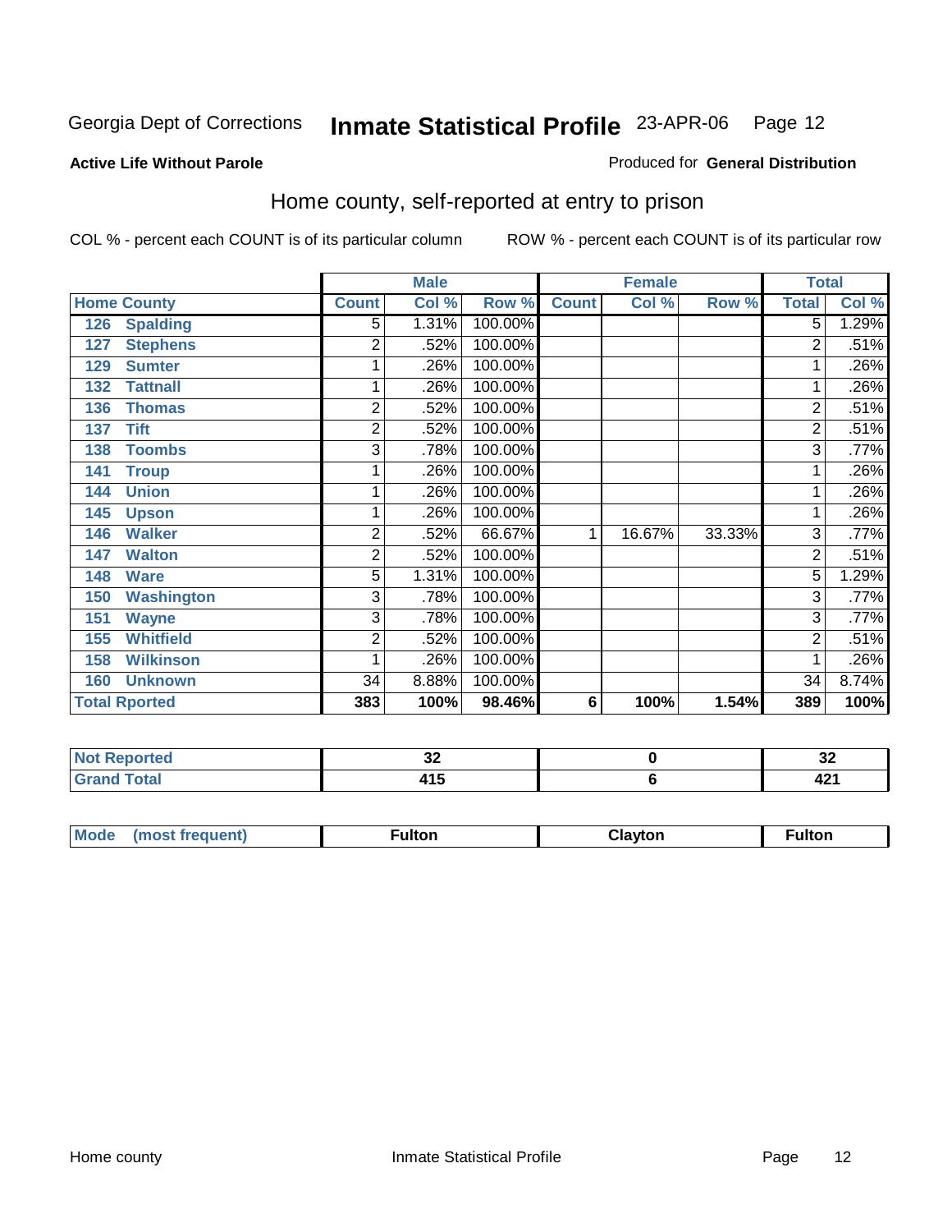Georgia Dept of Corrections **Inmate Statistical Profile** 23-APR-06 Page 12

**Active Life Without Parole**

Produced for **General Distribution**

## Home county, self-reported at entry to prison

COL % - percent each COUNT is of its particular column ROW % - percent each COUNT is of its particular row

| Home County | Male | | | Female | | | Total | |
|---|---|---|---|---|---|---|---|---|
| | Count | Col % | Row % | Count | Col % | Row % | Total | Col % |
| 126 Spalding | 5 | 1.31% | 100.00% | | | | 5 | 1.29% |
| 127 Stephens | 2 | .52% | 100.00% | | | | 2 | .51% |
| 129 Sumter | 1 | .26% | 100.00% | | | | 1 | .26% |
| 132 Tattnall | 1 | .26% | 100.00% | | | | 1 | .26% |
| 136 Thomas | 2 | .52% | 100.00% | | | | 2 | .51% |
| 137 Tift | 2 | .52% | 100.00% | | | | 2 | .51% |
| 138 Toombs | 3 | .78% | 100.00% | | | | 3 | .77% |
| 141 Troup | 1 | .26% | 100.00% | | | | 1 | .26% |
| 144 Union | 1 | .26% | 100.00% | | | | 1 | .26% |
| 145 Upson | 1 | .26% | 100.00% | | | | 1 | .26% |
| 146 Walker | 2 | .52% | 66.67% | 1 | 16.67% | 33.33% | 3 | .77% |
| 147 Walton | 2 | .52% | 100.00% | | | | 2 | .51% |
| 148 Ware | 5 | 1.31% | 100.00% | | | | 5 | 1.29% |
| 150 Washington | 3 | .78% | 100.00% | | | | 3 | .77% |
| 151 Wayne | 3 | .78% | 100.00% | | | | 3 | .77% |
| 155 Whitfield | 2 | .52% | 100.00% | | | | 2 | .51% |
| 158 Wilkinson | 1 | .26% | 100.00% | | | | 1 | .26% |
| 160 Unknown | 34 | 8.88% | 100.00% | | | | 34 | 8.74% |
| **Total Rported** | **383** | **100%** | **98.46%** | **6** | **100%** | **1.54%** | **389** | **100%** |

| | Male | Female | Total |
|---|---|---|---|
| Not Reported | 32 | 0 | 32 |
| Grand Total | 415 | 6 | 421 |

| | Male | Female | Total |
|---|---|---|---|
| Mode (most frequent) | Fulton | Clayton | Fulton |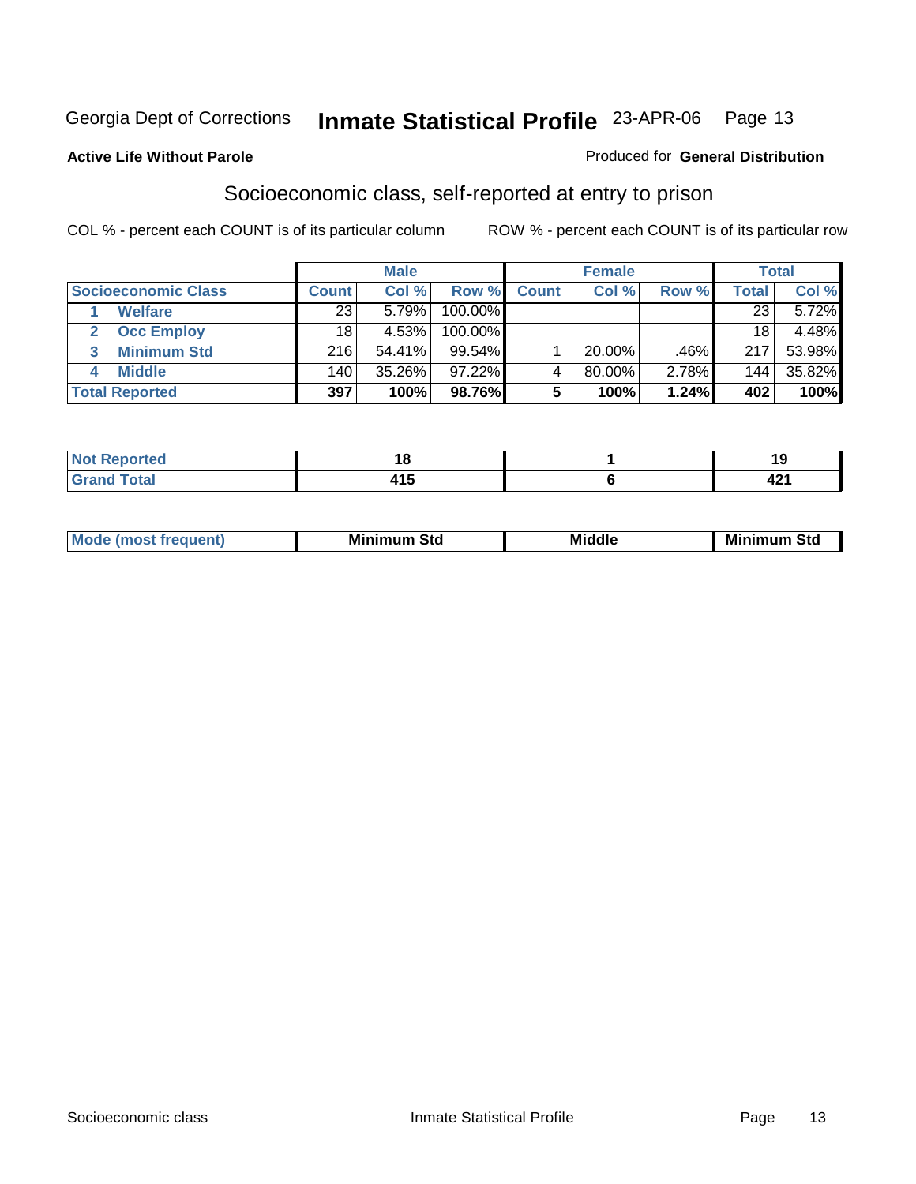Georgia Dept of Corrections **Inmate Statistical Profile** 23-APR-06

**Active Life Without Parole**

Produced for **General Distribution**

## Socioeconomic class, self-reported at entry to prison

COL % - percent each COUNT is of its particular column    ROW % - percent each COUNT is of its particular row

| Socioeconomic Class | Male Count | Male Col % | Male Row % | Female Count | Female Col % | Female Row % | Total | Total Col % |
|---|---|---|---|---|---|---|---|---|
| 1 Welfare | 23 | 5.79% | 100.00% | | | | 23 | 5.72% |
| 2 Occ Employ | 18 | 4.53% | 100.00% | | | | 18 | 4.48% |
| 3 Minimum Std | 216 | 54.41% | 99.54% | 1 | 20.00% | .46% | 217 | 53.98% |
| 4 Middle | 140 | 35.26% | 97.22% | 4 | 80.00% | 2.78% | 144 | 35.82% |
| **Total Reported** | **397** | **100%** | **98.76%** | **5** | **100%** | **1.24%** | **402** | **100%** |

| | Male | Female | Total |
|---|---|---|---|
| Not Reported | 18 | 1 | 19 |
| Grand Total | 415 | 6 | 421 |

| | Male | Female | Total |
|---|---|---|---|
| Mode (most frequent) | Minimum Std | Middle | Minimum Std |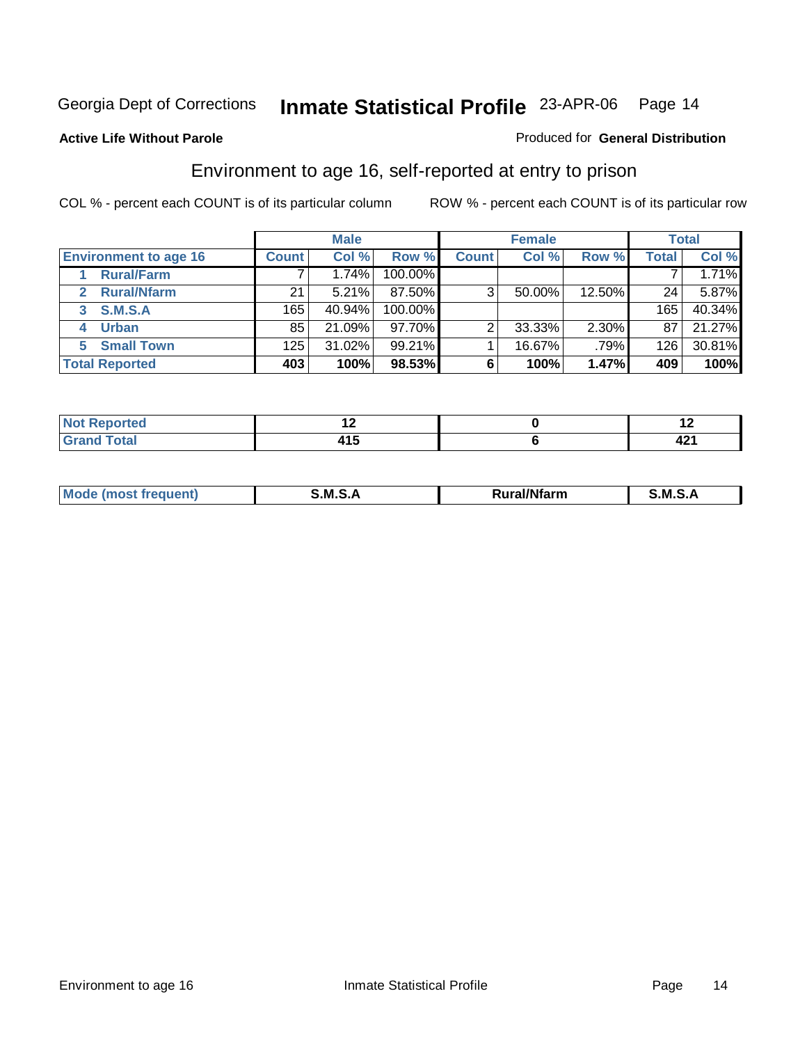Georgia Dept of Corrections **Inmate Statistical Profile** 23-APR-06

**Active Life Without Parole**

Produced for **General Distribution**

## Environment to age 16, self-reported at entry to prison

COL % - percent each COUNT is of its particular column    ROW % - percent each COUNT is of its particular row

| | Male | | | Female | | | Total | |
|---|---|---|---|---|---|---|---|---|
| **Environment to age 16** | **Count** | **Col %** | **Row %** | **Count** | **Col %** | **Row %** | **Total** | **Col %** |
| **1 Rural/Farm** | 7 | 1.74% | 100.00% | | | | 7 | 1.71% |
| **2 Rural/Nfarm** | 21 | 5.21% | 87.50% | 3 | 50.00% | 12.50% | 24 | 5.87% |
| **3 S.M.S.A** | 165 | 40.94% | 100.00% | | | | 165 | 40.34% |
| **4 Urban** | 85 | 21.09% | 97.70% | 2 | 33.33% | 2.30% | 87 | 21.27% |
| **5 Small Town** | 125 | 31.02% | 99.21% | 1 | 16.67% | .79% | 126 | 30.81% |
| **Total Reported** | **403** | **100%** | **98.53%** | **6** | **100%** | **1.47%** | **409** | **100%** |

| | Male | Female | Total |
|---|---|---|---|
| **Not Reported** | **12** | **0** | **12** |
| **Grand Total** | **415** | **6** | **421** |

| | Male | Female | Total |
|---|---|---|---|
| **Mode (most frequent)** | **S.M.S.A** | **Rural/Nfarm** | **S.M.S.A** |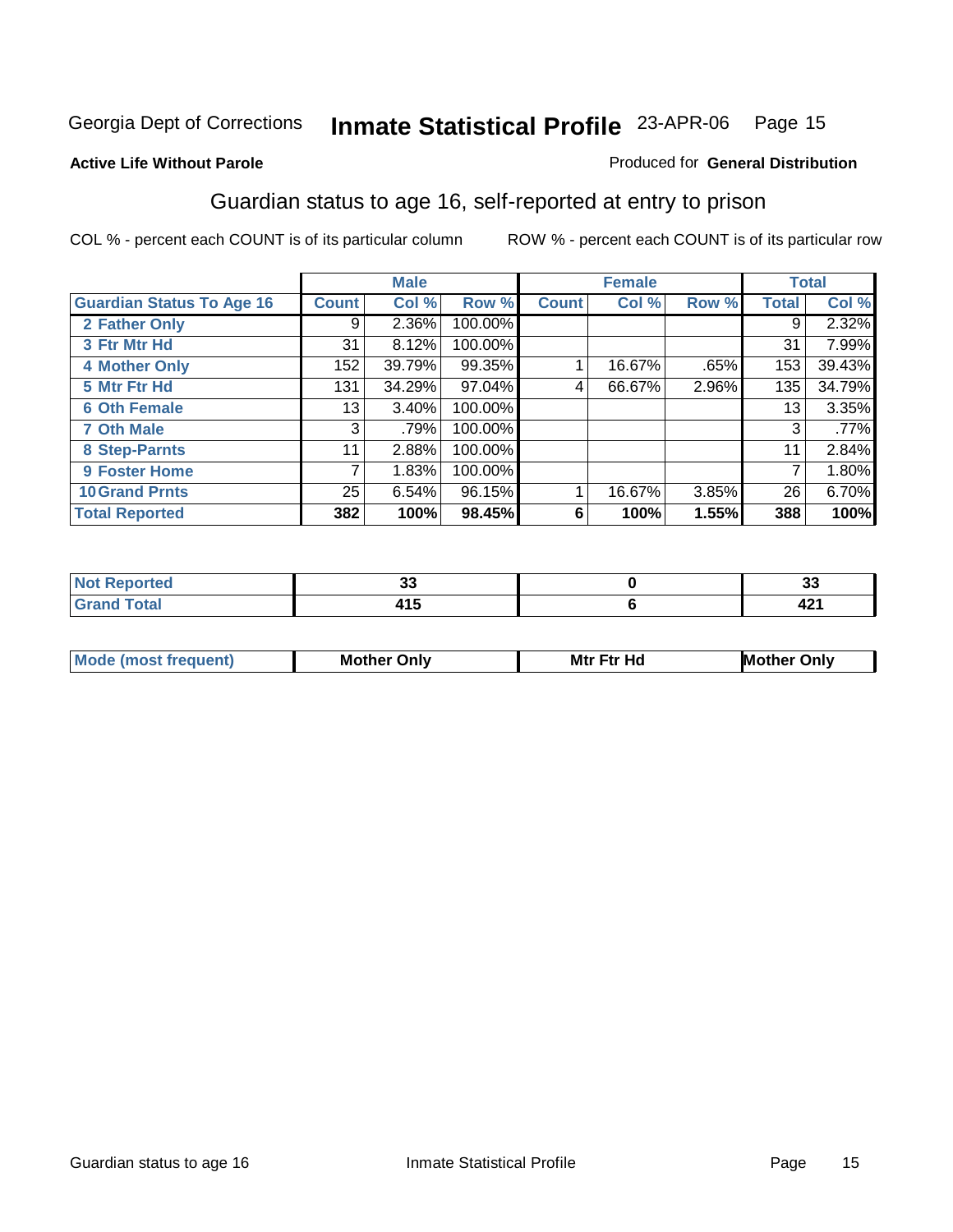Georgia Dept of Corrections **Inmate Statistical Profile** 23-APR-06

**Active Life Without Parole**

Produced for **General Distribution**

## Guardian status to age 16, self-reported at entry to prison

COL % - percent each COUNT is of its particular column    ROW % - percent each COUNT is of its particular row

| | Male | | | Female | | | Total | |
|---|---|---|---|---|---|---|---|---|
| **Guardian Status To Age 16** | **Count** | **Col %** | **Row %** | **Count** | **Col %** | **Row %** | **Total** | **Col %** |
| 2 Father Only | 9 | 2.36% | 100.00% | | | | 9 | 2.32% |
| 3 Ftr Mtr Hd | 31 | 8.12% | 100.00% | | | | 31 | 7.99% |
| 4 Mother Only | 152 | 39.79% | 99.35% | 1 | 16.67% | .65% | 153 | 39.43% |
| 5 Mtr Ftr Hd | 131 | 34.29% | 97.04% | 4 | 66.67% | 2.96% | 135 | 34.79% |
| 6 Oth Female | 13 | 3.40% | 100.00% | | | | 13 | 3.35% |
| 7 Oth Male | 3 | .79% | 100.00% | | | | 3 | .77% |
| 8 Step-Parnts | 11 | 2.88% | 100.00% | | | | 11 | 2.84% |
| 9 Foster Home | 7 | 1.83% | 100.00% | | | | 7 | 1.80% |
| 10 Grand Prnts | 25 | 6.54% | 96.15% | 1 | 16.67% | 3.85% | 26 | 6.70% |
| **Total Reported** | **382** | **100%** | **98.45%** | **6** | **100%** | **1.55%** | **388** | **100%** |

| | Male | Female | Total |
|---|---|---|---|
| Not Reported | 33 | 0 | 33 |
| Grand Total | 415 | 6 | 421 |

| | Male | Female | Total |
|---|---|---|---|
| Mode (most frequent) | Mother Only | Mtr Ftr Hd | Mother Only |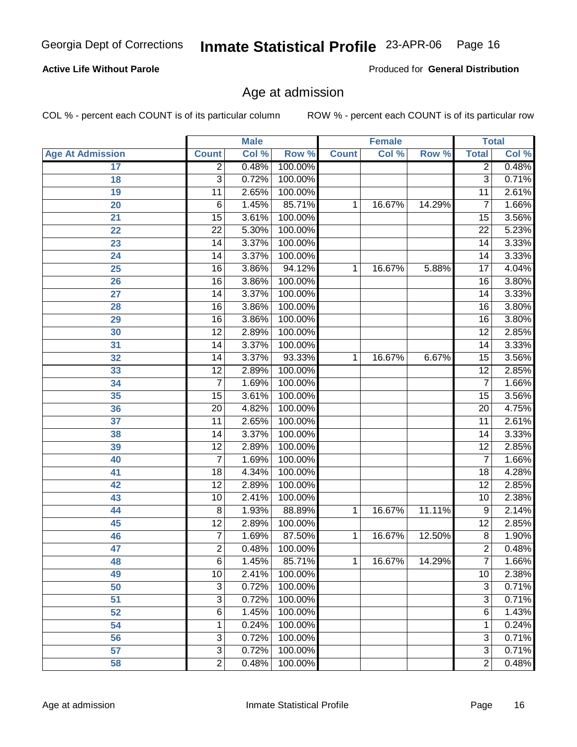**Active Life Without Parole**

Produced for **General Distribution**

## Age at admission

COL % - percent each COUNT is of its particular column

ROW % - percent each COUNT is of its particular row

| | Male | | | Female | | | Total | |
|---|---|---|---|---|---|---|---|---|
| Age At Admission | Count | Col % | Row % | Count | Col % | Row % | Total | Col % |
| 17 | 2 | 0.48% | 100.00% | | | | 2 | 0.48% |
| 18 | 3 | 0.72% | 100.00% | | | | 3 | 0.71% |
| 19 | 11 | 2.65% | 100.00% | | | | 11 | 2.61% |
| 20 | 6 | 1.45% | 85.71% | 1 | 16.67% | 14.29% | 7 | 1.66% |
| 21 | 15 | 3.61% | 100.00% | | | | 15 | 3.56% |
| 22 | 22 | 5.30% | 100.00% | | | | 22 | 5.23% |
| 23 | 14 | 3.37% | 100.00% | | | | 14 | 3.33% |
| 24 | 14 | 3.37% | 100.00% | | | | 14 | 3.33% |
| 25 | 16 | 3.86% | 94.12% | 1 | 16.67% | 5.88% | 17 | 4.04% |
| 26 | 16 | 3.86% | 100.00% | | | | 16 | 3.80% |
| 27 | 14 | 3.37% | 100.00% | | | | 14 | 3.33% |
| 28 | 16 | 3.86% | 100.00% | | | | 16 | 3.80% |
| 29 | 16 | 3.86% | 100.00% | | | | 16 | 3.80% |
| 30 | 12 | 2.89% | 100.00% | | | | 12 | 2.85% |
| 31 | 14 | 3.37% | 100.00% | | | | 14 | 3.33% |
| 32 | 14 | 3.37% | 93.33% | 1 | 16.67% | 6.67% | 15 | 3.56% |
| 33 | 12 | 2.89% | 100.00% | | | | 12 | 2.85% |
| 34 | 7 | 1.69% | 100.00% | | | | 7 | 1.66% |
| 35 | 15 | 3.61% | 100.00% | | | | 15 | 3.56% |
| 36 | 20 | 4.82% | 100.00% | | | | 20 | 4.75% |
| 37 | 11 | 2.65% | 100.00% | | | | 11 | 2.61% |
| 38 | 14 | 3.37% | 100.00% | | | | 14 | 3.33% |
| 39 | 12 | 2.89% | 100.00% | | | | 12 | 2.85% |
| 40 | 7 | 1.69% | 100.00% | | | | 7 | 1.66% |
| 41 | 18 | 4.34% | 100.00% | | | | 18 | 4.28% |
| 42 | 12 | 2.89% | 100.00% | | | | 12 | 2.85% |
| 43 | 10 | 2.41% | 100.00% | | | | 10 | 2.38% |
| 44 | 8 | 1.93% | 88.89% | 1 | 16.67% | 11.11% | 9 | 2.14% |
| 45 | 12 | 2.89% | 100.00% | | | | 12 | 2.85% |
| 46 | 7 | 1.69% | 87.50% | 1 | 16.67% | 12.50% | 8 | 1.90% |
| 47 | 2 | 0.48% | 100.00% | | | | 2 | 0.48% |
| 48 | 6 | 1.45% | 85.71% | 1 | 16.67% | 14.29% | 7 | 1.66% |
| 49 | 10 | 2.41% | 100.00% | | | | 10 | 2.38% |
| 50 | 3 | 0.72% | 100.00% | | | | 3 | 0.71% |
| 51 | 3 | 0.72% | 100.00% | | | | 3 | 0.71% |
| 52 | 6 | 1.45% | 100.00% | | | | 6 | 1.43% |
| 54 | 1 | 0.24% | 100.00% | | | | 1 | 0.24% |
| 56 | 3 | 0.72% | 100.00% | | | | 3 | 0.71% |
| 57 | 3 | 0.72% | 100.00% | | | | 3 | 0.71% |
| 58 | 2 | 0.48% | 100.00% | | | | 2 | 0.48% |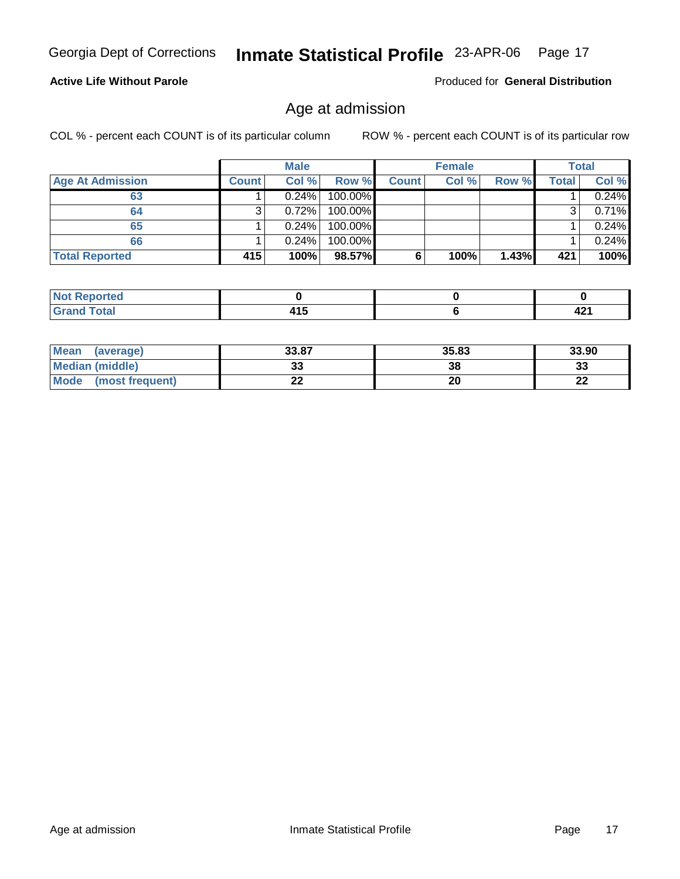Georgia Dept of Corrections **Inmate Statistical Profile** 23-APR-06

**Active Life Without Parole**

Produced for **General Distribution**

## Age at admission

COL % - percent each COUNT is of its particular column

ROW % - percent each COUNT is of its particular row

| | Male | | | Female | | | Total | |
|---|---|---|---|---|---|---|---|---|
| **Age At Admission** | **Count** | **Col %** | **Row %** | **Count** | **Col %** | **Row %** | **Total** | **Col %** |
| 63 | 1 | 0.24% | 100.00% | | | | 1 | 0.24% |
| 64 | 3 | 0.72% | 100.00% | | | | 3 | 0.71% |
| 65 | 1 | 0.24% | 100.00% | | | | 1 | 0.24% |
| 66 | 1 | 0.24% | 100.00% | | | | 1 | 0.24% |
| **Total Reported** | **415** | **100%** | **98.57%** | **6** | **100%** | **1.43%** | **421** | **100%** |

| | Male | Female | Total |
|---|---|---|---|
| **Not Reported** | **0** | **0** | **0** |
| **Grand Total** | **415** | **6** | **421** |

| | Male | Female | Total |
|---|---|---|---|
| **Mean (average)** | **33.87** | **35.83** | **33.90** |
| **Median (middle)** | **33** | **38** | **33** |
| **Mode (most frequent)** | **22** | **20** | **22** |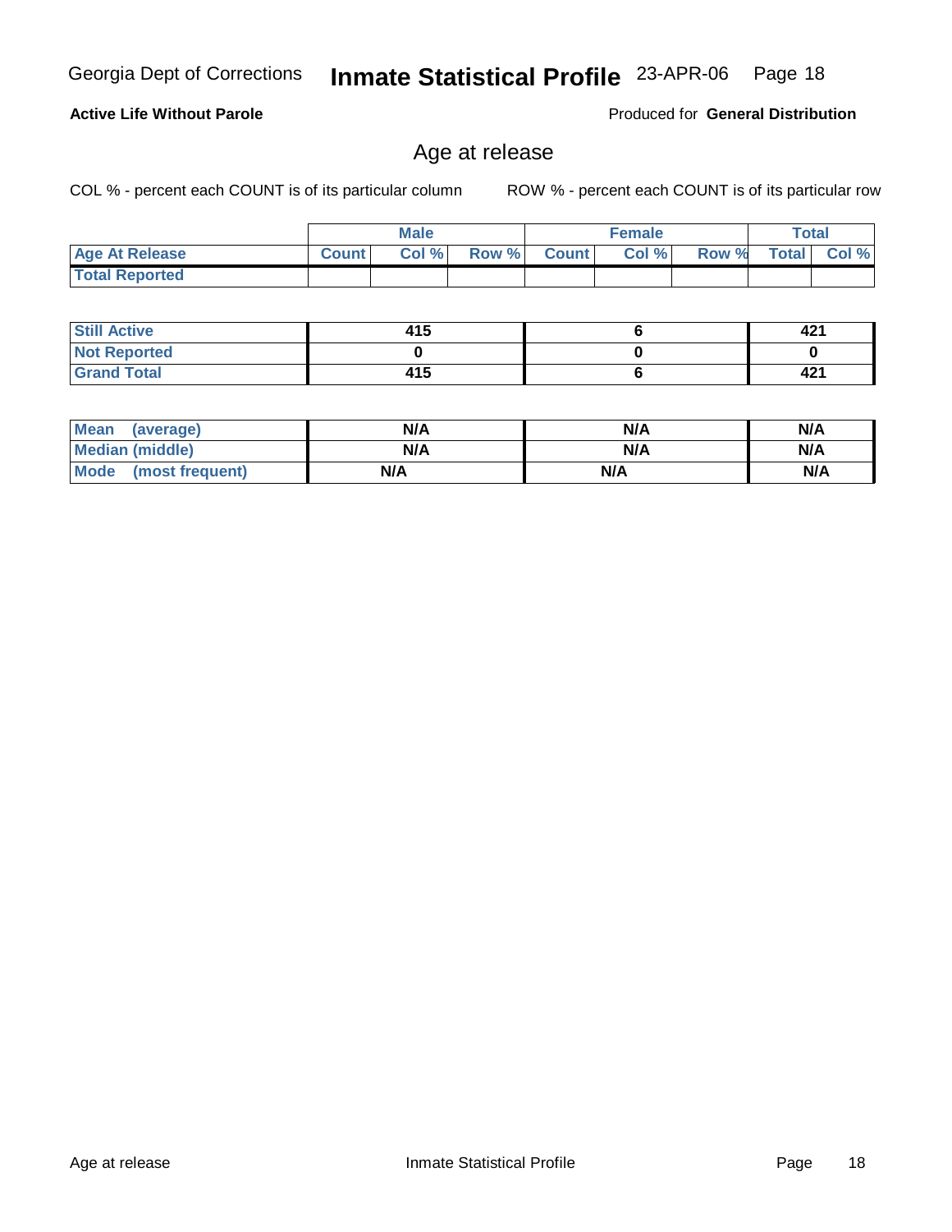**Active Life Without Parole**

Produced for **General Distribution**

## Age at release

COL % - percent each COUNT is of its particular column

ROW % - percent each COUNT is of its particular row

| | Male | | | Female | | | Total | |
|---|---|---|---|---|---|---|---|---|
| **Age At Release** | **Count** | **Col %** | **Row %** | **Count** | **Col %** | **Row %** | **Total** | **Col %** |
| **Total Reported** | | | | | | | | |

| | Male | Female | Total |
|---|---|---|---|
| **Still Active** | 415 | 6 | 421 |
| **Not Reported** | 0 | 0 | 0 |
| **Grand Total** | 415 | 6 | 421 |

| | Male | Female | Total |
|---|---|---|---|
| **Mean (average)** | N/A | N/A | N/A |
| **Median (middle)** | N/A | N/A | N/A |
| **Mode (most frequent)** | N/A | N/A | N/A |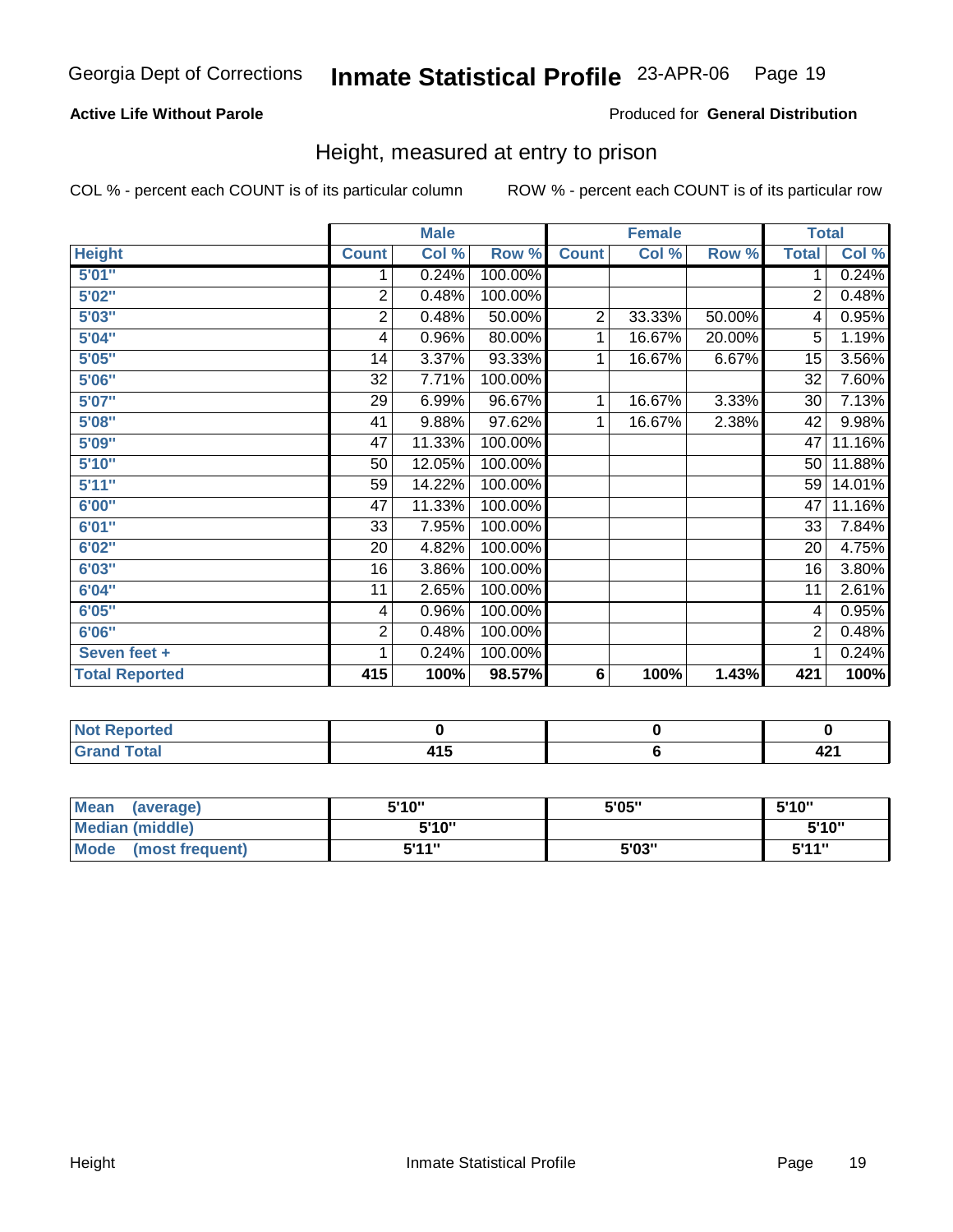Georgia Dept of Corrections **Inmate Statistical Profile** 23-APR-06

**Active Life Without Parole**

Produced for **General Distribution**

## Height, measured at entry to prison

COL % - percent each COUNT is of its particular column

ROW % - percent each COUNT is of its particular row

| | Male | | | Female | | | Total | |
|---|---|---|---|---|---|---|---|---|
| **Height** | **Count** | **Col %** | **Row %** | **Count** | **Col %** | **Row %** | **Total** | **Col %** |
| 5'01" | 1 | 0.24% | 100.00% | | | | 1 | 0.24% |
| 5'02" | 2 | 0.48% | 100.00% | | | | 2 | 0.48% |
| 5'03" | 2 | 0.48% | 50.00% | 2 | 33.33% | 50.00% | 4 | 0.95% |
| 5'04" | 4 | 0.96% | 80.00% | 1 | 16.67% | 20.00% | 5 | 1.19% |
| 5'05" | 14 | 3.37% | 93.33% | 1 | 16.67% | 6.67% | 15 | 3.56% |
| 5'06" | 32 | 7.71% | 100.00% | | | | 32 | 7.60% |
| 5'07" | 29 | 6.99% | 96.67% | 1 | 16.67% | 3.33% | 30 | 7.13% |
| 5'08" | 41 | 9.88% | 97.62% | 1 | 16.67% | 2.38% | 42 | 9.98% |
| 5'09" | 47 | 11.33% | 100.00% | | | | 47 | 11.16% |
| 5'10" | 50 | 12.05% | 100.00% | | | | 50 | 11.88% |
| 5'11" | 59 | 14.22% | 100.00% | | | | 59 | 14.01% |
| 6'00" | 47 | 11.33% | 100.00% | | | | 47 | 11.16% |
| 6'01" | 33 | 7.95% | 100.00% | | | | 33 | 7.84% |
| 6'02" | 20 | 4.82% | 100.00% | | | | 20 | 4.75% |
| 6'03" | 16 | 3.86% | 100.00% | | | | 16 | 3.80% |
| 6'04" | 11 | 2.65% | 100.00% | | | | 11 | 2.61% |
| 6'05" | 4 | 0.96% | 100.00% | | | | 4 | 0.95% |
| 6'06" | 2 | 0.48% | 100.00% | | | | 2 | 0.48% |
| Seven feet + | 1 | 0.24% | 100.00% | | | | 1 | 0.24% |
| **Total Reported** | **415** | **100%** | **98.57%** | **6** | **100%** | **1.43%** | **421** | **100%** |

| | Male | Female | Total |
|---|---|---|---|
| Not Reported | 0 | 0 | 0 |
| Grand Total | 415 | 6 | 421 |

| | Male | Female | Total |
|---|---|---|---|
| Mean (average) | 5'10" | 5'05" | 5'10" |
| Median (middle) | 5'10" | | 5'10" |
| Mode (most frequent) | 5'11" | 5'03" | 5'11" |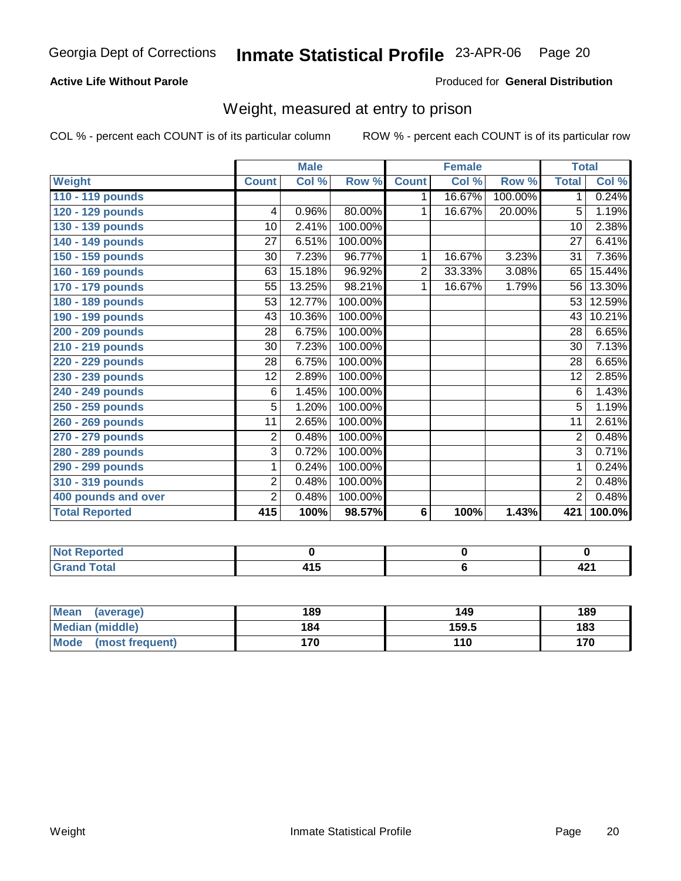Georgia Dept of Corrections **Inmate Statistical Profile** 23-APR-06

**Active Life Without Parole**

Produced for **General Distribution**

## Weight, measured at entry to prison

COL % - percent each COUNT is of its particular column

ROW % - percent each COUNT is of its particular row

| | Male | | | Female | | | Total | |
|---|---|---|---|---|---|---|---|---|
| **Weight** | **Count** | **Col %** | **Row %** | **Count** | **Col %** | **Row %** | **Total** | **Col %** |
| 110 - 119 pounds | | | | 1 | 16.67% | 100.00% | 1 | 0.24% |
| 120 - 129 pounds | 4 | 0.96% | 80.00% | 1 | 16.67% | 20.00% | 5 | 1.19% |
| 130 - 139 pounds | 10 | 2.41% | 100.00% | | | | 10 | 2.38% |
| 140 - 149 pounds | 27 | 6.51% | 100.00% | | | | 27 | 6.41% |
| 150 - 159 pounds | 30 | 7.23% | 96.77% | 1 | 16.67% | 3.23% | 31 | 7.36% |
| 160 - 169 pounds | 63 | 15.18% | 96.92% | 2 | 33.33% | 3.08% | 65 | 15.44% |
| 170 - 179 pounds | 55 | 13.25% | 98.21% | 1 | 16.67% | 1.79% | 56 | 13.30% |
| 180 - 189 pounds | 53 | 12.77% | 100.00% | | | | 53 | 12.59% |
| 190 - 199 pounds | 43 | 10.36% | 100.00% | | | | 43 | 10.21% |
| 200 - 209 pounds | 28 | 6.75% | 100.00% | | | | 28 | 6.65% |
| 210 - 219 pounds | 30 | 7.23% | 100.00% | | | | 30 | 7.13% |
| 220 - 229 pounds | 28 | 6.75% | 100.00% | | | | 28 | 6.65% |
| 230 - 239 pounds | 12 | 2.89% | 100.00% | | | | 12 | 2.85% |
| 240 - 249 pounds | 6 | 1.45% | 100.00% | | | | 6 | 1.43% |
| 250 - 259 pounds | 5 | 1.20% | 100.00% | | | | 5 | 1.19% |
| 260 - 269 pounds | 11 | 2.65% | 100.00% | | | | 11 | 2.61% |
| 270 - 279 pounds | 2 | 0.48% | 100.00% | | | | 2 | 0.48% |
| 280 - 289 pounds | 3 | 0.72% | 100.00% | | | | 3 | 0.71% |
| 290 - 299 pounds | 1 | 0.24% | 100.00% | | | | 1 | 0.24% |
| 310 - 319 pounds | 2 | 0.48% | 100.00% | | | | 2 | 0.48% |
| 400 pounds and over | 2 | 0.48% | 100.00% | | | | 2 | 0.48% |
| **Total Reported** | **415** | **100%** | **98.57%** | **6** | **100%** | **1.43%** | **421** | **100.0%** |

| | Male | Female | Total |
|---|---|---|---|
| Not Reported | 0 | 0 | 0 |
| Grand Total | 415 | 6 | 421 |

| | Male | Female | Total |
|---|---|---|---|
| Mean (average) | 189 | 149 | 189 |
| Median (middle) | 184 | 159.5 | 183 |
| Mode (most frequent) | 170 | 110 | 170 |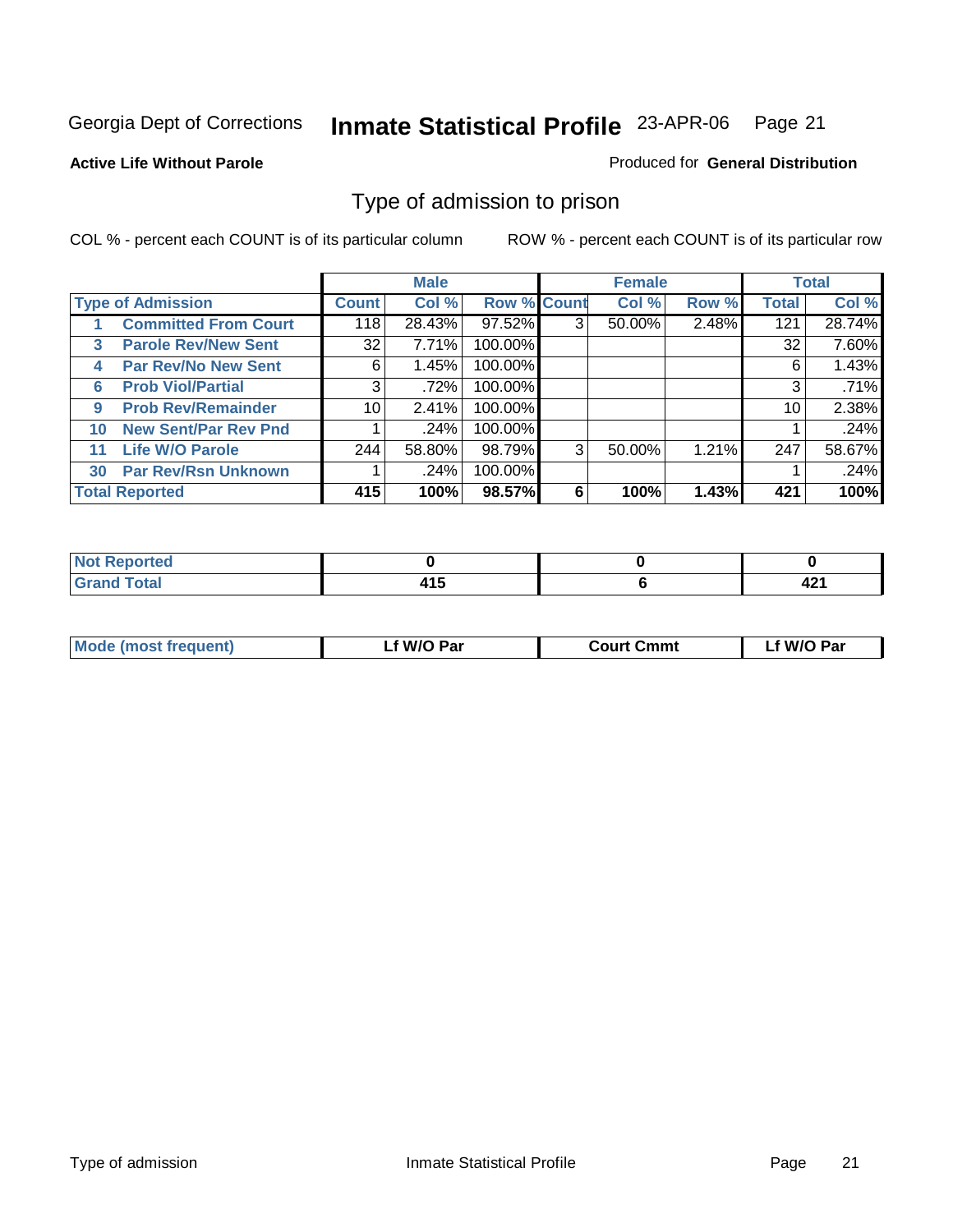Georgia Dept of Corrections **Inmate Statistical Profile** 23-APR-06 Page 21

**Active Life Without Parole**

Produced for **General Distribution**

## Type of admission to prison

COL % - percent each COUNT is of its particular column ROW % - percent each COUNT is of its particular row

| | Male | | | Female | | | Total | |
|---|---|---|---|---|---|---|---|---|
| Type of Admission | Count | Col % | Row % | Count | Col % | Row % | Total | Col % |
| 1 Committed From Court | 118 | 28.43% | 97.52% | 3 | 50.00% | 2.48% | 121 | 28.74% |
| 3 Parole Rev/New Sent | 32 | 7.71% | 100.00% | | | | 32 | 7.60% |
| 4 Par Rev/No New Sent | 6 | 1.45% | 100.00% | | | | 6 | 1.43% |
| 6 Prob Viol/Partial | 3 | .72% | 100.00% | | | | 3 | .71% |
| 9 Prob Rev/Remainder | 10 | 2.41% | 100.00% | | | | 10 | 2.38% |
| 10 New Sent/Par Rev Pnd | 1 | .24% | 100.00% | | | | 1 | .24% |
| 11 Life W/O Parole | 244 | 58.80% | 98.79% | 3 | 50.00% | 1.21% | 247 | 58.67% |
| 30 Par Rev/Rsn Unknown | 1 | .24% | 100.00% | | | | 1 | .24% |
| **Total Reported** | **415** | **100%** | **98.57%** | **6** | **100%** | **1.43%** | **421** | **100%** |

| | Male | Female | Total |
|---|---|---|---|
| Not Reported | 0 | 0 | 0 |
| Grand Total | 415 | 6 | 421 |

| | Male | Female | Total |
|---|---|---|---|
| Mode (most frequent) | Lf W/O Par | Court Cmmt | Lf W/O Par |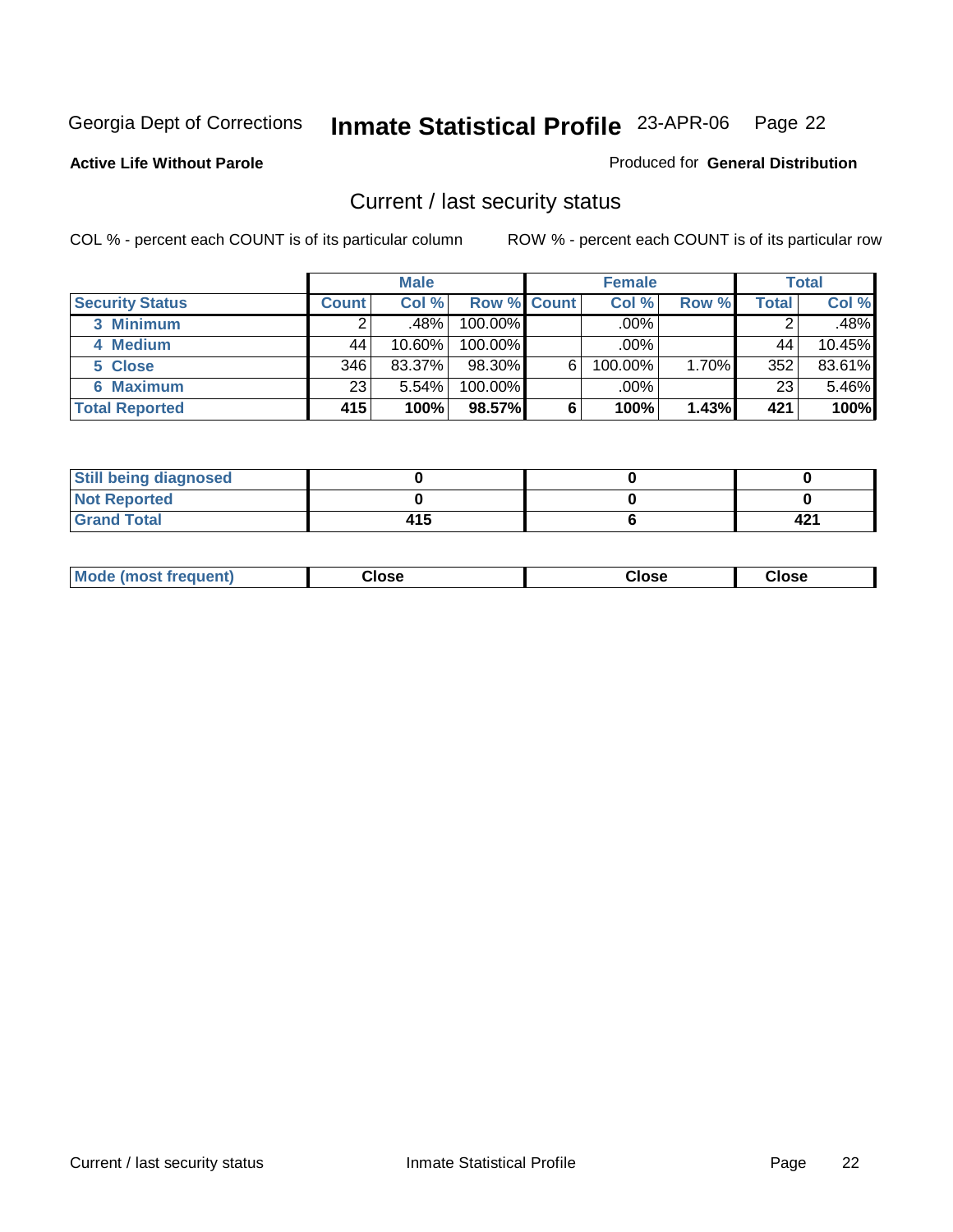Georgia Dept of Corrections **Inmate Statistical Profile** 23-APR-06

**Active Life Without Parole**

Produced for **General Distribution**

## Current / last security status

COL % - percent each COUNT is of its particular column    ROW % - percent each COUNT is of its particular row

| | Male | | | Female | | | Total | |
|---|---|---|---|---|---|---|---|---|
| **Security Status** | **Count** | **Col %** | **Row %** | **Count** | **Col %** | **Row %** | **Total** | **Col %** |
| 3 Minimum | 2 | .48% | 100.00% | | .00% | | 2 | .48% |
| 4 Medium | 44 | 10.60% | 100.00% | | .00% | | 44 | 10.45% |
| 5 Close | 346 | 83.37% | 98.30% | 6 | 100.00% | 1.70% | 352 | 83.61% |
| 6 Maximum | 23 | 5.54% | 100.00% | | .00% | | 23 | 5.46% |
| **Total Reported** | **415** | **100%** | **98.57%** | **6** | **100%** | **1.43%** | **421** | **100%** |

| | Male | Female | Total |
|---|---|---|---|
| Still being diagnosed | 0 | 0 | 0 |
| Not Reported | 0 | 0 | 0 |
| Grand Total | 415 | 6 | 421 |

| | Male | Female | Total |
|---|---|---|---|
| Mode (most frequent) | Close | Close | Close |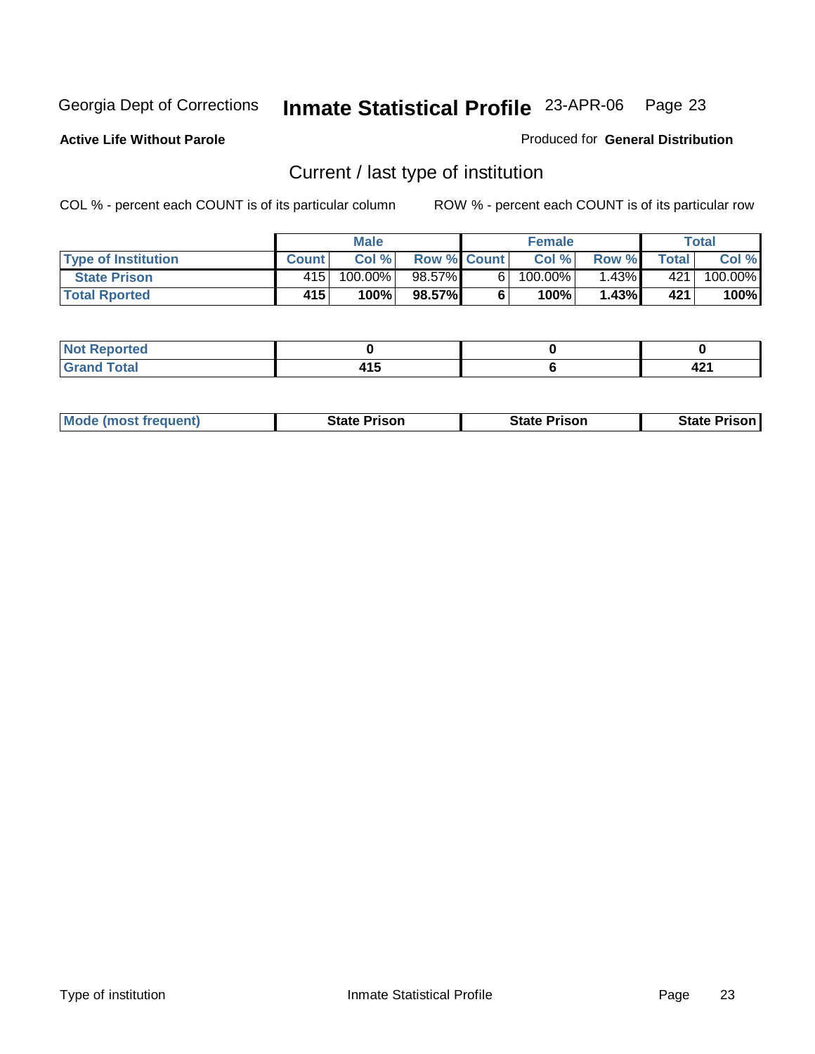Georgia Dept of Corrections **Inmate Statistical Profile** 23-APR-06

**Active Life Without Parole**

Produced for **General Distribution**

## Current / last type of institution

COL % - percent each COUNT is of its particular column ROW % - percent each COUNT is of its particular row

| | Male | | | Female | | | Total | |
|---|---|---|---|---|---|---|---|---|
| **Type of Institution** | **Count** | **Col %** | **Row %** | **Count** | **Col %** | **Row %** | **Total** | **Col %** |
| **State Prison** | 415 | 100.00% | 98.57% | 6 | 100.00% | 1.43% | 421 | 100.00% |
| **Total Rported** | **415** | **100%** | **98.57%** | **6** | **100%** | **1.43%** | **421** | **100%** |

| | Male | Female | Total |
|---|---|---|---|
| **Not Reported** | **0** | **0** | **0** |
| **Grand Total** | **415** | **6** | **421** |

| | Male | Female | Total |
|---|---|---|---|
| **Mode (most frequent)** | **State Prison** | **State Prison** | **State Prison** |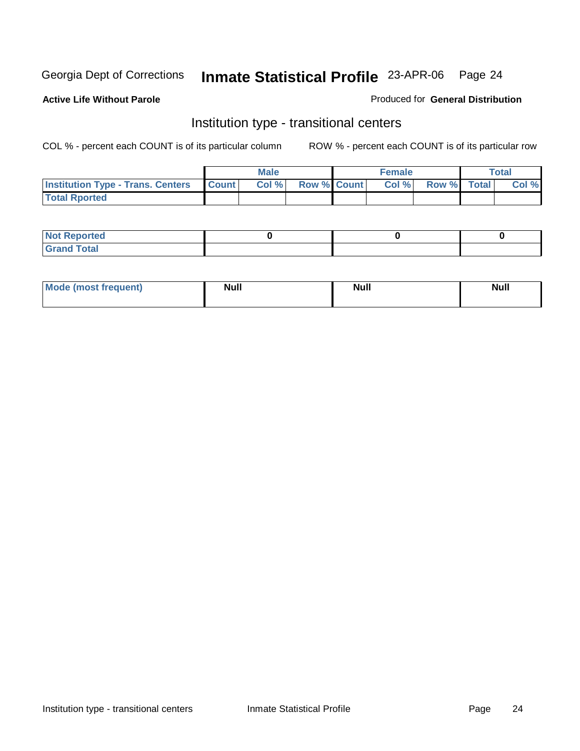Georgia Dept of Corrections **Inmate Statistical Profile** 23-APR-06 Page 24

**Active Life Without Parole**

Produced for **General Distribution**

## Institution type - transitional centers

COL % - percent each COUNT is of its particular column ROW % - percent each COUNT is of its particular row

| | Male | | | Female | | | Total | |
|---|---|---|---|---|---|---|---|---|
| **Institution Type - Trans. Centers** | **Count** | **Col %** | **Row %** | **Count** | **Col %** | **Row %** | **Total** | **Col %** |
| **Total Rported** | | | | | | | | |

| | Male | Female | Total |
|---|---|---|---|
| **Not Reported** | 0 | 0 | 0 |
| **Grand Total** | | | |

| | Male | Female | Total |
|---|---|---|---|
| **Mode (most frequent)** | Null | Null | Null |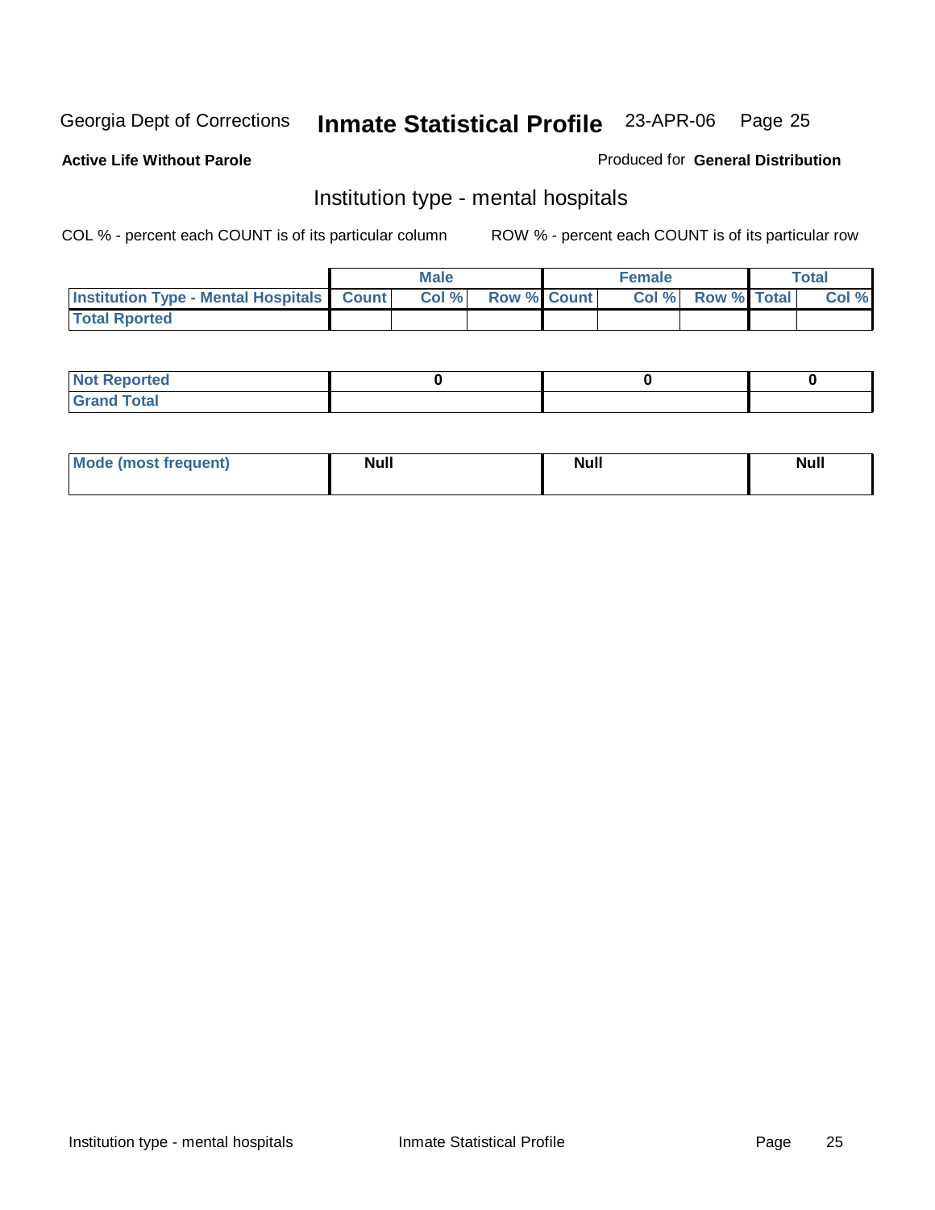Georgia Dept of Corrections **Inmate Statistical Profile** 23-APR-06

**Active Life Without Parole** Produced for **General Distribution**

## Institution type - mental hospitals

COL % - percent each COUNT is of its particular column ROW % - percent each COUNT is of its particular row

| | Male | | | Female | | | Total | |
|---|---|---|---|---|---|---|---|---|
| Institution Type - Mental Hospitals | Count | Col % | Row % | Count | Col % | Row % | Total | Col % |
| Total Rported | | | | | | | | |

| | Male | Female | Total |
|---|---|---|---|
| Not Reported | 0 | 0 | 0 |
| Grand Total | | | |

| | Male | Female | Total |
|---|---|---|---|
| Mode (most frequent) | Null | Null | Null |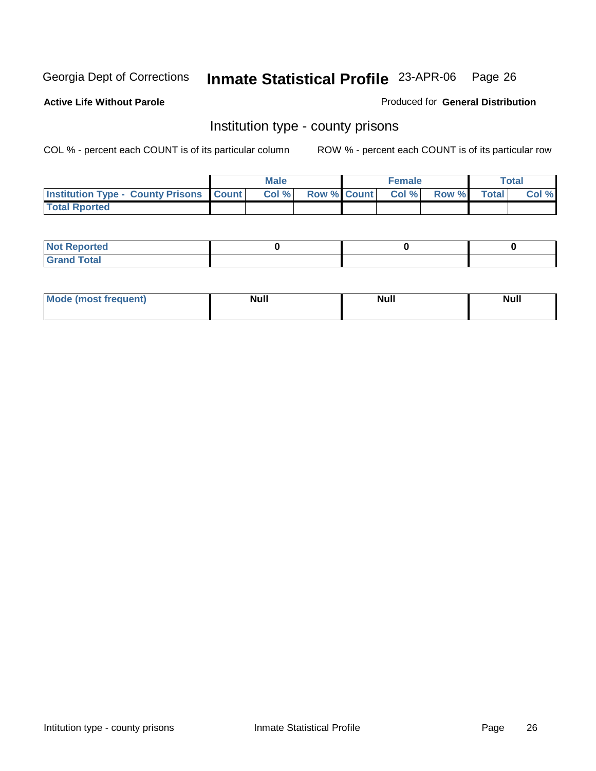Georgia Dept of Corrections **Inmate Statistical Profile** 23-APR-06

**Active Life Without Parole**

Produced for **General Distribution**

## Institution type - county prisons

COL % - percent each COUNT is of its particular column

ROW % - percent each COUNT is of its particular row

| | Male | | | Female | | | Total | |
|---|---|---|---|---|---|---|---|---|
| Institution Type - County Prisons | Count | Col % | Row % | Count | Col % | Row % | Total | Col % |
| Total Rported | | | | | | | | |
| Not Reported | 0 | | | 0 | | | 0 | |
| Grand Total | | | | | | | | |
| Mode (most frequent) | Null | | | Null | | | Null | |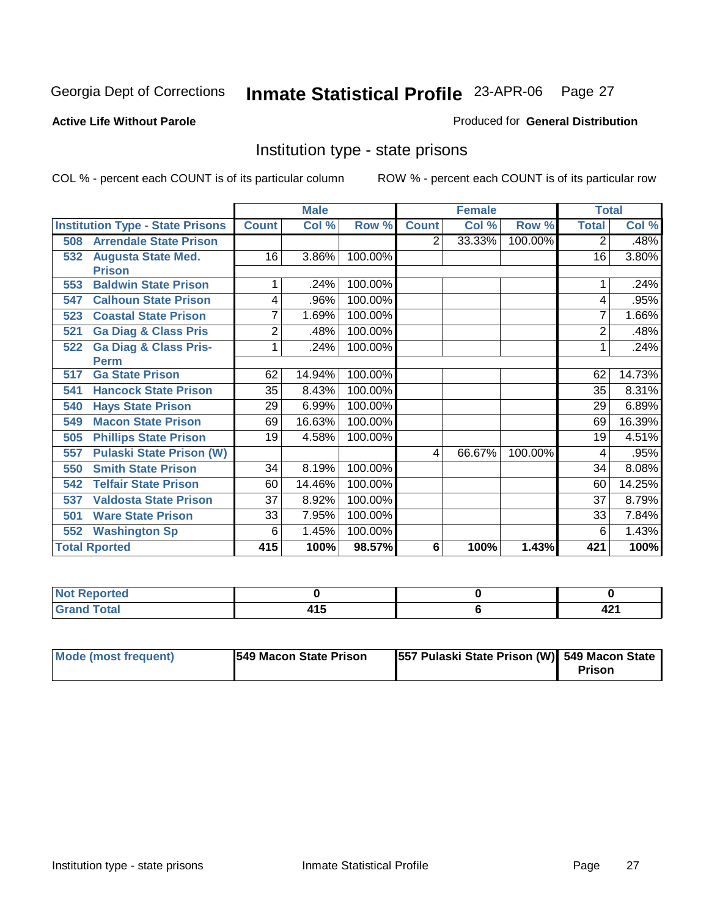Georgia Dept of Corrections **Inmate Statistical Profile** 23-APR-06

**Active Life Without Parole**

Produced for **General Distribution**

## Institution type - state prisons

COL % - percent each COUNT is of its particular column

ROW % - percent each COUNT is of its particular row

| | Male | | | Female | | | Total | |
|---|---|---|---|---|---|---|---|---|
| **Institution Type - State Prisons** | **Count** | **Col %** | **Row %** | **Count** | **Col %** | **Row %** | **Total** | **Col %** |
| **508 Arrendale State Prison** | | | | 2 | 33.33% | 100.00% | 2 | .48% |
| **532 Augusta State Med. Prison** | 16 | 3.86% | 100.00% | | | | 16 | 3.80% |
| **553 Baldwin State Prison** | 1 | .24% | 100.00% | | | | 1 | .24% |
| **547 Calhoun State Prison** | 4 | .96% | 100.00% | | | | 4 | .95% |
| **523 Coastal State Prison** | 7 | 1.69% | 100.00% | | | | 7 | 1.66% |
| **521 Ga Diag & Class Pris** | 2 | .48% | 100.00% | | | | 2 | .48% |
| **522 Ga Diag & Class Pris-Perm** | 1 | .24% | 100.00% | | | | 1 | .24% |
| **517 Ga State Prison** | 62 | 14.94% | 100.00% | | | | 62 | 14.73% |
| **541 Hancock State Prison** | 35 | 8.43% | 100.00% | | | | 35 | 8.31% |
| **540 Hays State Prison** | 29 | 6.99% | 100.00% | | | | 29 | 6.89% |
| **549 Macon State Prison** | 69 | 16.63% | 100.00% | | | | 69 | 16.39% |
| **505 Phillips State Prison** | 19 | 4.58% | 100.00% | | | | 19 | 4.51% |
| **557 Pulaski State Prison (W)** | | | | 4 | 66.67% | 100.00% | 4 | .95% |
| **550 Smith State Prison** | 34 | 8.19% | 100.00% | | | | 34 | 8.08% |
| **542 Telfair State Prison** | 60 | 14.46% | 100.00% | | | | 60 | 14.25% |
| **537 Valdosta State Prison** | 37 | 8.92% | 100.00% | | | | 37 | 8.79% |
| **501 Ware State Prison** | 33 | 7.95% | 100.00% | | | | 33 | 7.84% |
| **552 Washington Sp** | 6 | 1.45% | 100.00% | | | | 6 | 1.43% |
| **Total Rported** | **415** | **100%** | **98.57%** | **6** | **100%** | **1.43%** | **421** | **100%** |

| | Male | Female | Total |
|---|---|---|---|
| **Not Reported** | **0** | **0** | **0** |
| **Grand Total** | **415** | **6** | **421** |

| | Male | Female | Total |
|---|---|---|---|
| **Mode (most frequent)** | **549 Macon State Prison** | **557 Pulaski State Prison (W)** | **549 Macon State Prison** |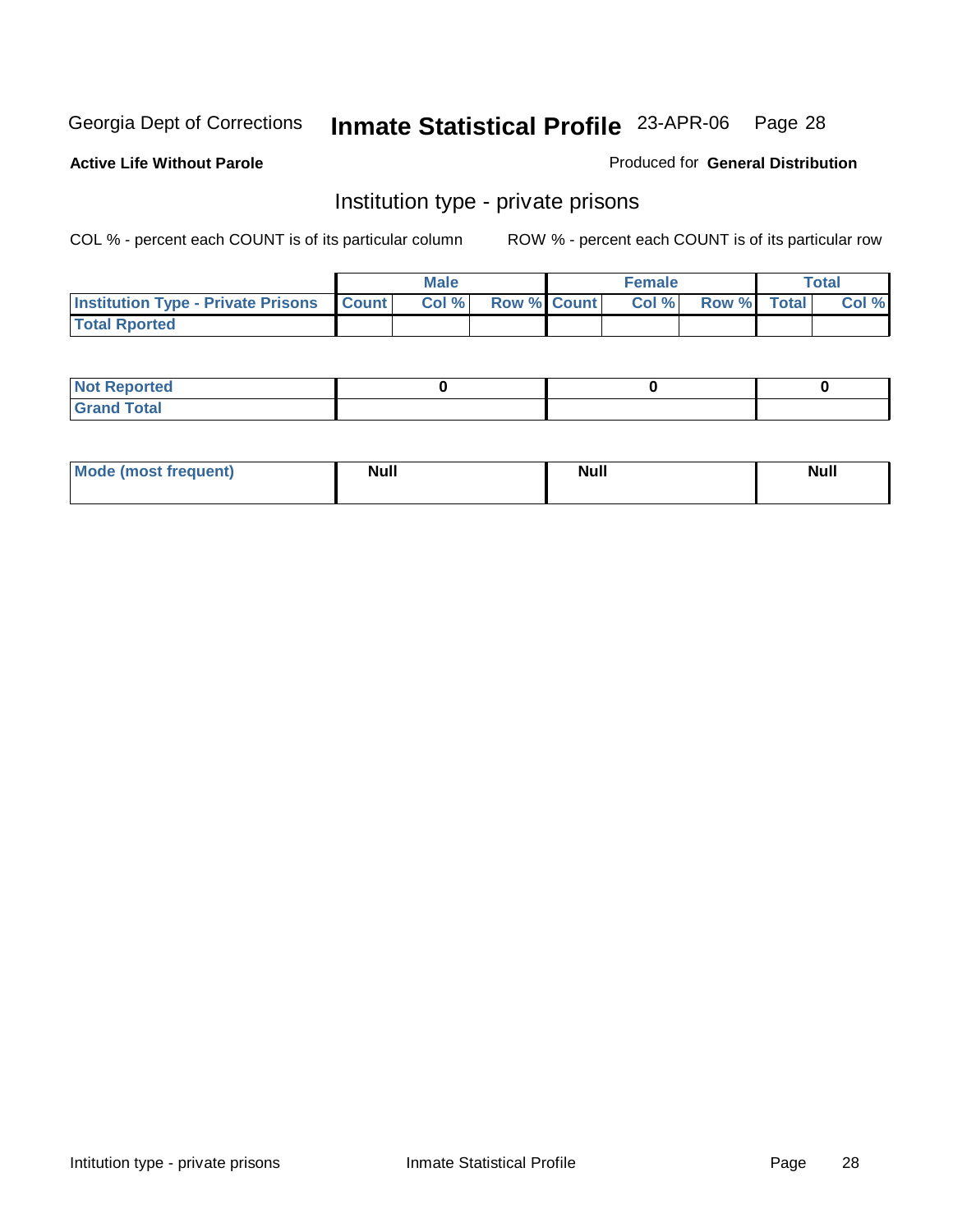# Inmate Statistical Profile

Georgia Dept of Corrections — 23-APR-06

**Active Life Without Parole**

Produced for **General Distribution**

## Institution type - private prisons

COL % - percent each COUNT is of its particular column

ROW % - percent each COUNT is of its particular row

| | Male | | | Female | | | Total | |
|---|---|---|---|---|---|---|---|---|
| **Institution Type - Private Prisons** | **Count** | **Col %** | **Row %** | **Count** | **Col %** | **Row %** | **Total** | **Col %** |
| **Total Rported** | | | | | | | | |

| | Male | Female | Total |
|---|---|---|---|
| **Not Reported** | 0 | 0 | 0 |
| **Grand Total** | | | |

| | Male | Female | Total |
|---|---|---|---|
| **Mode (most frequent)** | Null | Null | Null |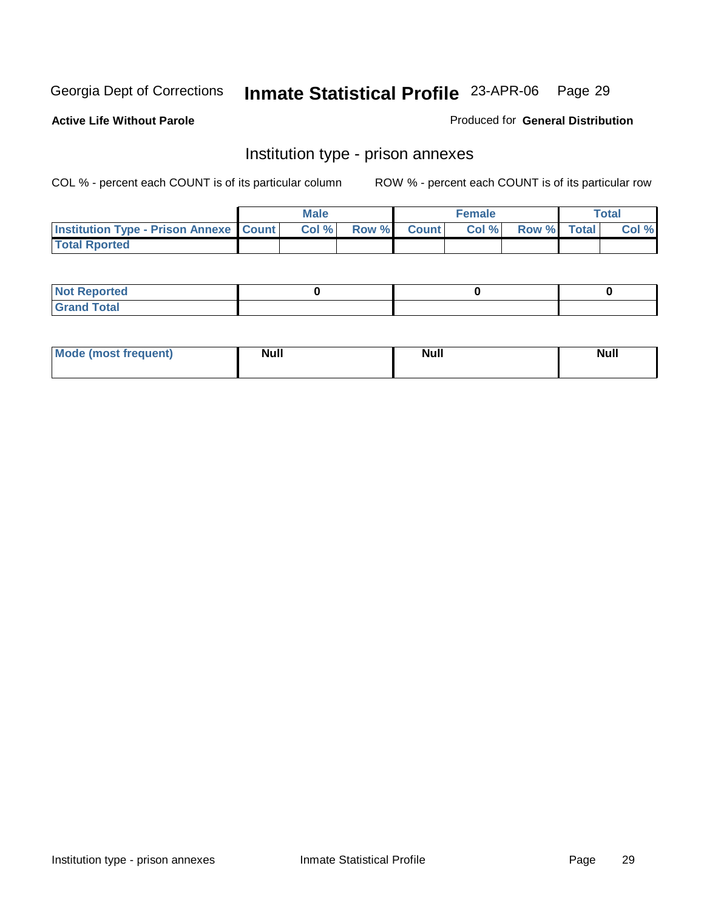**Active Life Without Parole**

Produced for **General Distribution**

## Institution type - prison annexes

COL % - percent each COUNT is of its particular column

ROW % - percent each COUNT is of its particular row

| | Male | | | Female | | | Total | |
|---|---|---|---|---|---|---|---|---|
| Institution Type - Prison Annexe | Count | Col % | Row % | Count | Col % | Row % | Total | Col % |
| Total Rported | | | | | | | | |

| | | | |
|---|---|---|---|
| Not Reported | 0 | 0 | 0 |
| Grand Total | | | |

| | | | |
|---|---|---|---|
| Mode (most frequent) | Null | Null | Null |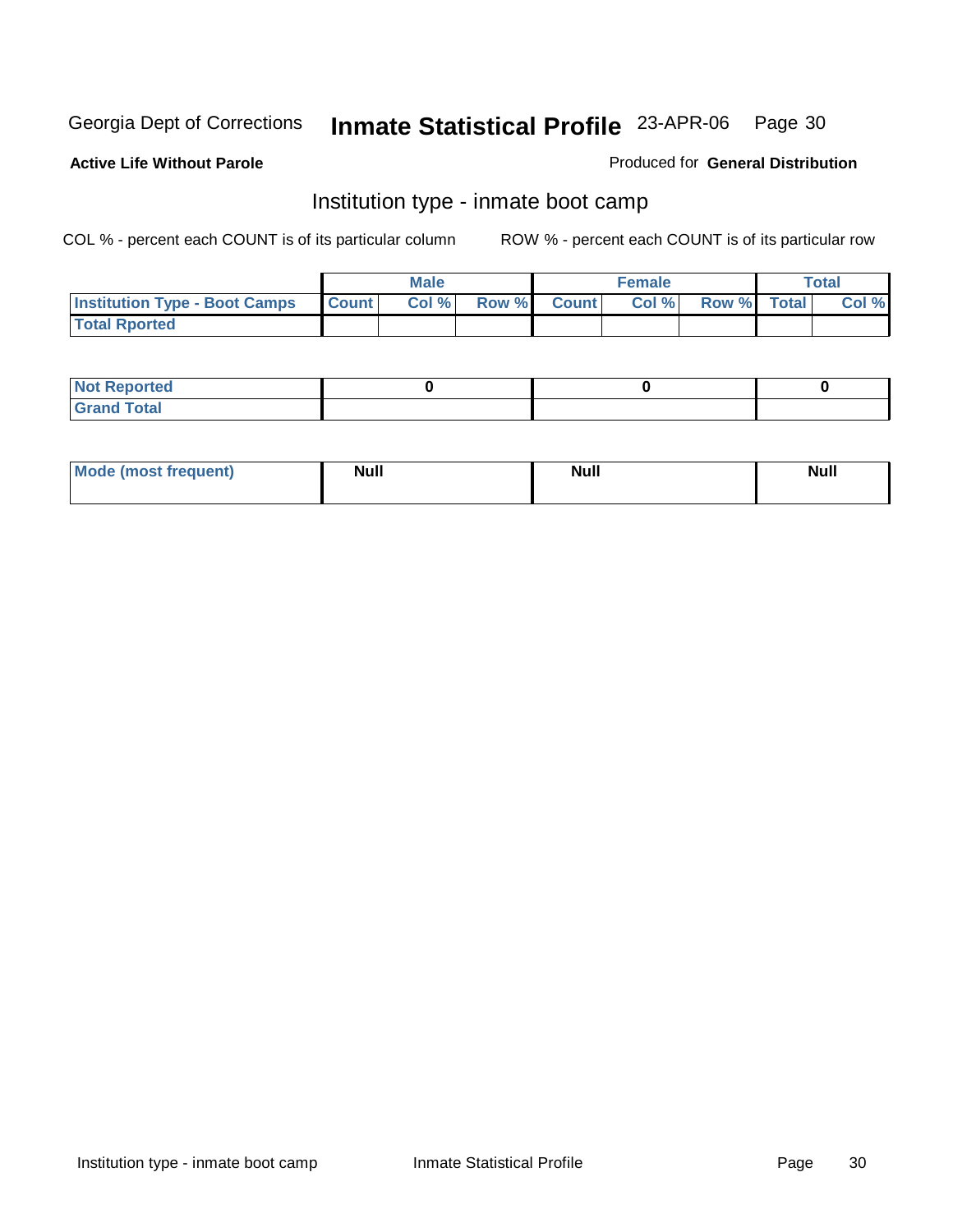Georgia Dept of Corrections **Inmate Statistical Profile** 23-APR-06

**Active Life Without Parole**

Produced for **General Distribution**

## Institution type - inmate boot camp

COL % - percent each COUNT is of its particular column

ROW % - percent each COUNT is of its particular row

| | Male | | | Female | | | Total | |
|---|---|---|---|---|---|---|---|---|
| **Institution Type - Boot Camps** | **Count** | **Col %** | **Row %** | **Count** | **Col %** | **Row %** | **Total** | **Col %** |
| **Total Rported** | | | | | | | | |

| | Male | Female | Total |
|---|---|---|---|
| **Not Reported** | 0 | 0 | 0 |
| **Grand Total** | | | |

| | Male | Female | Total |
|---|---|---|---|
| **Mode (most frequent)** | **Null** | **Null** | **Null** |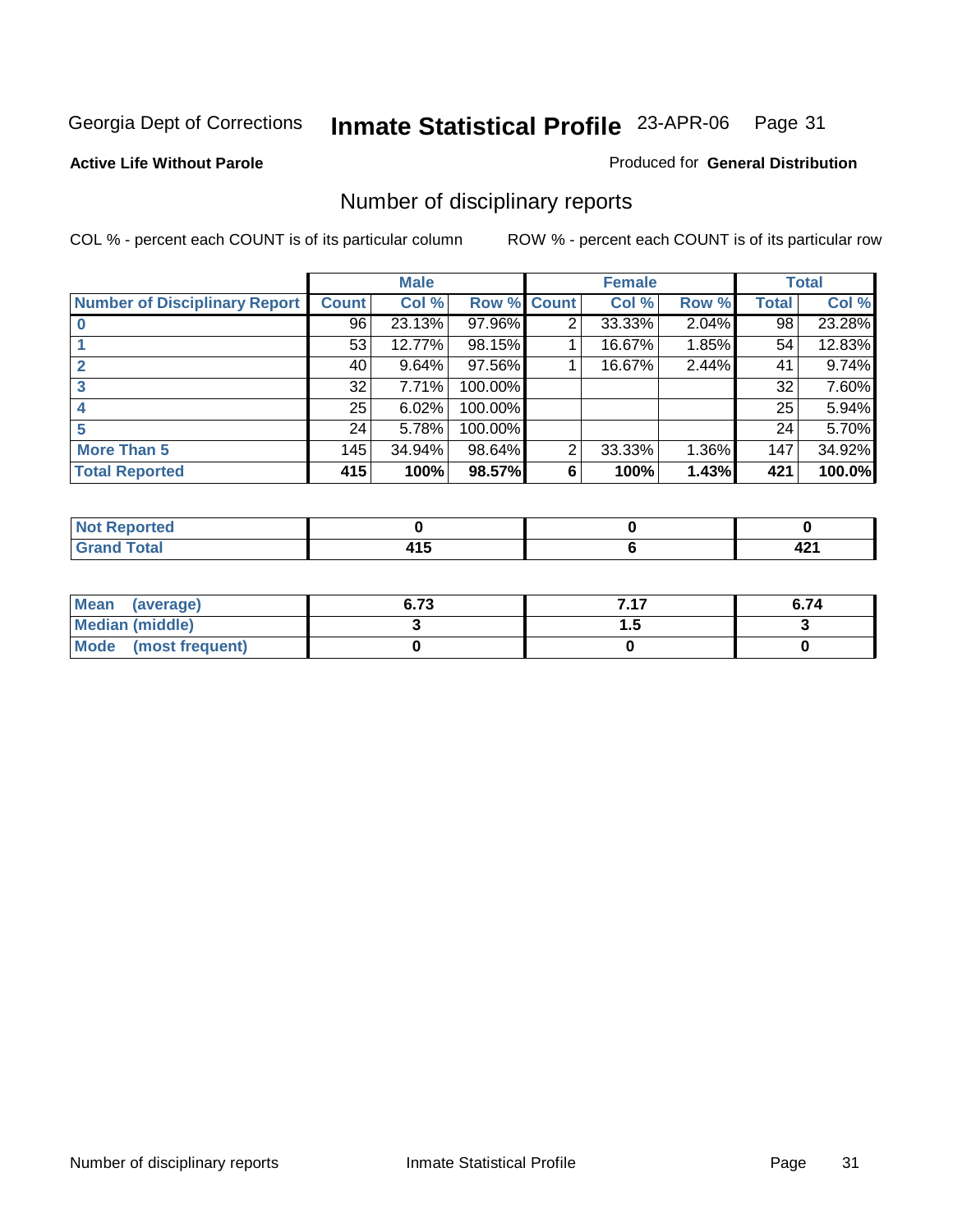Georgia Dept of Corrections **Inmate Statistical Profile** 23-APR-06

**Active Life Without Parole**

Produced for **General Distribution**

## Number of disciplinary reports

COL % - percent each COUNT is of its particular column

ROW % - percent each COUNT is of its particular row

| | Male | | | Female | | | Total | |
|---|---|---|---|---|---|---|---|---|
| **Number of Disciplinary Report** | **Count** | **Col %** | **Row %** | **Count** | **Col %** | **Row %** | **Total** | **Col %** |
| **0** | 96 | 23.13% | 97.96% | 2 | 33.33% | 2.04% | 98 | 23.28% |
| **1** | 53 | 12.77% | 98.15% | 1 | 16.67% | 1.85% | 54 | 12.83% |
| **2** | 40 | 9.64% | 97.56% | 1 | 16.67% | 2.44% | 41 | 9.74% |
| **3** | 32 | 7.71% | 100.00% | | | | 32 | 7.60% |
| **4** | 25 | 6.02% | 100.00% | | | | 25 | 5.94% |
| **5** | 24 | 5.78% | 100.00% | | | | 24 | 5.70% |
| **More Than 5** | 145 | 34.94% | 98.64% | 2 | 33.33% | 1.36% | 147 | 34.92% |
| **Total Reported** | **415** | **100%** | **98.57%** | **6** | **100%** | **1.43%** | **421** | **100.0%** |

| | Male | Female | Total |
|---|---|---|---|
| **Not Reported** | **0** | **0** | **0** |
| **Grand Total** | **415** | **6** | **421** |

| | Male | Female | Total |
|---|---|---|---|
| **Mean (average)** | **6.73** | **7.17** | **6.74** |
| **Median (middle)** | **3** | **1.5** | **3** |
| **Mode (most frequent)** | **0** | **0** | **0** |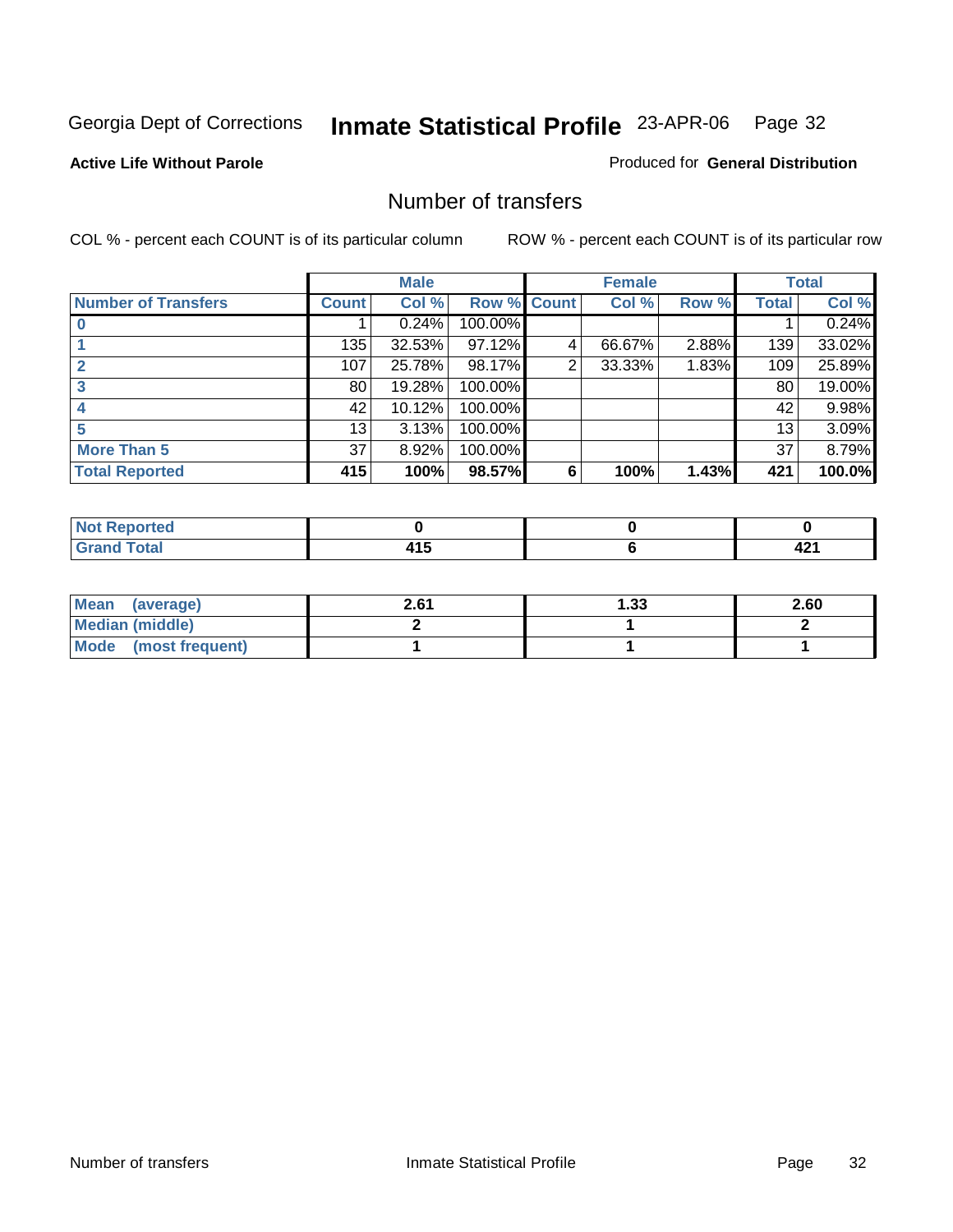Georgia Dept of Corrections **Inmate Statistical Profile** 23-APR-06

**Active Life Without Parole**

Produced for **General Distribution**

## Number of transfers

COL % - percent each COUNT is of its particular column

ROW % - percent each COUNT is of its particular row

| | Male | | | Female | | | Total | |
|---|---|---|---|---|---|---|---|---|
| **Number of Transfers** | **Count** | **Col %** | **Row %** | **Count** | **Col %** | **Row %** | **Total** | **Col %** |
| **0** | 1 | 0.24% | 100.00% | | | | 1 | 0.24% |
| **1** | 135 | 32.53% | 97.12% | 4 | 66.67% | 2.88% | 139 | 33.02% |
| **2** | 107 | 25.78% | 98.17% | 2 | 33.33% | 1.83% | 109 | 25.89% |
| **3** | 80 | 19.28% | 100.00% | | | | 80 | 19.00% |
| **4** | 42 | 10.12% | 100.00% | | | | 42 | 9.98% |
| **5** | 13 | 3.13% | 100.00% | | | | 13 | 3.09% |
| **More Than 5** | 37 | 8.92% | 100.00% | | | | 37 | 8.79% |
| **Total Reported** | **415** | **100%** | **98.57%** | **6** | **100%** | **1.43%** | **421** | **100.0%** |

| | Male | Female | Total |
|---|---|---|---|
| **Not Reported** | **0** | **0** | **0** |
| **Grand Total** | **415** | **6** | **421** |

| | Male | Female | Total |
|---|---|---|---|
| **Mean (average)** | **2.61** | **1.33** | **2.60** |
| **Median (middle)** | **2** | **1** | **2** |
| **Mode (most frequent)** | **1** | **1** | **1** |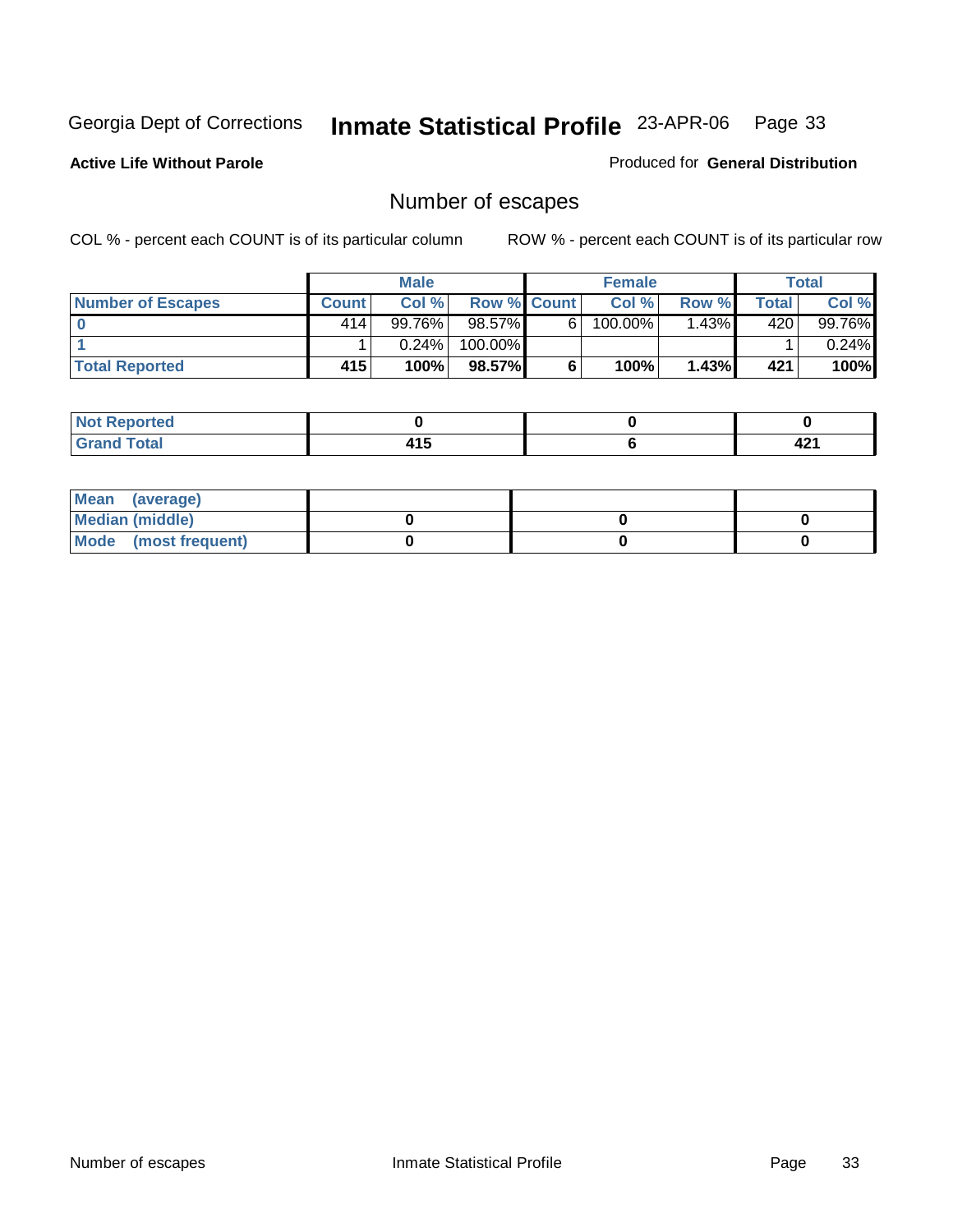Georgia Dept of Corrections **Inmate Statistical Profile** 23-APR-06

**Active Life Without Parole**

Produced for **General Distribution**

## Number of escapes

COL % - percent each COUNT is of its particular column

ROW % - percent each COUNT is of its particular row

| | Male | | | Female | | | Total | |
|---|---|---|---|---|---|---|---|---|
| **Number of Escapes** | **Count** | **Col %** | **Row %** | **Count** | **Col %** | **Row %** | **Total** | **Col %** |
| **0** | 414 | 99.76% | 98.57% | 6 | 100.00% | 1.43% | 420 | 99.76% |
| **1** | 1 | 0.24% | 100.00% | | | | 1 | 0.24% |
| **Total Reported** | **415** | **100%** | **98.57%** | **6** | **100%** | **1.43%** | **421** | **100%** |

| | Male | Female | Total |
|---|---|---|---|
| **Not Reported** | **0** | **0** | **0** |
| **Grand Total** | **415** | **6** | **421** |

| | Male | Female | Total |
|---|---|---|---|
| **Mean (average)** | | | |
| **Median (middle)** | **0** | **0** | **0** |
| **Mode (most frequent)** | **0** | **0** | **0** |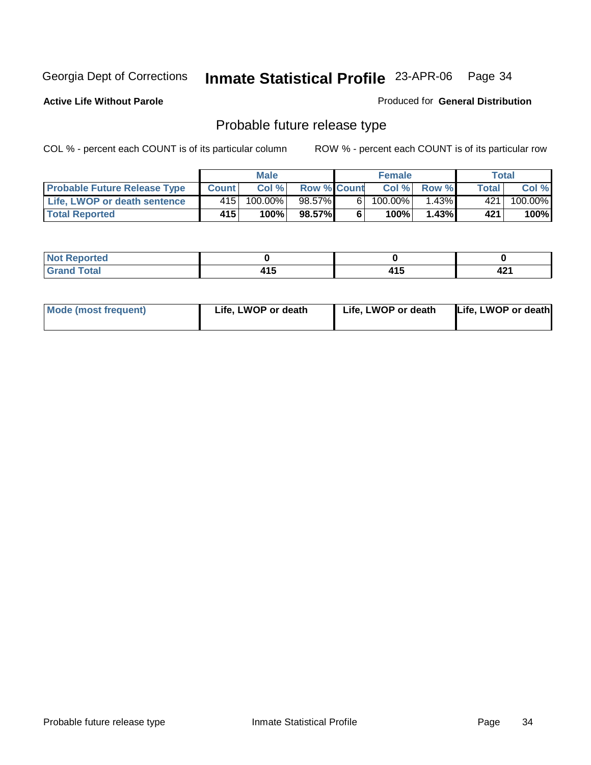Georgia Dept of Corrections **Inmate Statistical Profile** 23-APR-06

**Active Life Without Parole**

Produced for **General Distribution**

## Probable future release type

COL % - percent each COUNT is of its particular column

ROW % - percent each COUNT is of its particular row

| | Male | | | Female | | | Total | |
|---|---|---|---|---|---|---|---|---|
| **Probable Future Release Type** | **Count** | **Col %** | **Row %** | **Count** | **Col %** | **Row %** | **Total** | **Col %** |
| **Life, LWOP or death sentence** | 415 | 100.00% | 98.57% | 6 | 100.00% | 1.43% | 421 | 100.00% |
| **Total Reported** | **415** | **100%** | **98.57%** | **6** | **100%** | **1.43%** | **421** | **100%** |

| | Male | Female | Total |
|---|---|---|---|
| **Not Reported** | **0** | **0** | **0** |
| **Grand Total** | **415** | **415** | **421** |

| | Male | Female | Total |
|---|---|---|---|
| **Mode (most frequent)** | **Life, LWOP or death** | **Life, LWOP or death** | **Life, LWOP or death** |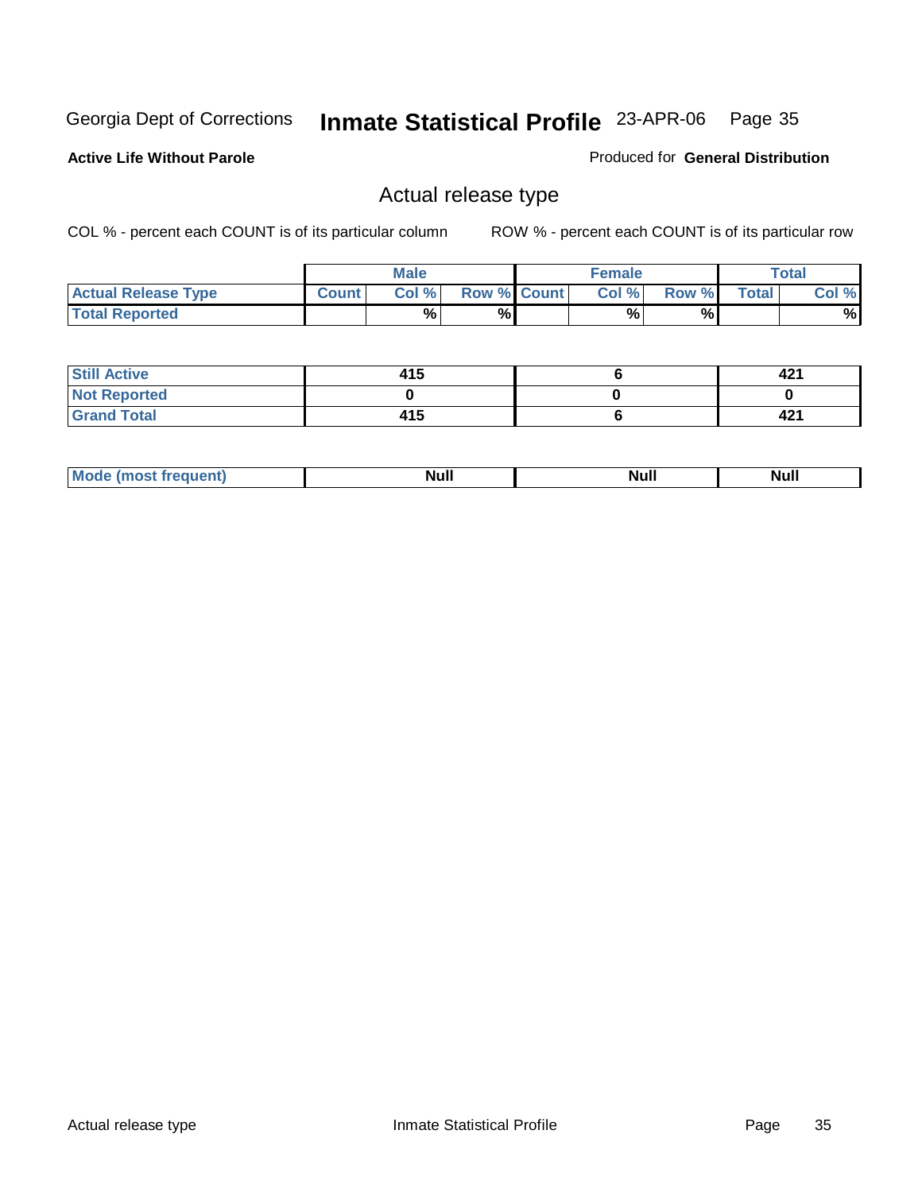Georgia Dept of Corrections **Inmate Statistical Profile** 23-APR-06

**Active Life Without Parole**

Produced for **General Distribution**

## Actual release type

COL % - percent each COUNT is of its particular column

ROW % - percent each COUNT is of its particular row

| | Male | | | Female | | | Total | |
|---|---|---|---|---|---|---|---|---|
| **Actual Release Type** | **Count** | **Col %** | **Row %** | **Count** | **Col %** | **Row %** | **Total** | **Col %** |
| **Total Reported** | | % | % | | % | % | | % |

| | Male | Female | Total |
|---|---|---|---|
| **Still Active** | 415 | 6 | 421 |
| **Not Reported** | 0 | 0 | 0 |
| **Grand Total** | 415 | 6 | 421 |

| | Male | Female | Total |
|---|---|---|---|
| **Mode (most frequent)** | Null | Null | Null |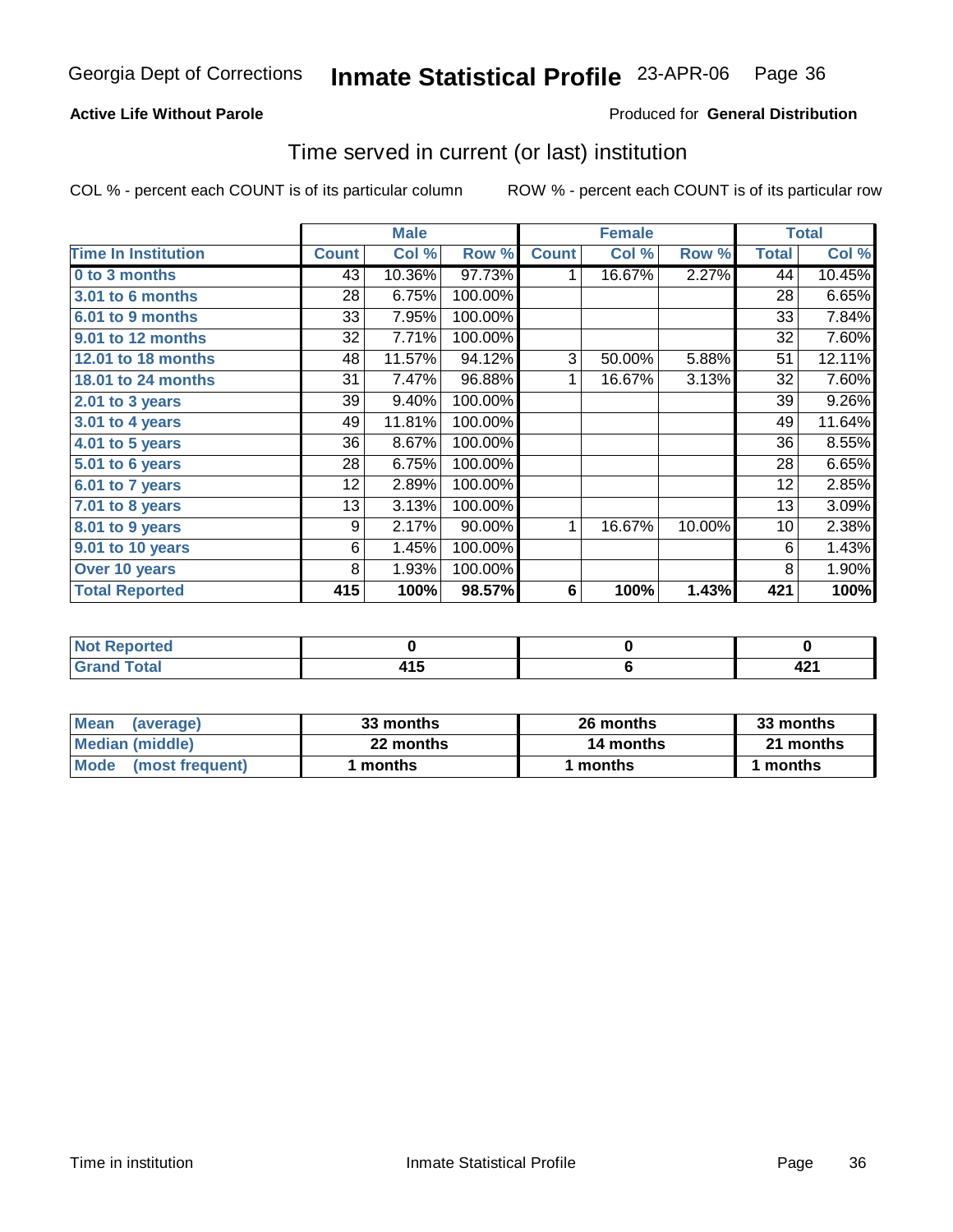Georgia Dept of Corrections **Inmate Statistical Profile** 23-APR-06

**Active Life Without Parole**

Produced for **General Distribution**

## Time served in current (or last) institution

COL % - percent each COUNT is of its particular column    ROW % - percent each COUNT is of its particular row

| | Male | | | Female | | | Total | |
|---|---|---|---|---|---|---|---|---|
| **Time In Institution** | **Count** | **Col %** | **Row %** | **Count** | **Col %** | **Row %** | **Total** | **Col %** |
| **0 to 3 months** | 43 | 10.36% | 97.73% | 1 | 16.67% | 2.27% | 44 | 10.45% |
| **3.01 to 6 months** | 28 | 6.75% | 100.00% | | | | 28 | 6.65% |
| **6.01 to 9 months** | 33 | 7.95% | 100.00% | | | | 33 | 7.84% |
| **9.01 to 12 months** | 32 | 7.71% | 100.00% | | | | 32 | 7.60% |
| **12.01 to 18 months** | 48 | 11.57% | 94.12% | 3 | 50.00% | 5.88% | 51 | 12.11% |
| **18.01 to 24 months** | 31 | 7.47% | 96.88% | 1 | 16.67% | 3.13% | 32 | 7.60% |
| **2.01 to 3 years** | 39 | 9.40% | 100.00% | | | | 39 | 9.26% |
| **3.01 to 4 years** | 49 | 11.81% | 100.00% | | | | 49 | 11.64% |
| **4.01 to 5 years** | 36 | 8.67% | 100.00% | | | | 36 | 8.55% |
| **5.01 to 6 years** | 28 | 6.75% | 100.00% | | | | 28 | 6.65% |
| **6.01 to 7 years** | 12 | 2.89% | 100.00% | | | | 12 | 2.85% |
| **7.01 to 8 years** | 13 | 3.13% | 100.00% | | | | 13 | 3.09% |
| **8.01 to 9 years** | 9 | 2.17% | 90.00% | 1 | 16.67% | 10.00% | 10 | 2.38% |
| **9.01 to 10 years** | 6 | 1.45% | 100.00% | | | | 6 | 1.43% |
| **Over 10 years** | 8 | 1.93% | 100.00% | | | | 8 | 1.90% |
| **Total Reported** | **415** | **100%** | **98.57%** | **6** | **100%** | **1.43%** | **421** | **100%** |

| | Male | Female | Total |
|---|---|---|---|
| **Not Reported** | **0** | **0** | **0** |
| **Grand Total** | **415** | **6** | **421** |

| | Male | Female | Total |
|---|---|---|---|
| **Mean (average)** | **33 months** | **26 months** | **33 months** |
| **Median (middle)** | **22 months** | **14 months** | **21 months** |
| **Mode (most frequent)** | **1 months** | **1 months** | **1 months** |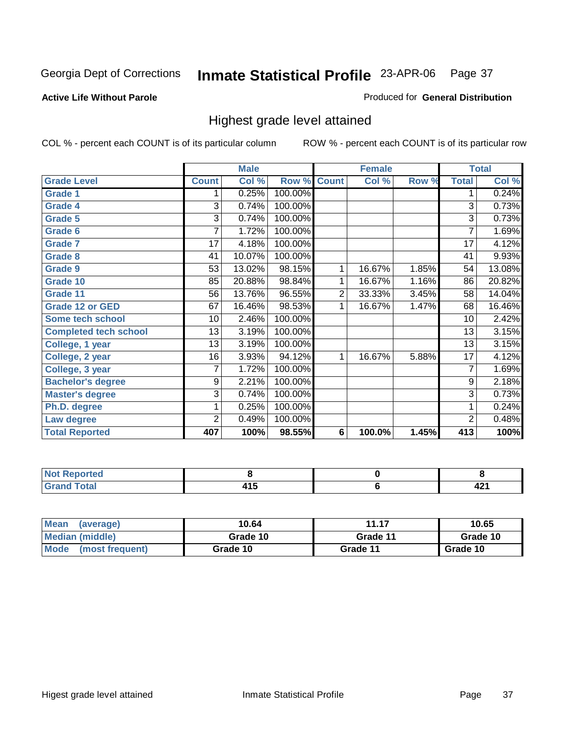Georgia Dept of Corrections **Inmate Statistical Profile** 23-APR-06

**Active Life Without Parole**

Produced for **General Distribution**

## Highest grade level attained

COL % - percent each COUNT is of its particular column

ROW % - percent each COUNT is of its particular row

| | Male | | | Female | | | Total | |
|---|---|---|---|---|---|---|---|---|
| **Grade Level** | **Count** | **Col %** | **Row %** | **Count** | **Col %** | **Row %** | **Total** | **Col %** |
| Grade 1 | 1 | 0.25% | 100.00% | | | | 1 | 0.24% |
| Grade 4 | 3 | 0.74% | 100.00% | | | | 3 | 0.73% |
| Grade 5 | 3 | 0.74% | 100.00% | | | | 3 | 0.73% |
| Grade 6 | 7 | 1.72% | 100.00% | | | | 7 | 1.69% |
| Grade 7 | 17 | 4.18% | 100.00% | | | | 17 | 4.12% |
| Grade 8 | 41 | 10.07% | 100.00% | | | | 41 | 9.93% |
| Grade 9 | 53 | 13.02% | 98.15% | 1 | 16.67% | 1.85% | 54 | 13.08% |
| Grade 10 | 85 | 20.88% | 98.84% | 1 | 16.67% | 1.16% | 86 | 20.82% |
| Grade 11 | 56 | 13.76% | 96.55% | 2 | 33.33% | 3.45% | 58 | 14.04% |
| Grade 12 or GED | 67 | 16.46% | 98.53% | 1 | 16.67% | 1.47% | 68 | 16.46% |
| Some tech school | 10 | 2.46% | 100.00% | | | | 10 | 2.42% |
| Completed tech school | 13 | 3.19% | 100.00% | | | | 13 | 3.15% |
| College, 1 year | 13 | 3.19% | 100.00% | | | | 13 | 3.15% |
| College, 2 year | 16 | 3.93% | 94.12% | 1 | 16.67% | 5.88% | 17 | 4.12% |
| College, 3 year | 7 | 1.72% | 100.00% | | | | 7 | 1.69% |
| Bachelor's degree | 9 | 2.21% | 100.00% | | | | 9 | 2.18% |
| Master's degree | 3 | 0.74% | 100.00% | | | | 3 | 0.73% |
| Ph.D. degree | 1 | 0.25% | 100.00% | | | | 1 | 0.24% |
| Law degree | 2 | 0.49% | 100.00% | | | | 2 | 0.48% |
| **Total Reported** | **407** | **100%** | **98.55%** | **6** | **100.0%** | **1.45%** | **413** | **100%** |

| | Male | Female | Total |
|---|---|---|---|
| Not Reported | 8 | 0 | 8 |
| Grand Total | 415 | 6 | 421 |

| | Male | Female | Total |
|---|---|---|---|
| Mean (average) | 10.64 | 11.17 | 10.65 |
| Median (middle) | Grade 10 | Grade 11 | Grade 10 |
| Mode (most frequent) | Grade 10 | Grade 11 | Grade 10 |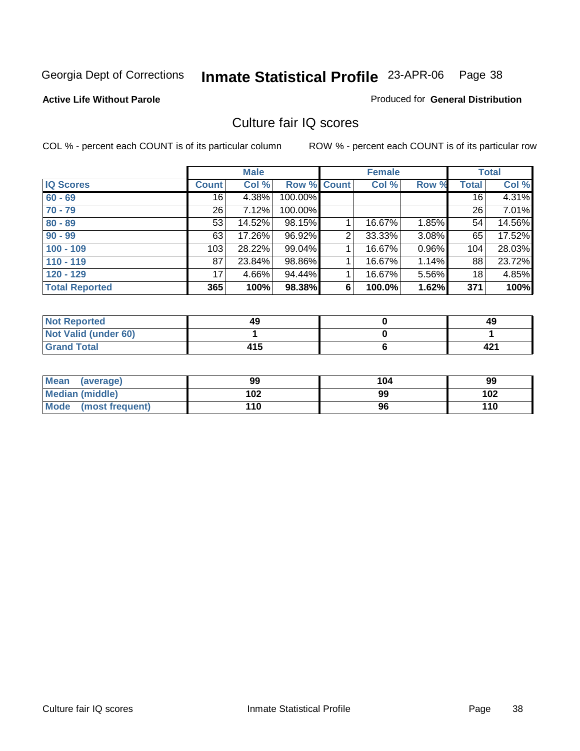Georgia Dept of Corrections **Inmate Statistical Profile** 23-APR-06 Page 38

**Active Life Without Parole**

Produced for **General Distribution**

## Culture fair IQ scores

COL % - percent each COUNT is of its particular column ROW % - percent each COUNT is of its particular row

| | Male | | | Female | | | Total | |
|---|---|---|---|---|---|---|---|---|
| IQ Scores | Count | Col % | Row % | Count | Col % | Row % | Total | Col % |
| 60 - 69 | 16 | 4.38% | 100.00% | | | | 16 | 4.31% |
| 70 - 79 | 26 | 7.12% | 100.00% | | | | 26 | 7.01% |
| 80 - 89 | 53 | 14.52% | 98.15% | 1 | 16.67% | 1.85% | 54 | 14.56% |
| 90 - 99 | 63 | 17.26% | 96.92% | 2 | 33.33% | 3.08% | 65 | 17.52% |
| 100 - 109 | 103 | 28.22% | 99.04% | 1 | 16.67% | 0.96% | 104 | 28.03% |
| 110 - 119 | 87 | 23.84% | 98.86% | 1 | 16.67% | 1.14% | 88 | 23.72% |
| 120 - 129 | 17 | 4.66% | 94.44% | 1 | 16.67% | 5.56% | 18 | 4.85% |
| **Total Reported** | **365** | **100%** | **98.38%** | **6** | **100.0%** | **1.62%** | **371** | **100%** |

| | Male | Female | Total |
|---|---|---|---|
| Not Reported | 49 | 0 | 49 |
| Not Valid (under 60) | 1 | 0 | 1 |
| Grand Total | 415 | 6 | 421 |

| | Male | Female | Total |
|---|---|---|---|
| Mean (average) | 99 | 104 | 99 |
| Median (middle) | 102 | 99 | 102 |
| Mode (most frequent) | 110 | 96 | 110 |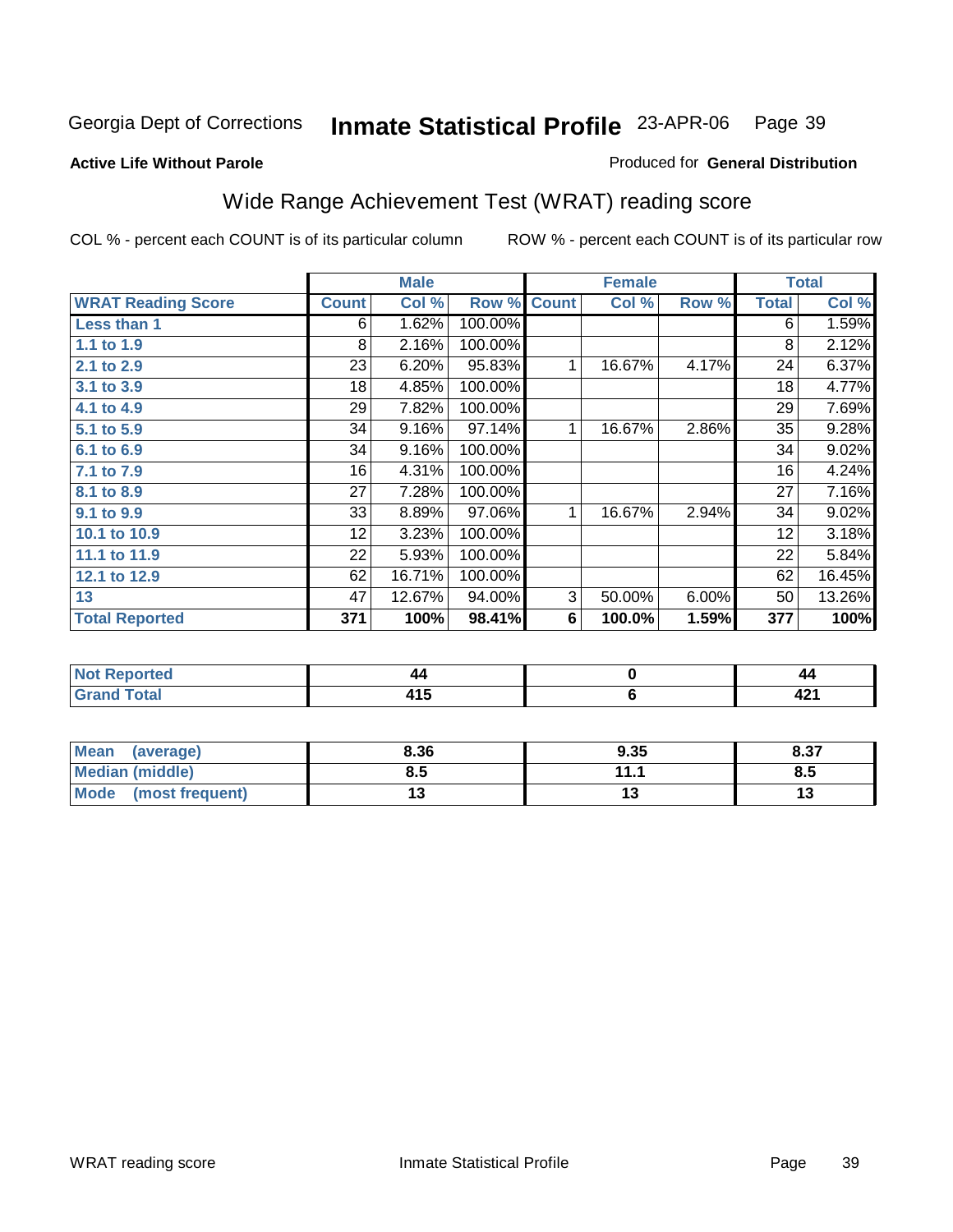Georgia Dept of Corrections **Inmate Statistical Profile** 23-APR-06

**Active Life Without Parole**

Produced for **General Distribution**

## Wide Range Achievement Test (WRAT) reading score

COL % - percent each COUNT is of its particular column

ROW % - percent each COUNT is of its particular row

| | Male | | | Female | | | Total | |
|---|---|---|---|---|---|---|---|---|
| **WRAT Reading Score** | **Count** | **Col %** | **Row %** | **Count** | **Col %** | **Row %** | **Total** | **Col %** |
| **Less than 1** | 6 | 1.62% | 100.00% | | | | 6 | 1.59% |
| **1.1 to 1.9** | 8 | 2.16% | 100.00% | | | | 8 | 2.12% |
| **2.1 to 2.9** | 23 | 6.20% | 95.83% | 1 | 16.67% | 4.17% | 24 | 6.37% |
| **3.1 to 3.9** | 18 | 4.85% | 100.00% | | | | 18 | 4.77% |
| **4.1 to 4.9** | 29 | 7.82% | 100.00% | | | | 29 | 7.69% |
| **5.1 to 5.9** | 34 | 9.16% | 97.14% | 1 | 16.67% | 2.86% | 35 | 9.28% |
| **6.1 to 6.9** | 34 | 9.16% | 100.00% | | | | 34 | 9.02% |
| **7.1 to 7.9** | 16 | 4.31% | 100.00% | | | | 16 | 4.24% |
| **8.1 to 8.9** | 27 | 7.28% | 100.00% | | | | 27 | 7.16% |
| **9.1 to 9.9** | 33 | 8.89% | 97.06% | 1 | 16.67% | 2.94% | 34 | 9.02% |
| **10.1 to 10.9** | 12 | 3.23% | 100.00% | | | | 12 | 3.18% |
| **11.1 to 11.9** | 22 | 5.93% | 100.00% | | | | 22 | 5.84% |
| **12.1 to 12.9** | 62 | 16.71% | 100.00% | | | | 62 | 16.45% |
| **13** | 47 | 12.67% | 94.00% | 3 | 50.00% | 6.00% | 50 | 13.26% |
| **Total Reported** | **371** | **100%** | **98.41%** | **6** | **100.0%** | **1.59%** | **377** | **100%** |

| | Male | Female | Total |
|---|---|---|---|
| **Not Reported** | **44** | **0** | **44** |
| **Grand Total** | **415** | **6** | **421** |

| | Male | Female | Total |
|---|---|---|---|
| **Mean (average)** | **8.36** | **9.35** | **8.37** |
| **Median (middle)** | **8.5** | **11.1** | **8.5** |
| **Mode (most frequent)** | **13** | **13** | **13** |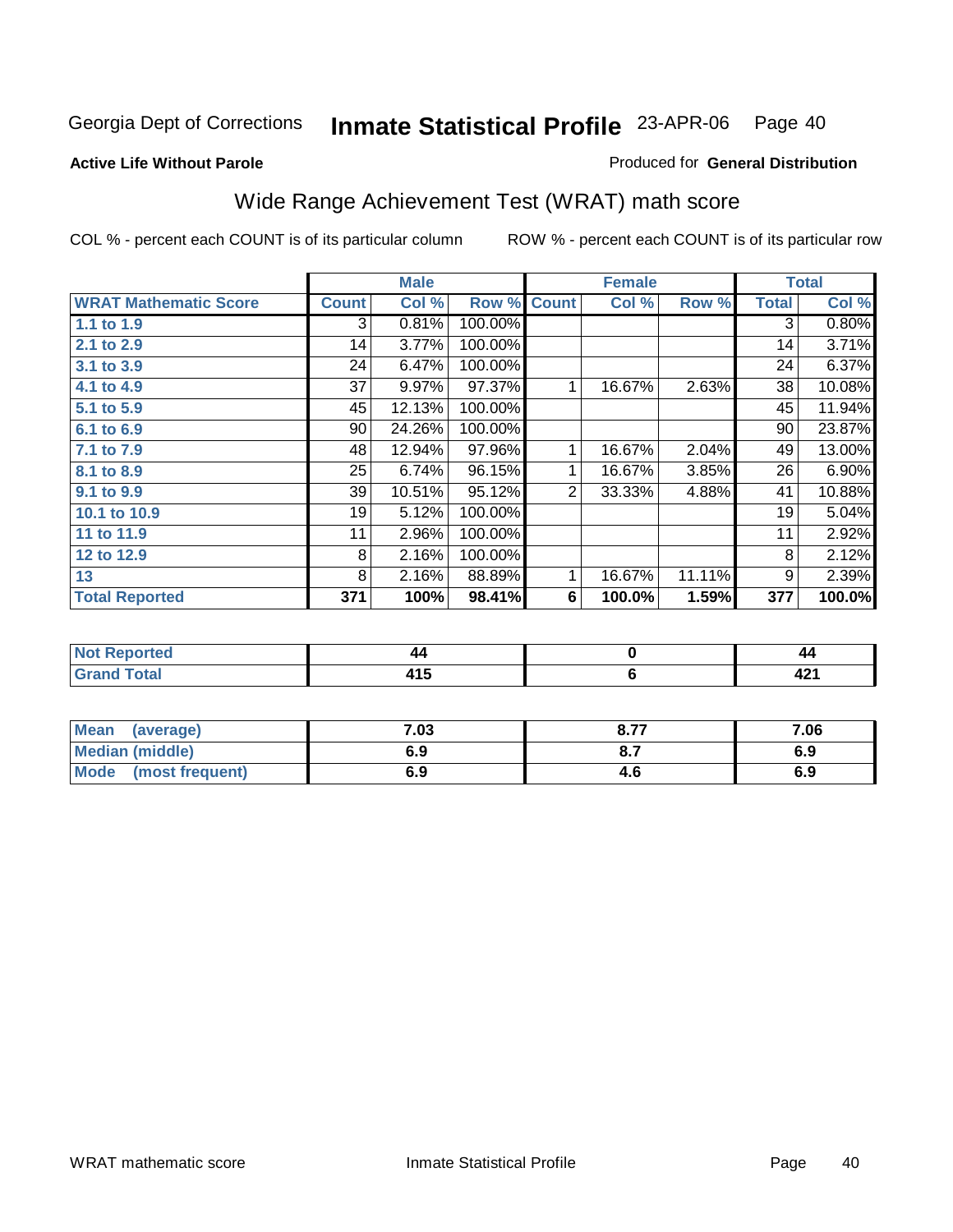Georgia Dept of Corrections **Inmate Statistical Profile** 23-APR-06 Page 40

**Active Life Without Parole**

Produced for **General Distribution**

## Wide Range Achievement Test (WRAT) math score

COL % - percent each COUNT is of its particular column ROW % - percent each COUNT is of its particular row

| | Male | | | Female | | | Total | |
|---|---|---|---|---|---|---|---|---|
| **WRAT Mathematic Score** | **Count** | **Col %** | **Row %** | **Count** | **Col %** | **Row %** | **Total** | **Col %** |
| 1.1 to 1.9 | 3 | 0.81% | 100.00% | | | | 3 | 0.80% |
| 2.1 to 2.9 | 14 | 3.77% | 100.00% | | | | 14 | 3.71% |
| 3.1 to 3.9 | 24 | 6.47% | 100.00% | | | | 24 | 6.37% |
| 4.1 to 4.9 | 37 | 9.97% | 97.37% | 1 | 16.67% | 2.63% | 38 | 10.08% |
| 5.1 to 5.9 | 45 | 12.13% | 100.00% | | | | 45 | 11.94% |
| 6.1 to 6.9 | 90 | 24.26% | 100.00% | | | | 90 | 23.87% |
| 7.1 to 7.9 | 48 | 12.94% | 97.96% | 1 | 16.67% | 2.04% | 49 | 13.00% |
| 8.1 to 8.9 | 25 | 6.74% | 96.15% | 1 | 16.67% | 3.85% | 26 | 6.90% |
| 9.1 to 9.9 | 39 | 10.51% | 95.12% | 2 | 33.33% | 4.88% | 41 | 10.88% |
| 10.1 to 10.9 | 19 | 5.12% | 100.00% | | | | 19 | 5.04% |
| 11 to 11.9 | 11 | 2.96% | 100.00% | | | | 11 | 2.92% |
| 12 to 12.9 | 8 | 2.16% | 100.00% | | | | 8 | 2.12% |
| 13 | 8 | 2.16% | 88.89% | 1 | 16.67% | 11.11% | 9 | 2.39% |
| **Total Reported** | **371** | **100%** | **98.41%** | **6** | **100.0%** | **1.59%** | **377** | **100.0%** |

| | Male | Female | Total |
|---|---|---|---|
| Not Reported | 44 | 0 | 44 |
| Grand Total | 415 | 6 | 421 |

| | Male | Female | Total |
|---|---|---|---|
| Mean (average) | 7.03 | 8.77 | 7.06 |
| Median (middle) | 6.9 | 8.7 | 6.9 |
| Mode (most frequent) | 6.9 | 4.6 | 6.9 |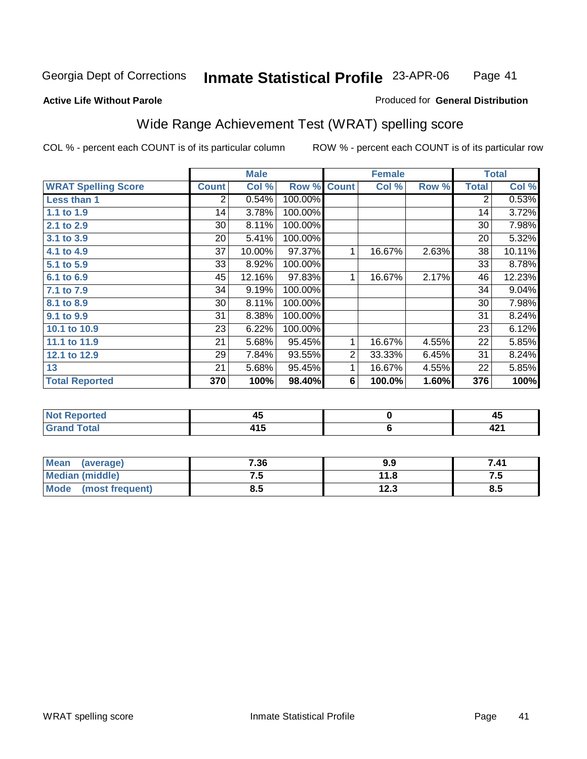Georgia Dept of Corrections **Inmate Statistical Profile** 23-APR-06

**Active Life Without Parole**

Produced for **General Distribution**

## Wide Range Achievement Test (WRAT) spelling score

COL % - percent each COUNT is of its particular column ROW % - percent each COUNT is of its particular row

| | Male | | | Female | | | Total | |
|---|---|---|---|---|---|---|---|---|
| **WRAT Spelling Score** | **Count** | **Col %** | **Row %** | **Count** | **Col %** | **Row %** | **Total** | **Col %** |
| **Less than 1** | 2 | 0.54% | 100.00% | | | | 2 | 0.53% |
| **1.1 to 1.9** | 14 | 3.78% | 100.00% | | | | 14 | 3.72% |
| **2.1 to 2.9** | 30 | 8.11% | 100.00% | | | | 30 | 7.98% |
| **3.1 to 3.9** | 20 | 5.41% | 100.00% | | | | 20 | 5.32% |
| **4.1 to 4.9** | 37 | 10.00% | 97.37% | 1 | 16.67% | 2.63% | 38 | 10.11% |
| **5.1 to 5.9** | 33 | 8.92% | 100.00% | | | | 33 | 8.78% |
| **6.1 to 6.9** | 45 | 12.16% | 97.83% | 1 | 16.67% | 2.17% | 46 | 12.23% |
| **7.1 to 7.9** | 34 | 9.19% | 100.00% | | | | 34 | 9.04% |
| **8.1 to 8.9** | 30 | 8.11% | 100.00% | | | | 30 | 7.98% |
| **9.1 to 9.9** | 31 | 8.38% | 100.00% | | | | 31 | 8.24% |
| **10.1 to 10.9** | 23 | 6.22% | 100.00% | | | | 23 | 6.12% |
| **11.1 to 11.9** | 21 | 5.68% | 95.45% | 1 | 16.67% | 4.55% | 22 | 5.85% |
| **12.1 to 12.9** | 29 | 7.84% | 93.55% | 2 | 33.33% | 6.45% | 31 | 8.24% |
| **13** | 21 | 5.68% | 95.45% | 1 | 16.67% | 4.55% | 22 | 5.85% |
| **Total Reported** | **370** | **100%** | **98.40%** | **6** | **100.0%** | **1.60%** | **376** | **100%** |

| | Male | Female | Total |
|---|---|---|---|
| **Not Reported** | **45** | **0** | **45** |
| **Grand Total** | **415** | **6** | **421** |

| | Male | Female | Total |
|---|---|---|---|
| **Mean (average)** | **7.36** | **9.9** | **7.41** |
| **Median (middle)** | **7.5** | **11.8** | **7.5** |
| **Mode (most frequent)** | **8.5** | **12.3** | **8.5** |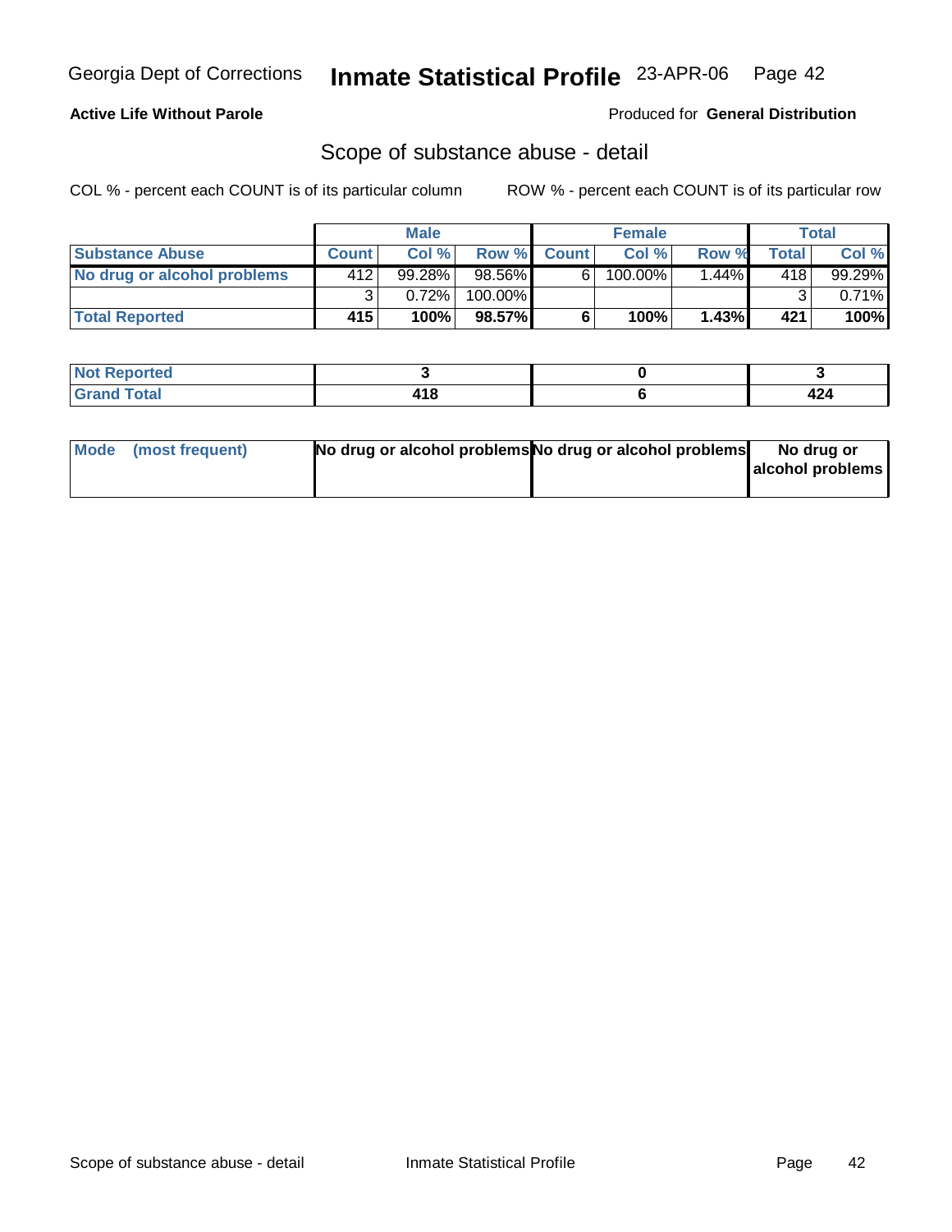**Active Life Without Parole**

Produced for **General Distribution**

## Scope of substance abuse - detail

COL % - percent each COUNT is of its particular column

ROW % - percent each COUNT is of its particular row

| | Male | | | Female | | | Total | |
|---|---|---|---|---|---|---|---|---|
| **Substance Abuse** | **Count** | **Col %** | **Row %** | **Count** | **Col %** | **Row %** | **Total** | **Col %** |
| **No drug or alcohol problems** | 412 | 99.28% | 98.56% | 6 | 100.00% | 1.44% | 418 | 99.29% |
| | 3 | 0.72% | 100.00% | | | | 3 | 0.71% |
| **Total Reported** | **415** | **100%** | **98.57%** | **6** | **100%** | **1.43%** | **421** | **100%** |

| | Male | Female | Total |
|---|---|---|---|
| **Not Reported** | **3** | **0** | **3** |
| **Grand Total** | **418** | **6** | **424** |

| | Male | Female | Total |
|---|---|---|---|
| **Mode (most frequent)** | **No drug or alcohol problems** | **No drug or alcohol problems** | **No drug or alcohol problems** |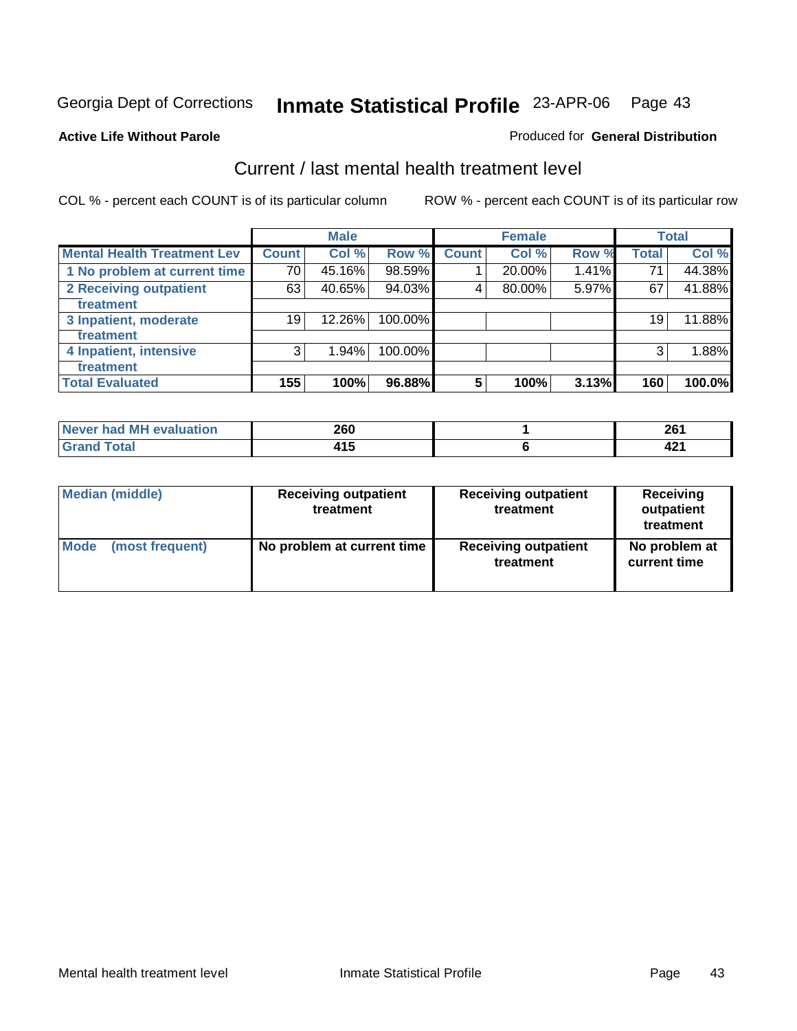Georgia Dept of Corrections **Inmate Statistical Profile** 23-APR-06

**Active Life Without Parole**

Produced for **General Distribution**

## Current / last mental health treatment level

COL % - percent each COUNT is of its particular column     ROW % - percent each COUNT is of its particular row

| | Male | | | Female | | | Total | |
|---|---|---|---|---|---|---|---|---|
| **Mental Health Treatment Lev** | **Count** | **Col %** | **Row %** | **Count** | **Col %** | **Row %** | **Total** | **Col %** |
| 1 No problem at current time | 70 | 45.16% | 98.59% | 1 | 20.00% | 1.41% | 71 | 44.38% |
| 2 Receiving outpatient treatment | 63 | 40.65% | 94.03% | 4 | 80.00% | 5.97% | 67 | 41.88% |
| 3 Inpatient, moderate treatment | 19 | 12.26% | 100.00% | | | | 19 | 11.88% |
| 4 Inpatient, intensive treatment | 3 | 1.94% | 100.00% | | | | 3 | 1.88% |
| **Total Evaluated** | **155** | **100%** | **96.88%** | **5** | **100%** | **3.13%** | **160** | **100.0%** |

| | Male | Female | Total |
|---|---|---|---|
| Never had MH evaluation | 260 | 1 | 261 |
| Grand Total | 415 | 6 | 421 |

| | Male | Female | Total |
|---|---|---|---|
| Median (middle) | Receiving outpatient treatment | Receiving outpatient treatment | Receiving outpatient treatment |
| Mode (most frequent) | No problem at current time | Receiving outpatient treatment | No problem at current time |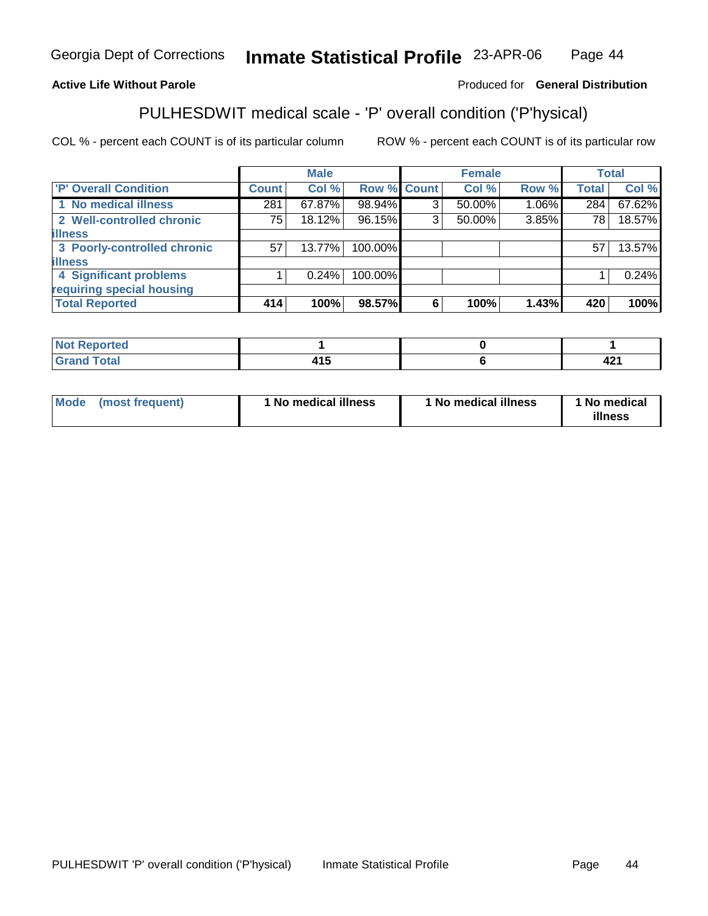**Active Life Without Parole**

Produced for **General Distribution**

## PULHESDWIT medical scale - 'P' overall condition ('P'hysical)

COL % - percent each COUNT is of its particular column

ROW % - percent each COUNT is of its particular row

| | Male | | | Female | | | Total | |
|---|---|---|---|---|---|---|---|---|
| 'P' Overall Condition | Count | Col % | Row % | Count | Col % | Row % | Total | Col % |
| 1 No medical illness | 281 | 67.87% | 98.94% | 3 | 50.00% | 1.06% | 284 | 67.62% |
| 2 Well-controlled chronic illness | 75 | 18.12% | 96.15% | 3 | 50.00% | 3.85% | 78 | 18.57% |
| 3 Poorly-controlled chronic illness | 57 | 13.77% | 100.00% | | | | 57 | 13.57% |
| 4 Significant problems requiring special housing | 1 | 0.24% | 100.00% | | | | 1 | 0.24% |
| **Total Reported** | **414** | **100%** | **98.57%** | **6** | **100%** | **1.43%** | **420** | **100%** |

| | Male | Female | Total |
|---|---|---|---|
| Not Reported | 1 | 0 | 1 |
| Grand Total | 415 | 6 | 421 |

| | Male | Female | Total |
|---|---|---|---|
| Mode (most frequent) | 1 No medical illness | 1 No medical illness | 1 No medical illness |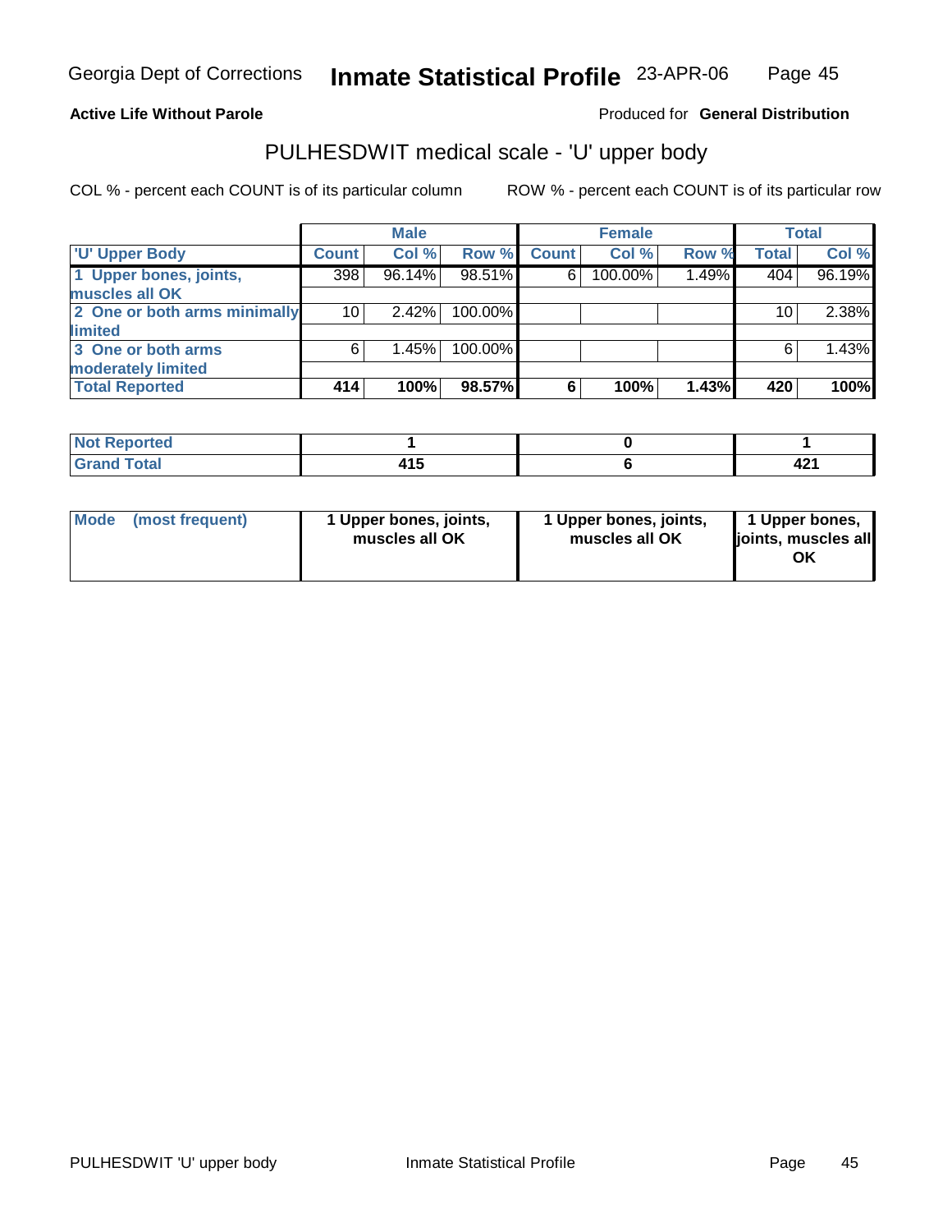**Active Life Without Parole** Produced for **General Distribution**

## PULHESDWIT medical scale - 'U' upper body

COL % - percent each COUNT is of its particular column ROW % - percent each COUNT is of its particular row

| | Male | | | Female | | | Total | |
|---|---|---|---|---|---|---|---|---|
| 'U' Upper Body | Count | Col % | Row % | Count | Col % | Row % | Total | Col % |
| 1 Upper bones, joints, muscles all OK | 398 | 96.14% | 98.51% | 6 | 100.00% | 1.49% | 404 | 96.19% |
| 2 One or both arms minimally limited | 10 | 2.42% | 100.00% | | | | 10 | 2.38% |
| 3 One or both arms moderately limited | 6 | 1.45% | 100.00% | | | | 6 | 1.43% |
| **Total Reported** | **414** | **100%** | **98.57%** | **6** | **100%** | **1.43%** | **420** | **100%** |

| | Male | Female | Total |
|---|---|---|---|
| Not Reported | 1 | 0 | 1 |
| Grand Total | 415 | 6 | 421 |

| | Male | Female | Total |
|---|---|---|---|
| Mode (most frequent) | 1 Upper bones, joints, muscles all OK | 1 Upper bones, joints, muscles all OK | 1 Upper bones, joints, muscles all OK |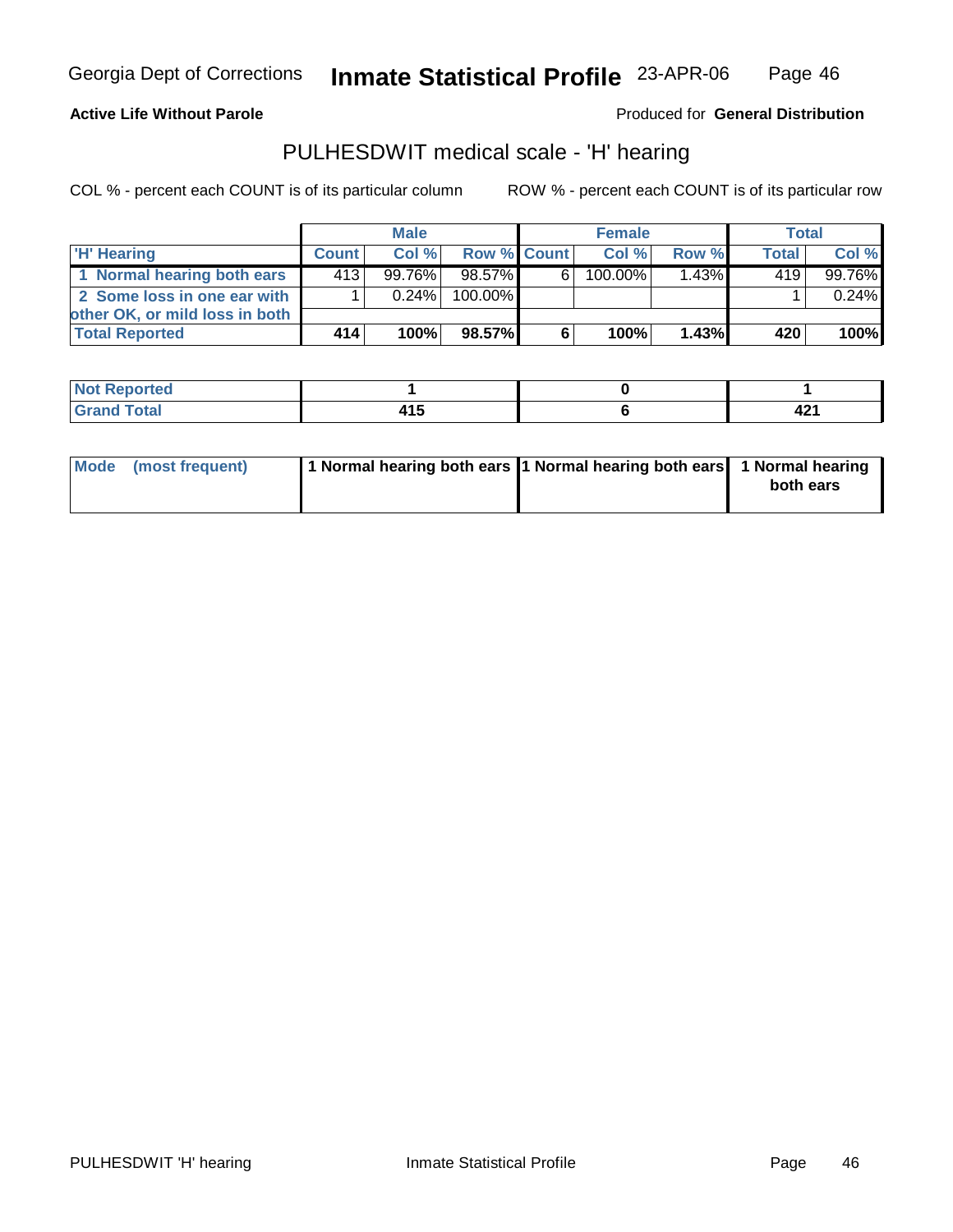**Active Life Without Parole**

Produced for **General Distribution**

## PULHESDWIT medical scale - 'H' hearing

COL % - percent each COUNT is of its particular column

ROW % - percent each COUNT is of its particular row

| | Male | | | Female | | | Total | |
|---|---|---|---|---|---|---|---|---|
| 'H' Hearing | Count | Col % | Row % | Count | Col % | Row % | Total | Col % |
| 1 Normal hearing both ears | 413 | 99.76% | 98.57% | 6 | 100.00% | 1.43% | 419 | 99.76% |
| 2 Some loss in one ear with other OK, or mild loss in both | 1 | 0.24% | 100.00% | | | | 1 | 0.24% |
| **Total Reported** | **414** | **100%** | **98.57%** | **6** | **100%** | **1.43%** | **420** | **100%** |

| | Male | Female | Total |
|---|---|---|---|
| Not Reported | 1 | 0 | 1 |
| Grand Total | 415 | 6 | 421 |

| | Male | Female | Total |
|---|---|---|---|
| Mode (most frequent) | 1 Normal hearing both ears | 1 Normal hearing both ears | 1 Normal hearing both ears |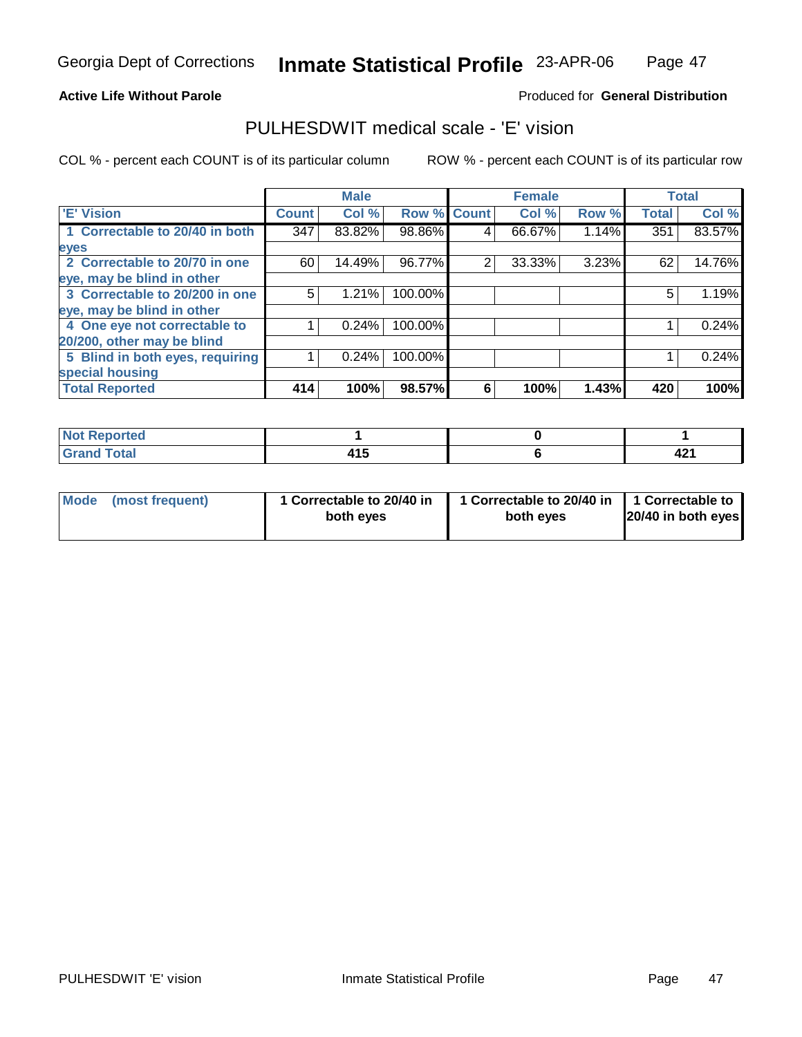**Active Life Without Parole**

Produced for **General Distribution**

## PULHESDWIT medical scale - 'E' vision

COL % - percent each COUNT is of its particular column

ROW % - percent each COUNT is of its particular row

| | Male | | | Female | | | Total | |
|---|---|---|---|---|---|---|---|---|
| 'E' Vision | Count | Col % | Row % | Count | Col % | Row % | Total | Col % |
| 1 Correctable to 20/40 in both eyes | 347 | 83.82% | 98.86% | 4 | 66.67% | 1.14% | 351 | 83.57% |
| 2 Correctable to 20/70 in one eye, may be blind in other | 60 | 14.49% | 96.77% | 2 | 33.33% | 3.23% | 62 | 14.76% |
| 3 Correctable to 20/200 in one eye, may be blind in other | 5 | 1.21% | 100.00% | | | | 5 | 1.19% |
| 4 One eye not correctable to 20/200, other may be blind | 1 | 0.24% | 100.00% | | | | 1 | 0.24% |
| 5 Blind in both eyes, requiring special housing | 1 | 0.24% | 100.00% | | | | 1 | 0.24% |
| **Total Reported** | **414** | **100%** | **98.57%** | **6** | **100%** | **1.43%** | **420** | **100%** |

| | Male | Female | Total |
|---|---|---|---|
| Not Reported | 1 | 0 | 1 |
| Grand Total | 415 | 6 | 421 |

| | Male | Female | Total |
|---|---|---|---|
| Mode (most frequent) | 1 Correctable to 20/40 in both eyes | 1 Correctable to 20/40 in both eyes | 1 Correctable to 20/40 in both eyes |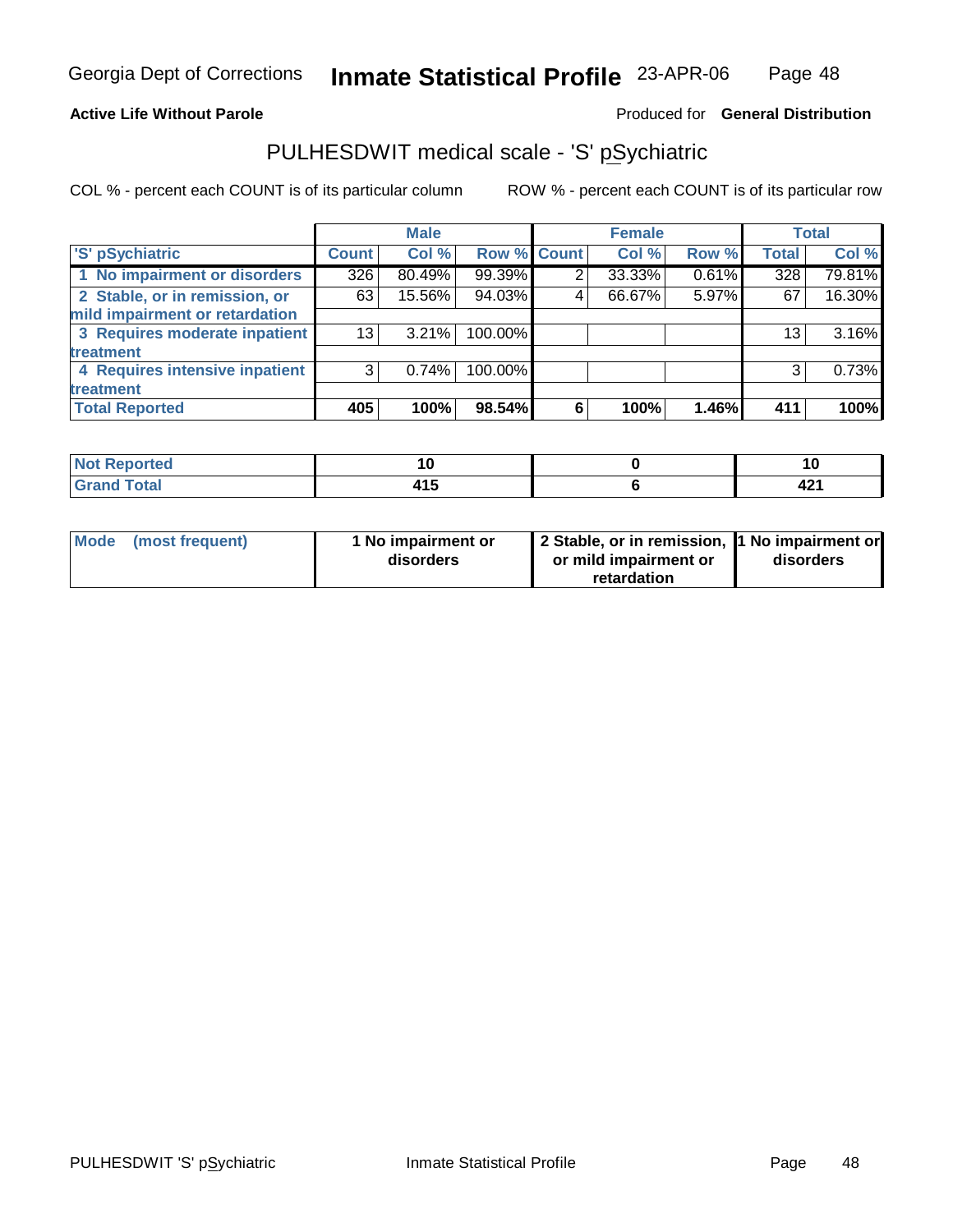Georgia Dept of Corrections **Inmate Statistical Profile** 23-APR-06

**Active Life Without Parole**

Produced for **General Distribution**

## PULHESDWIT medical scale - 'S' pSychiatric

COL % - percent each COUNT is of its particular column    ROW % - percent each COUNT is of its particular row

| | Male | | | Female | | | Total | |
|---|---|---|---|---|---|---|---|---|
| 'S' pSychiatric | Count | Col % | Row % | Count | Col % | Row % | Total | Col % |
| 1 No impairment or disorders | 326 | 80.49% | 99.39% | 2 | 33.33% | 0.61% | 328 | 79.81% |
| 2 Stable, or in remission, or mild impairment or retardation | 63 | 15.56% | 94.03% | 4 | 66.67% | 5.97% | 67 | 16.30% |
| 3 Requires moderate inpatient treatment | 13 | 3.21% | 100.00% | | | | 13 | 3.16% |
| 4 Requires intensive inpatient treatment | 3 | 0.74% | 100.00% | | | | 3 | 0.73% |
| **Total Reported** | **405** | **100%** | **98.54%** | **6** | **100%** | **1.46%** | **411** | **100%** |

| | Male | Female | Total |
|---|---|---|---|
| Not Reported | 10 | 0 | 10 |
| Grand Total | 415 | 6 | 421 |

| | Male | Female | Total |
|---|---|---|---|
| Mode (most frequent) | 1 No impairment or disorders | 2 Stable, or in remission, or mild impairment or retardation | 1 No impairment or disorders |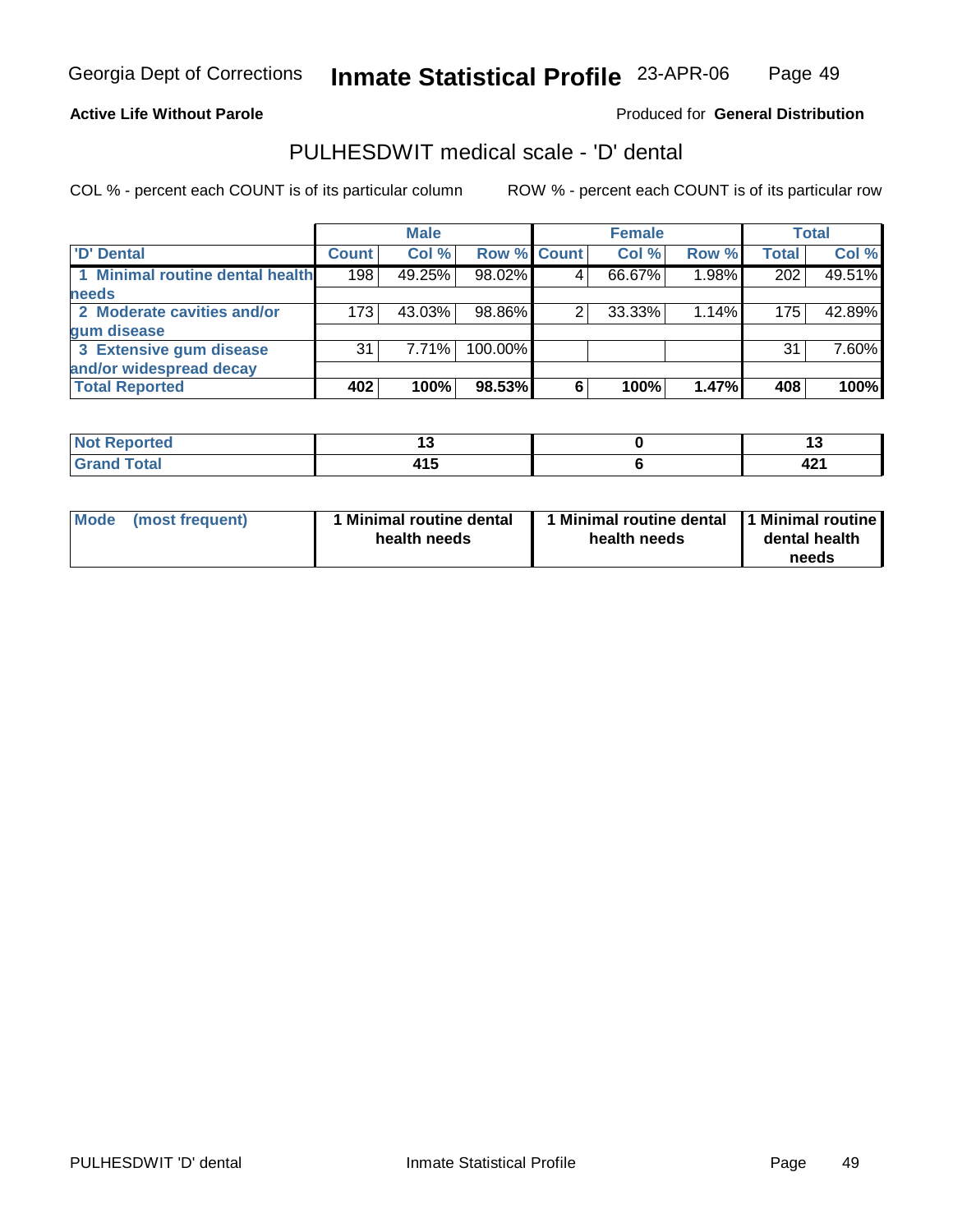Georgia Dept of Corrections **Inmate Statistical Profile** 23-APR-06

**Active Life Without Parole**

Produced for **General Distribution**

## PULHESDWIT medical scale - 'D' dental

COL % - percent each COUNT is of its particular column

ROW % - percent each COUNT is of its particular row

| | Male | | | Female | | | Total | |
|---|---|---|---|---|---|---|---|---|
| 'D' Dental | Count | Col % | Row % | Count | Col % | Row % | Total | Col % |
| 1 Minimal routine dental health needs | 198 | 49.25% | 98.02% | 4 | 66.67% | 1.98% | 202 | 49.51% |
| 2 Moderate cavities and/or gum disease | 173 | 43.03% | 98.86% | 2 | 33.33% | 1.14% | 175 | 42.89% |
| 3 Extensive gum disease and/or widespread decay | 31 | 7.71% | 100.00% | | | | 31 | 7.60% |
| **Total Reported** | **402** | **100%** | **98.53%** | **6** | **100%** | **1.47%** | **408** | **100%** |

| | Male | Female | Total |
|---|---|---|---|
| Not Reported | 13 | 0 | 13 |
| Grand Total | 415 | 6 | 421 |

| | Male | Female | Total |
|---|---|---|---|
| Mode (most frequent) | 1 Minimal routine dental health needs | 1 Minimal routine dental health needs | 1 Minimal routine dental health needs |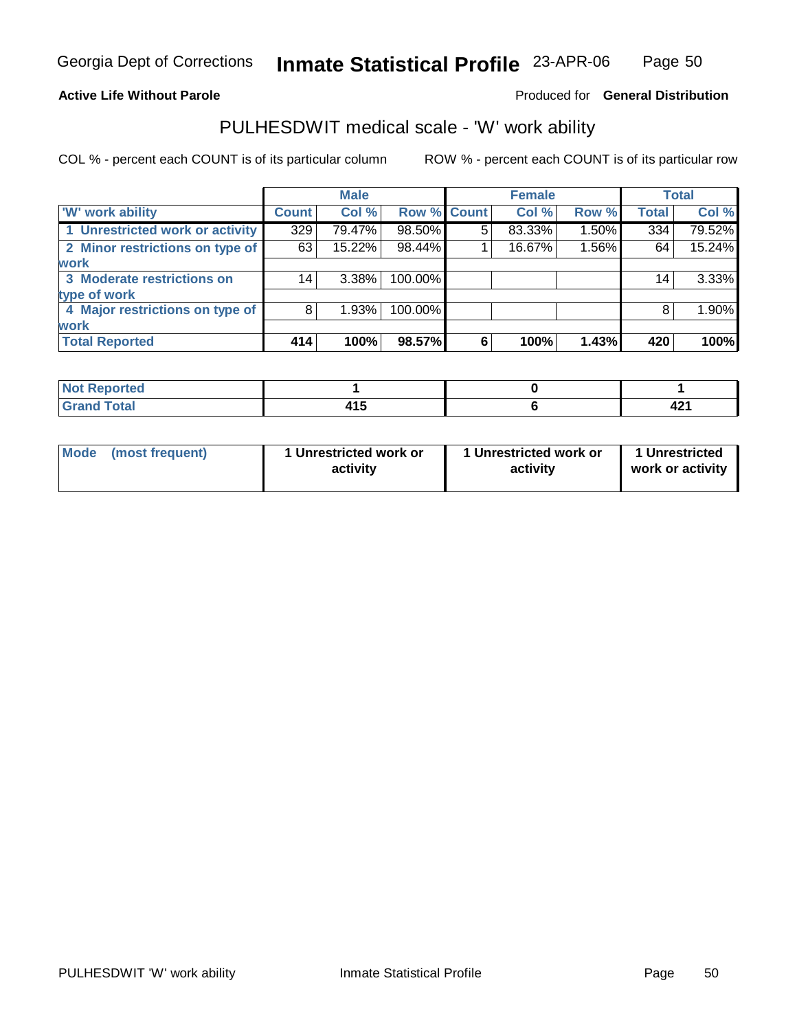**Active Life Without Parole**

Produced for **General Distribution**

## PULHESDWIT medical scale - 'W' work ability

COL % - percent each COUNT is of its particular column

ROW % - percent each COUNT is of its particular row

| | Male | | | Female | | | Total | |
|---|---|---|---|---|---|---|---|---|
| **'W' work ability** | **Count** | **Col %** | **Row %** | **Count** | **Col %** | **Row %** | **Total** | **Col %** |
| **1 Unrestricted work or activity** | 329 | 79.47% | 98.50% | 5 | 83.33% | 1.50% | 334 | 79.52% |
| **2 Minor restrictions on type of work** | 63 | 15.22% | 98.44% | 1 | 16.67% | 1.56% | 64 | 15.24% |
| **3 Moderate restrictions on type of work** | 14 | 3.38% | 100.00% | | | | 14 | 3.33% |
| **4 Major restrictions on type of work** | 8 | 1.93% | 100.00% | | | | 8 | 1.90% |
| **Total Reported** | **414** | **100%** | **98.57%** | **6** | **100%** | **1.43%** | **420** | **100%** |

| | Male | Female | Total |
|---|---|---|---|
| **Not Reported** | **1** | **0** | **1** |
| **Grand Total** | **415** | **6** | **421** |

| | Male | Female | Total |
|---|---|---|---|
| **Mode (most frequent)** | **1 Unrestricted work or activity** | **1 Unrestricted work or activity** | **1 Unrestricted work or activity** |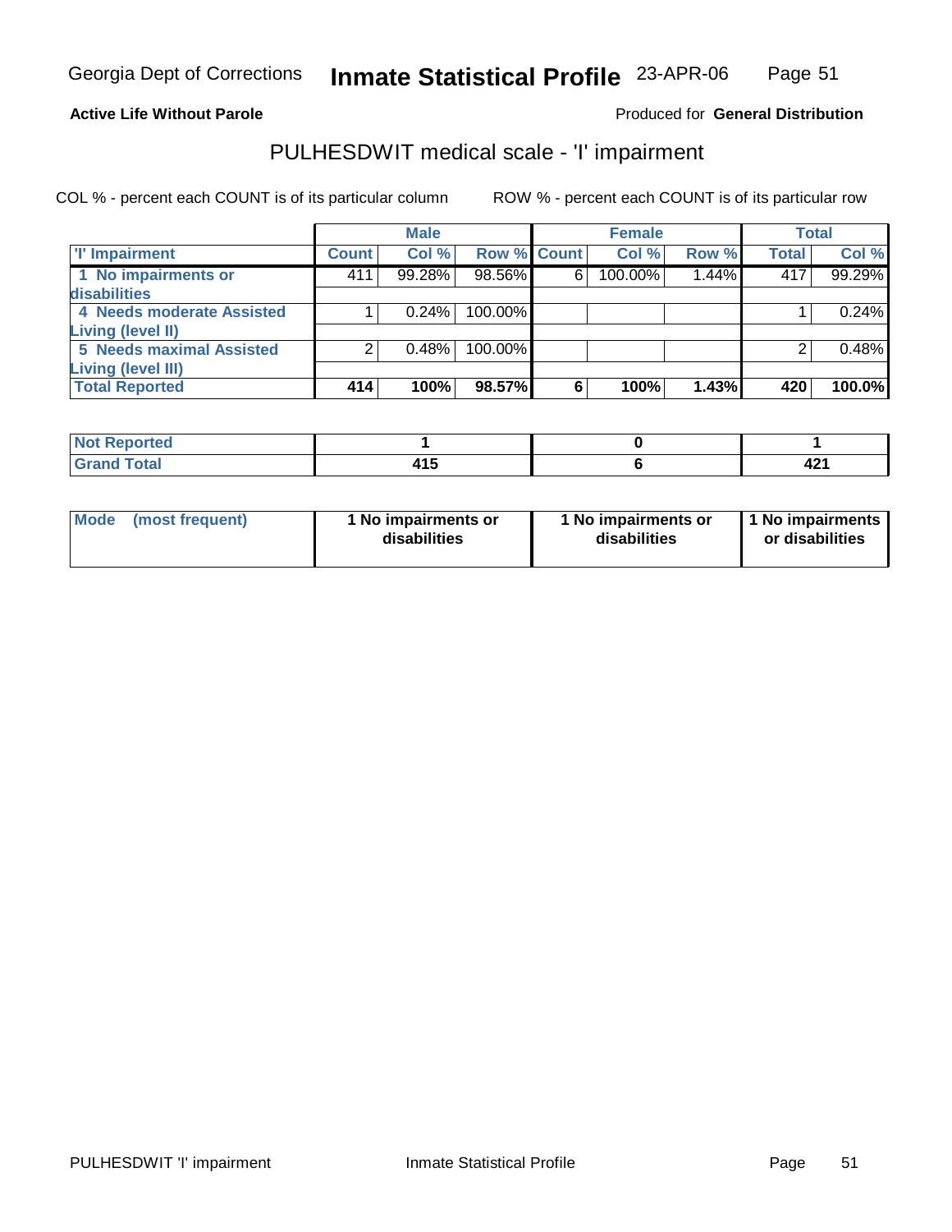Georgia Dept of Corrections **Inmate Statistical Profile** 23-APR-06

**Active Life Without Parole**

Produced for **General Distribution**

## PULHESDWIT medical scale - 'I' impairment

COL % - percent each COUNT is of its particular column

ROW % - percent each COUNT is of its particular row

| | Male | | | Female | | | Total | |
|---|---|---|---|---|---|---|---|---|
| 'I' Impairment | Count | Col % | Row % | Count | Col % | Row % | Total | Col % |
| 1 No impairments or disabilities | 411 | 99.28% | 98.56% | 6 | 100.00% | 1.44% | 417 | 99.29% |
| 4 Needs moderate Assisted Living (level II) | 1 | 0.24% | 100.00% | | | | 1 | 0.24% |
| 5 Needs maximal Assisted Living (level III) | 2 | 0.48% | 100.00% | | | | 2 | 0.48% |
| **Total Reported** | **414** | **100%** | **98.57%** | **6** | **100%** | **1.43%** | **420** | **100.0%** |

| | Male | Female | Total |
|---|---|---|---|
| Not Reported | 1 | 0 | 1 |
| Grand Total | 415 | 6 | 421 |

| | Male | Female | Total |
|---|---|---|---|
| Mode (most frequent) | 1 No impairments or disabilities | 1 No impairments or disabilities | 1 No impairments or disabilities |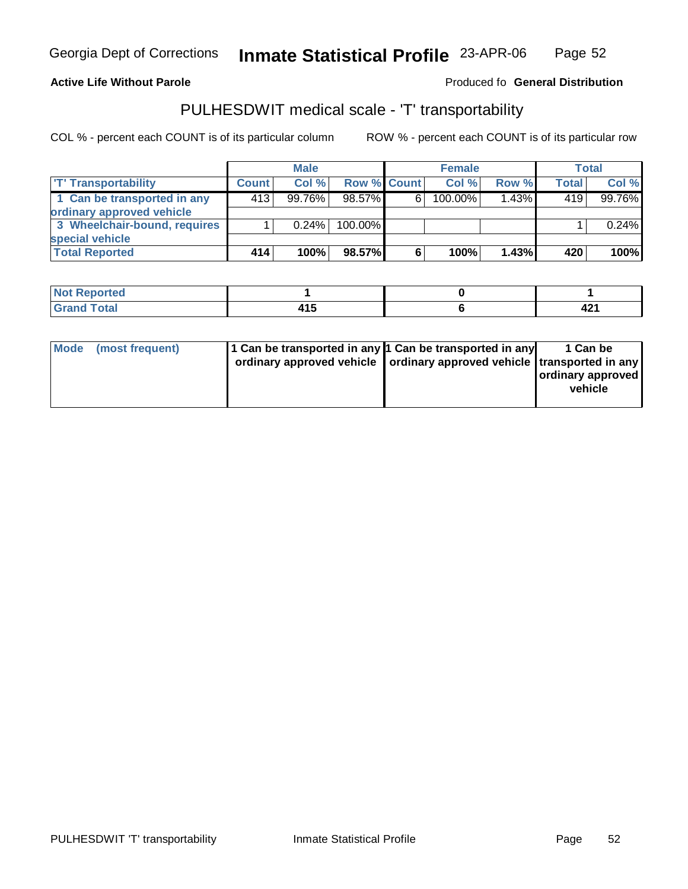**Active Life Without Parole**

Produced fo **General Distribution**

## PULHESDWIT medical scale - 'T' transportability

COL % - percent each COUNT is of its particular column

ROW % - percent each COUNT is of its particular row

| | Male | | | Female | | | Total | |
|---|---|---|---|---|---|---|---|---|
| 'T' Transportability | Count | Col % | Row % | Count | Col % | Row % | Total | Col % |
| 1 Can be transported in any ordinary approved vehicle | 413 | 99.76% | 98.57% | 6 | 100.00% | 1.43% | 419 | 99.76% |
| 3 Wheelchair-bound, requires special vehicle | 1 | 0.24% | 100.00% | | | | 1 | 0.24% |
| **Total Reported** | **414** | **100%** | **98.57%** | **6** | **100%** | **1.43%** | **420** | **100%** |

| | Male | Female | Total |
|---|---|---|---|
| Not Reported | 1 | 0 | 1 |
| Grand Total | 415 | 6 | 421 |

| | Male | Female | Total |
|---|---|---|---|
| Mode (most frequent) | 1 Can be transported in any ordinary approved vehicle | 1 Can be transported in any ordinary approved vehicle | 1 Can be transported in any ordinary approved vehicle |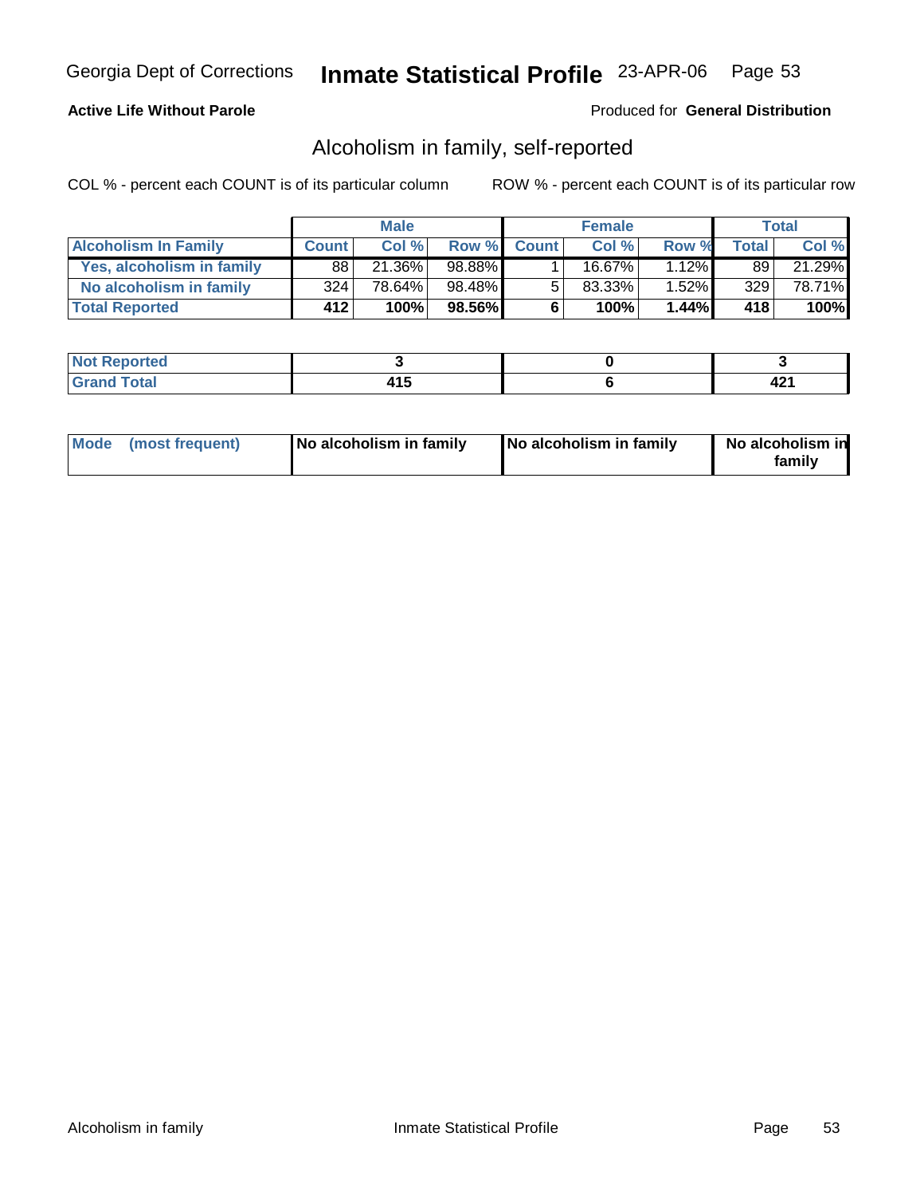Georgia Dept of Corrections **Inmate Statistical Profile** 23-APR-06

**Active Life Without Parole**

Produced for **General Distribution**

## Alcoholism in family, self-reported

COL % - percent each COUNT is of its particular column ROW % - percent each COUNT is of its particular row

| | Male | | | Female | | | Total | |
|---|---|---|---|---|---|---|---|---|
| **Alcoholism In Family** | **Count** | **Col %** | **Row %** | **Count** | **Col %** | **Row %** | **Total** | **Col %** |
| **Yes, alcoholism in family** | 88 | 21.36% | 98.88% | 1 | 16.67% | 1.12% | 89 | 21.29% |
| **No alcoholism in family** | 324 | 78.64% | 98.48% | 5 | 83.33% | 1.52% | 329 | 78.71% |
| **Total Reported** | **412** | **100%** | **98.56%** | **6** | **100%** | **1.44%** | **418** | **100%** |

| | Male | Female | Total |
|---|---|---|---|
| **Not Reported** | **3** | **0** | **3** |
| **Grand Total** | **415** | **6** | **421** |

| | Male | Female | Total |
|---|---|---|---|
| **Mode (most frequent)** | **No alcoholism in family** | **No alcoholism in family** | **No alcoholism in family** |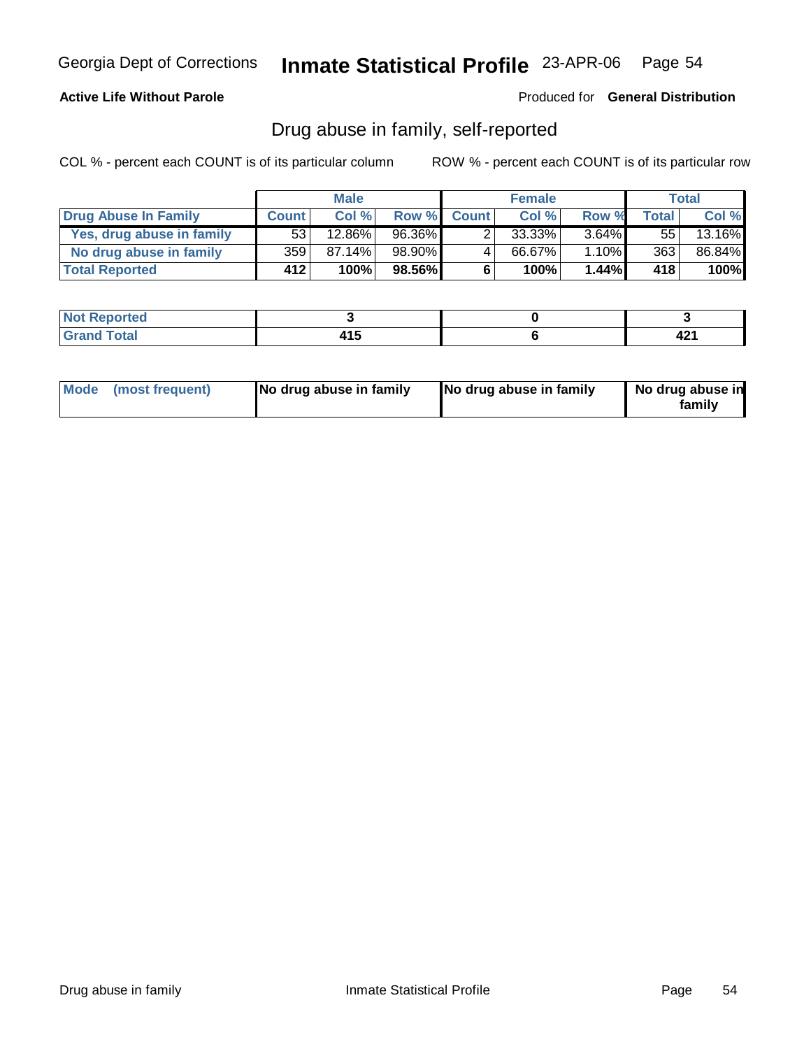**Active Life Without Parole** Produced for **General Distribution**

## Drug abuse in family, self-reported

COL % - percent each COUNT is of its particular column ROW % - percent each COUNT is of its particular row

| | Male | | | Female | | | Total | |
|---|---|---|---|---|---|---|---|---|
| **Drug Abuse In Family** | **Count** | **Col %** | **Row %** | **Count** | **Col %** | **Row %** | **Total** | **Col %** |
| **Yes, drug abuse in family** | 53 | 12.86% | 96.36% | 2 | 33.33% | 3.64% | 55 | 13.16% |
| **No drug abuse in family** | 359 | 87.14% | 98.90% | 4 | 66.67% | 1.10% | 363 | 86.84% |
| **Total Reported** | **412** | **100%** | **98.56%** | **6** | **100%** | **1.44%** | **418** | **100%** |

| | Male | Female | Total |
|---|---|---|---|
| **Not Reported** | **3** | **0** | **3** |
| **Grand Total** | **415** | **6** | **421** |

| | Male | Female | Total |
|---|---|---|---|
| **Mode (most frequent)** | **No drug abuse in family** | **No drug abuse in family** | **No drug abuse in family** |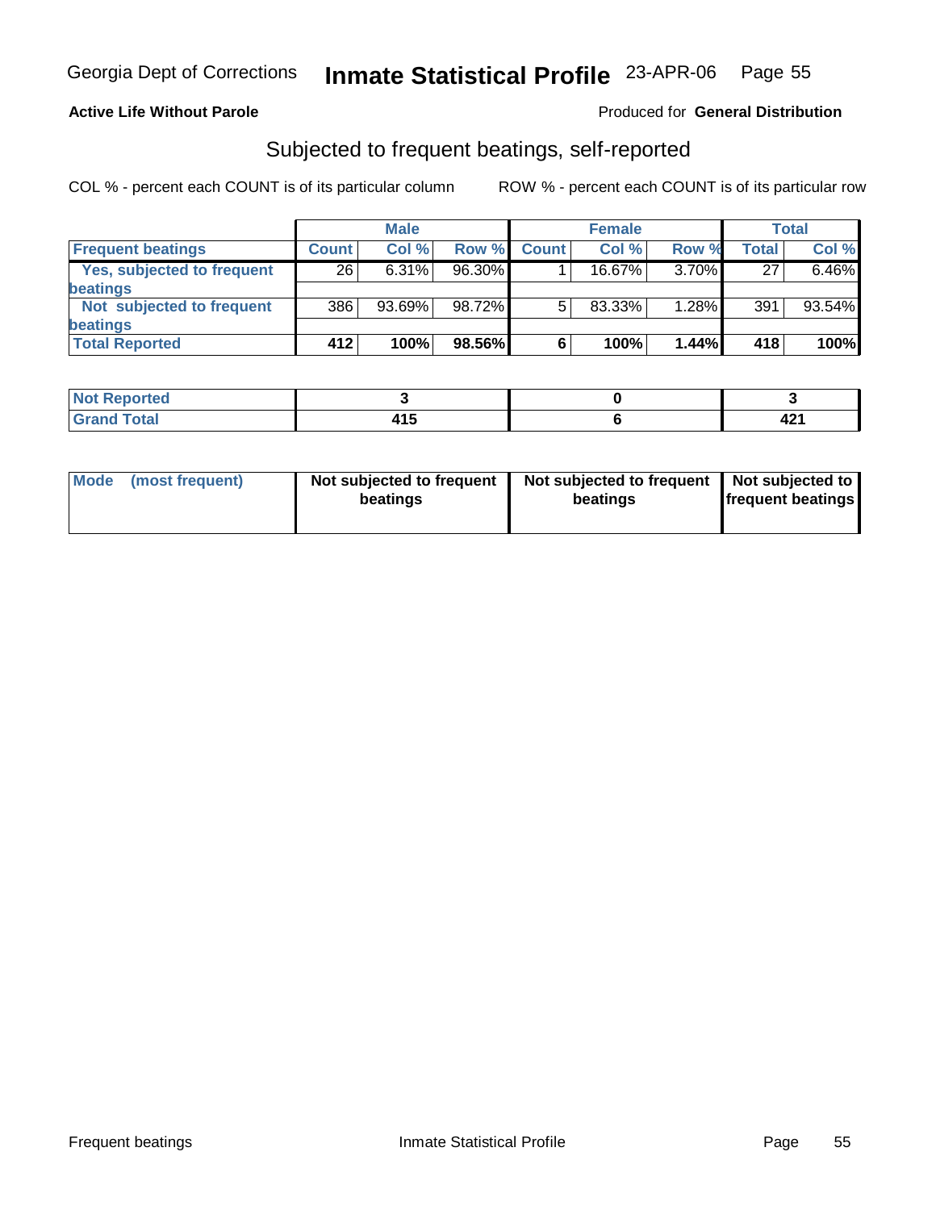**Active Life Without Parole**

Produced for **General Distribution**

## Subjected to frequent beatings, self-reported

COL % - percent each COUNT is of its particular column

ROW % - percent each COUNT is of its particular row

| | Male | | | Female | | | Total | |
|---|---|---|---|---|---|---|---|---|
| **Frequent beatings** | **Count** | **Col %** | **Row %** | **Count** | **Col %** | **Row %** | **Total** | **Col %** |
| Yes, subjected to frequent beatings | 26 | 6.31% | 96.30% | 1 | 16.67% | 3.70% | 27 | 6.46% |
| Not subjected to frequent beatings | 386 | 93.69% | 98.72% | 5 | 83.33% | 1.28% | 391 | 93.54% |
| **Total Reported** | **412** | **100%** | **98.56%** | **6** | **100%** | **1.44%** | **418** | **100%** |

| | Male | Female | Total |
|---|---|---|---|
| Not Reported | 3 | 0 | 3 |
| Grand Total | 415 | 6 | 421 |

| Mode (most frequent) | Male | Female | Total |
|---|---|---|---|
| | Not subjected to frequent beatings | Not subjected to frequent beatings | Not subjected to frequent beatings |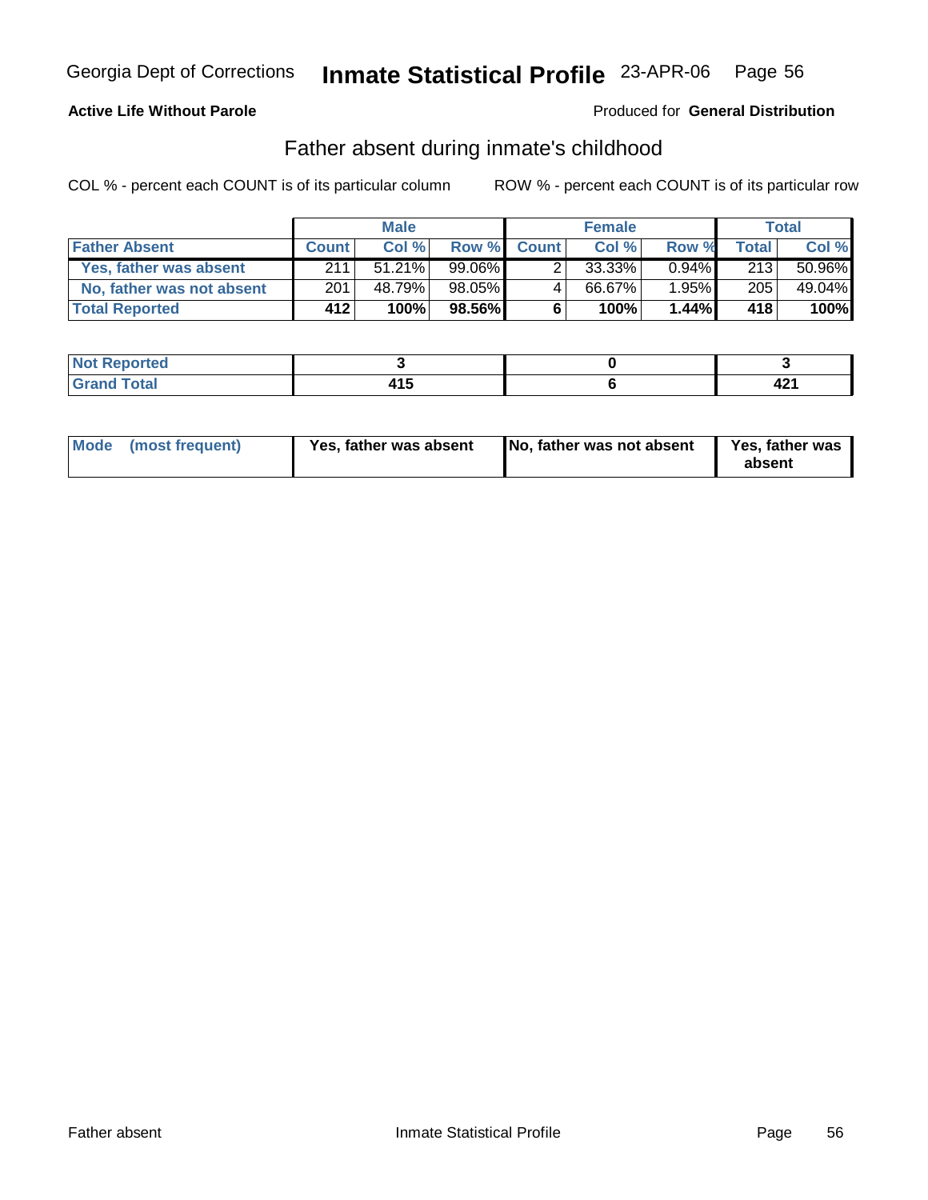Georgia Dept of Corrections **Inmate Statistical Profile** 23-APR-06

**Active Life Without Parole**

Produced for **General Distribution**

## Father absent during inmate's childhood

COL % - percent each COUNT is of its particular column

ROW % - percent each COUNT is of its particular row

| | Male | | | Female | | | Total | |
|---|---|---|---|---|---|---|---|---|
| **Father Absent** | **Count** | **Col %** | **Row %** | **Count** | **Col %** | **Row %** | **Total** | **Col %** |
| **Yes, father was absent** | 211 | 51.21% | 99.06% | 2 | 33.33% | 0.94% | 213 | 50.96% |
| **No, father was not absent** | 201 | 48.79% | 98.05% | 4 | 66.67% | 1.95% | 205 | 49.04% |
| **Total Reported** | **412** | **100%** | **98.56%** | **6** | **100%** | **1.44%** | **418** | **100%** |

| | Male | Female | Total |
|---|---|---|---|
| **Not Reported** | **3** | **0** | **3** |
| **Grand Total** | **415** | **6** | **421** |

| | Male | Female | Total |
|---|---|---|---|
| **Mode (most frequent)** | **Yes, father was absent** | **No, father was not absent** | **Yes, father was absent** |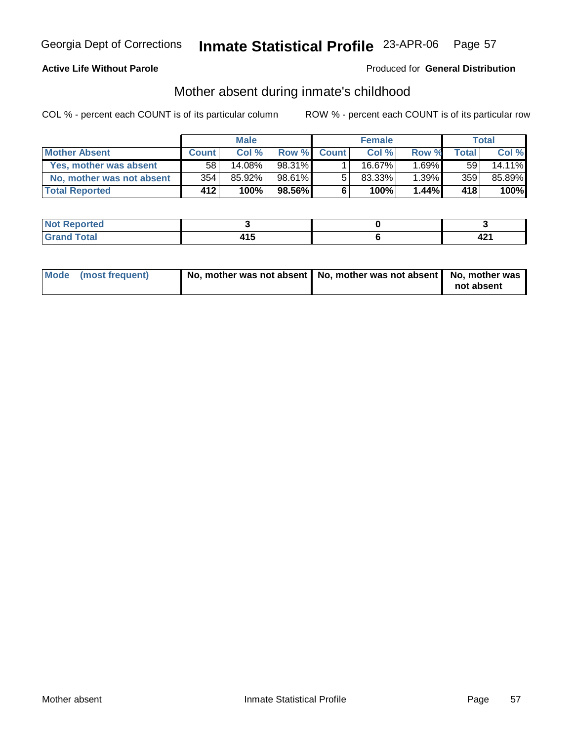**Active Life Without Parole** — Produced for **General Distribution**

## Mother absent during inmate's childhood

COL % - percent each COUNT is of its particular column     ROW % - percent each COUNT is of its particular row

| | Male | | | Female | | | Total | |
|---|---|---|---|---|---|---|---|---|
| **Mother Absent** | **Count** | **Col %** | **Row %** | **Count** | **Col %** | **Row %** | **Total** | **Col %** |
| **Yes, mother was absent** | 58 | 14.08% | 98.31% | 1 | 16.67% | 1.69% | 59 | 14.11% |
| **No, mother was not absent** | 354 | 85.92% | 98.61% | 5 | 83.33% | 1.39% | 359 | 85.89% |
| **Total Reported** | **412** | **100%** | **98.56%** | **6** | **100%** | **1.44%** | **418** | **100%** |

| | Male | Female | Total |
|---|---|---|---|
| **Not Reported** | **3** | **0** | **3** |
| **Grand Total** | **415** | **6** | **421** |

| | Male | Female | Total |
|---|---|---|---|
| **Mode (most frequent)** | **No, mother was not absent** | **No, mother was not absent** | **No, mother was not absent** |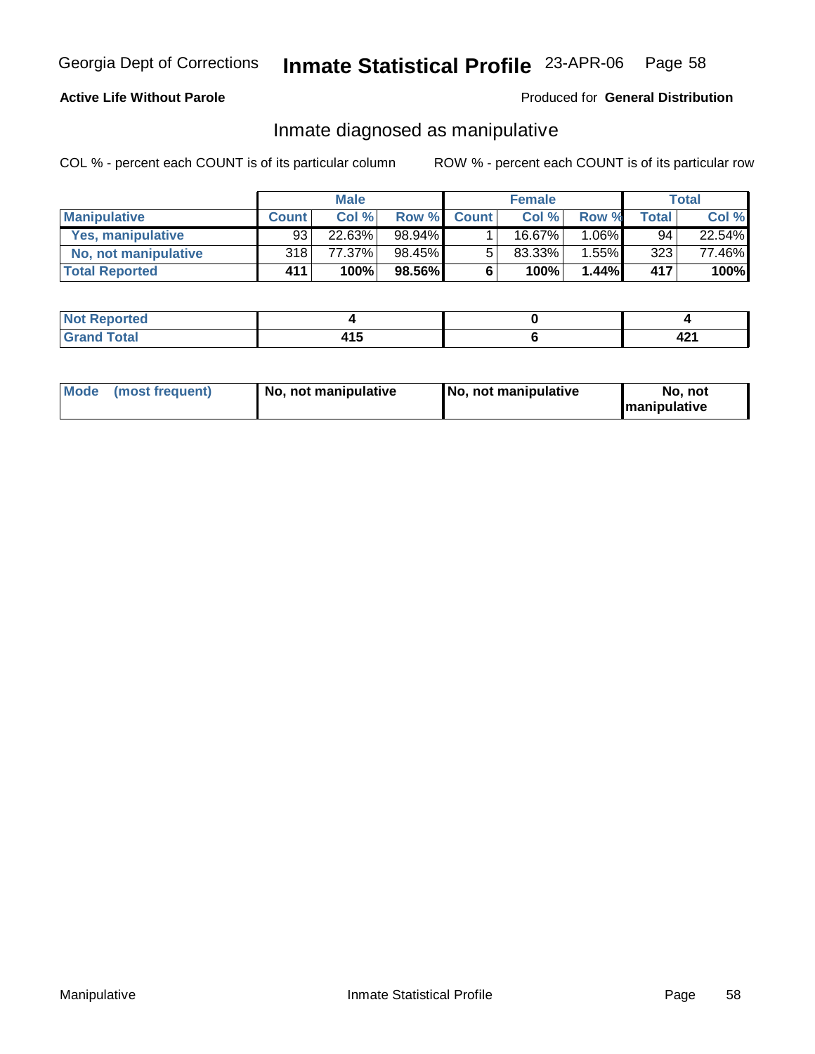Georgia Dept of Corrections **Inmate Statistical Profile** 23-APR-06

**Active Life Without Parole**

Produced for **General Distribution**

## Inmate diagnosed as manipulative

COL % - percent each COUNT is of its particular column

ROW % - percent each COUNT is of its particular row

| | Male | | | Female | | | Total | |
|---|---|---|---|---|---|---|---|---|
| **Manipulative** | **Count** | **Col %** | **Row %** | **Count** | **Col %** | **Row %** | **Total** | **Col %** |
| **Yes, manipulative** | 93 | 22.63% | 98.94% | 1 | 16.67% | 1.06% | 94 | 22.54% |
| **No, not manipulative** | 318 | 77.37% | 98.45% | 5 | 83.33% | 1.55% | 323 | 77.46% |
| **Total Reported** | **411** | **100%** | **98.56%** | **6** | **100%** | **1.44%** | **417** | **100%** |

| | Male | Female | Total |
|---|---|---|---|
| **Not Reported** | **4** | **0** | **4** |
| **Grand Total** | **415** | **6** | **421** |

| | Male | Female | Total |
|---|---|---|---|
| **Mode (most frequent)** | **No, not manipulative** | **No, not manipulative** | **No, not manipulative** |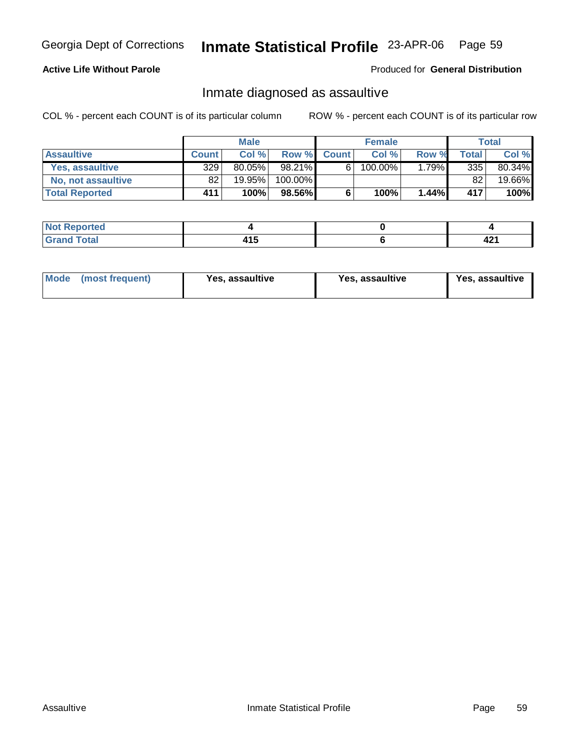Georgia Dept of Corrections **Inmate Statistical Profile** 23-APR-06

**Active Life Without Parole**

Produced for **General Distribution**

## Inmate diagnosed as assaultive

COL % - percent each COUNT is of its particular column

ROW % - percent each COUNT is of its particular row

| | Male | | | Female | | | Total | |
|---|---|---|---|---|---|---|---|---|
| **Assaultive** | **Count** | **Col %** | **Row %** | **Count** | **Col %** | **Row %** | **Total** | **Col %** |
| **Yes, assaultive** | 329 | 80.05% | 98.21% | 6 | 100.00% | 1.79% | 335 | 80.34% |
| **No, not assaultive** | 82 | 19.95% | 100.00% | | | | 82 | 19.66% |
| **Total Reported** | **411** | **100%** | **98.56%** | **6** | **100%** | **1.44%** | **417** | **100%** |

| | Male | Female | Total |
|---|---|---|---|
| **Not Reported** | **4** | **0** | **4** |
| **Grand Total** | **415** | **6** | **421** |

| | Male | Female | Total |
|---|---|---|---|
| **Mode (most frequent)** | **Yes, assaultive** | **Yes, assaultive** | **Yes, assaultive** |

Assaultive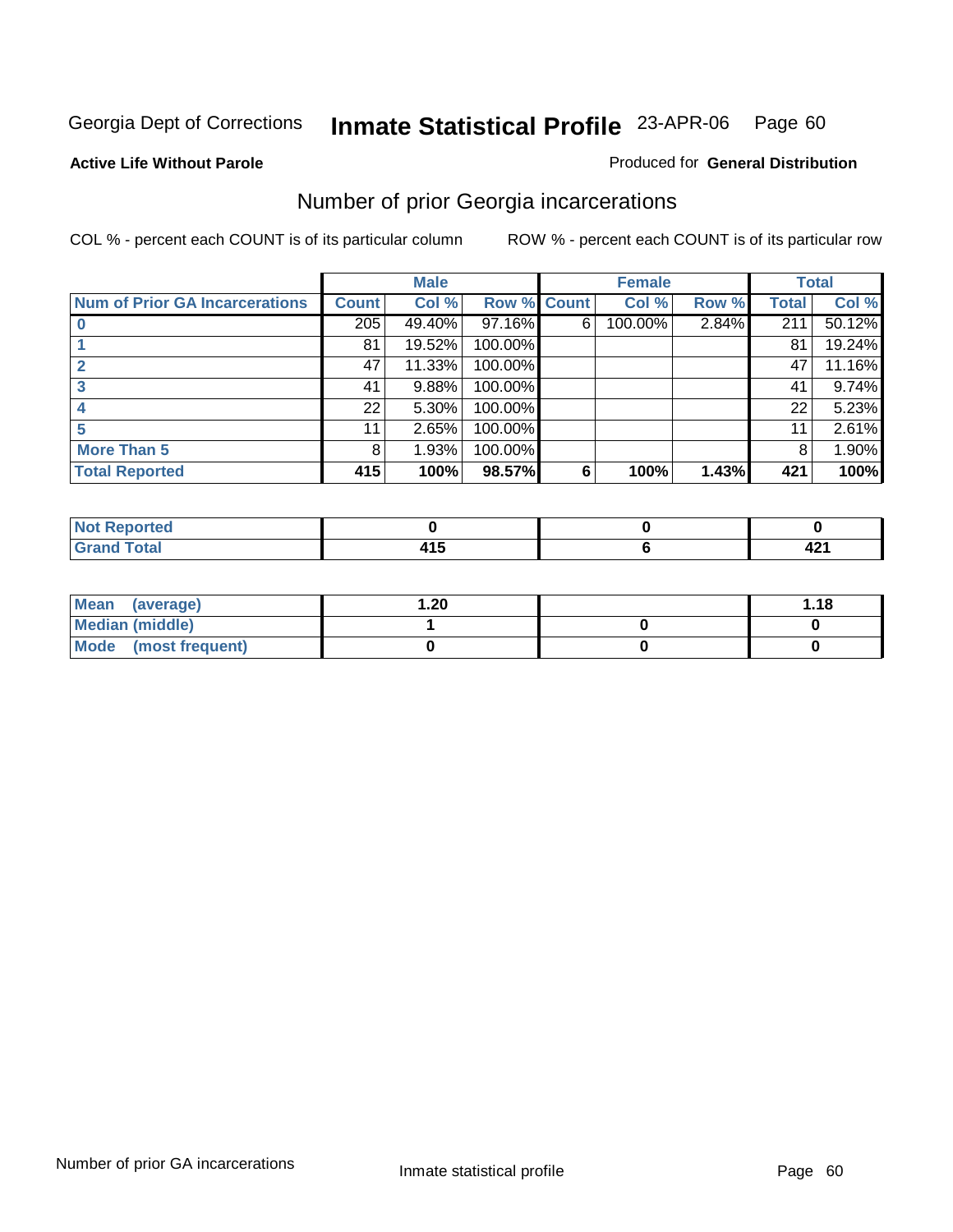Georgia Dept of Corrections **Inmate Statistical Profile** 23-APR-06

**Active Life Without Parole**

Produced for **General Distribution**

## Number of prior Georgia incarcerations

COL % - percent each COUNT is of its particular column

ROW % - percent each COUNT is of its particular row

| | Male | | | Female | | | Total | |
|---|---|---|---|---|---|---|---|---|
| **Num of Prior GA Incarcerations** | **Count** | **Col %** | **Row %** | **Count** | **Col %** | **Row %** | **Total** | **Col %** |
| **0** | 205 | 49.40% | 97.16% | 6 | 100.00% | 2.84% | 211 | 50.12% |
| **1** | 81 | 19.52% | 100.00% | | | | 81 | 19.24% |
| **2** | 47 | 11.33% | 100.00% | | | | 47 | 11.16% |
| **3** | 41 | 9.88% | 100.00% | | | | 41 | 9.74% |
| **4** | 22 | 5.30% | 100.00% | | | | 22 | 5.23% |
| **5** | 11 | 2.65% | 100.00% | | | | 11 | 2.61% |
| **More Than 5** | 8 | 1.93% | 100.00% | | | | 8 | 1.90% |
| **Total Reported** | **415** | **100%** | **98.57%** | **6** | **100%** | **1.43%** | **421** | **100%** |

| | Male | Female | Total |
|---|---|---|---|
| **Not Reported** | **0** | **0** | **0** |
| **Grand Total** | **415** | **6** | **421** |

| | Male | Female | Total |
|---|---|---|---|
| **Mean (average)** | **1.20** | | **1.18** |
| **Median (middle)** | **1** | **0** | **0** |
| **Mode (most frequent)** | **0** | **0** | **0** |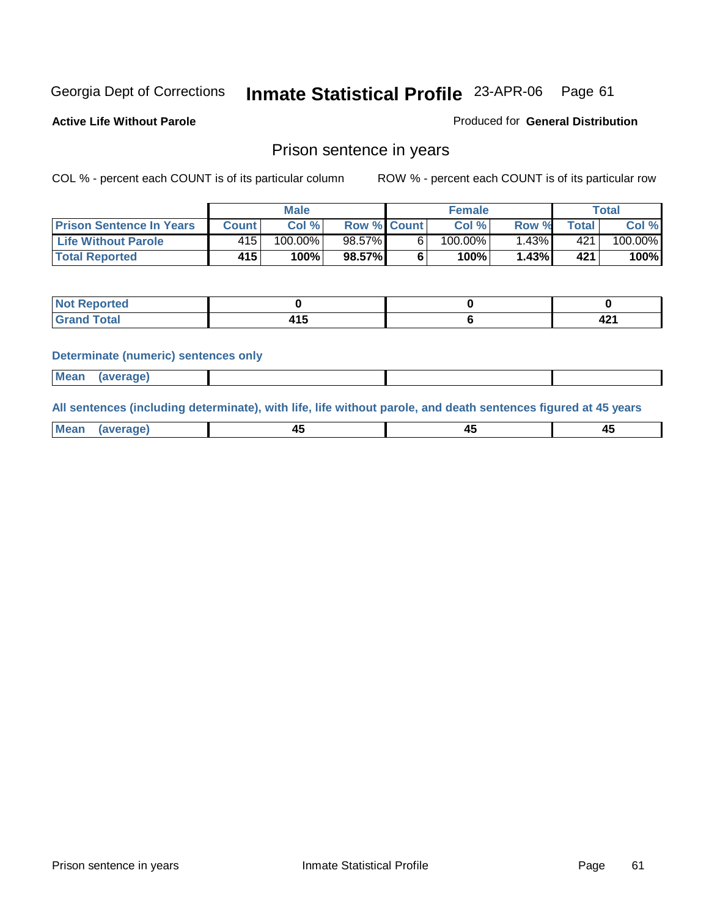Georgia Dept of Corrections **Inmate Statistical Profile** 23-APR-06 Page 61

**Active Life Without Parole**

Produced for **General Distribution**

## Prison sentence in years

COL % - percent each COUNT is of its particular column

ROW % - percent each COUNT is of its particular row

| | Male | | | Female | | | Total | |
|---|---|---|---|---|---|---|---|---|
| **Prison Sentence In Years** | **Count** | **Col %** | **Row %** | **Count** | **Col %** | **Row %** | **Total** | **Col %** |
| **Life Without Parole** | 415 | 100.00% | 98.57% | 6 | 100.00% | 1.43% | 421 | 100.00% |
| **Total Reported** | **415** | **100%** | **98.57%** | **6** | **100%** | **1.43%** | **421** | **100%** |

| | Male | Female | Total |
|---|---|---|---|
| **Not Reported** | **0** | **0** | **0** |
| **Grand Total** | **415** | **6** | **421** |

**Determinate (numeric) sentences only**

| | Male | Female | Total |
|---|---|---|---|
| **Mean (average)** | | | |

**All sentences (including determinate), with life, life without parole, and death sentences figured at 45 years**

| | Male | Female | Total |
|---|---|---|---|
| **Mean (average)** | **45** | **45** | **45** |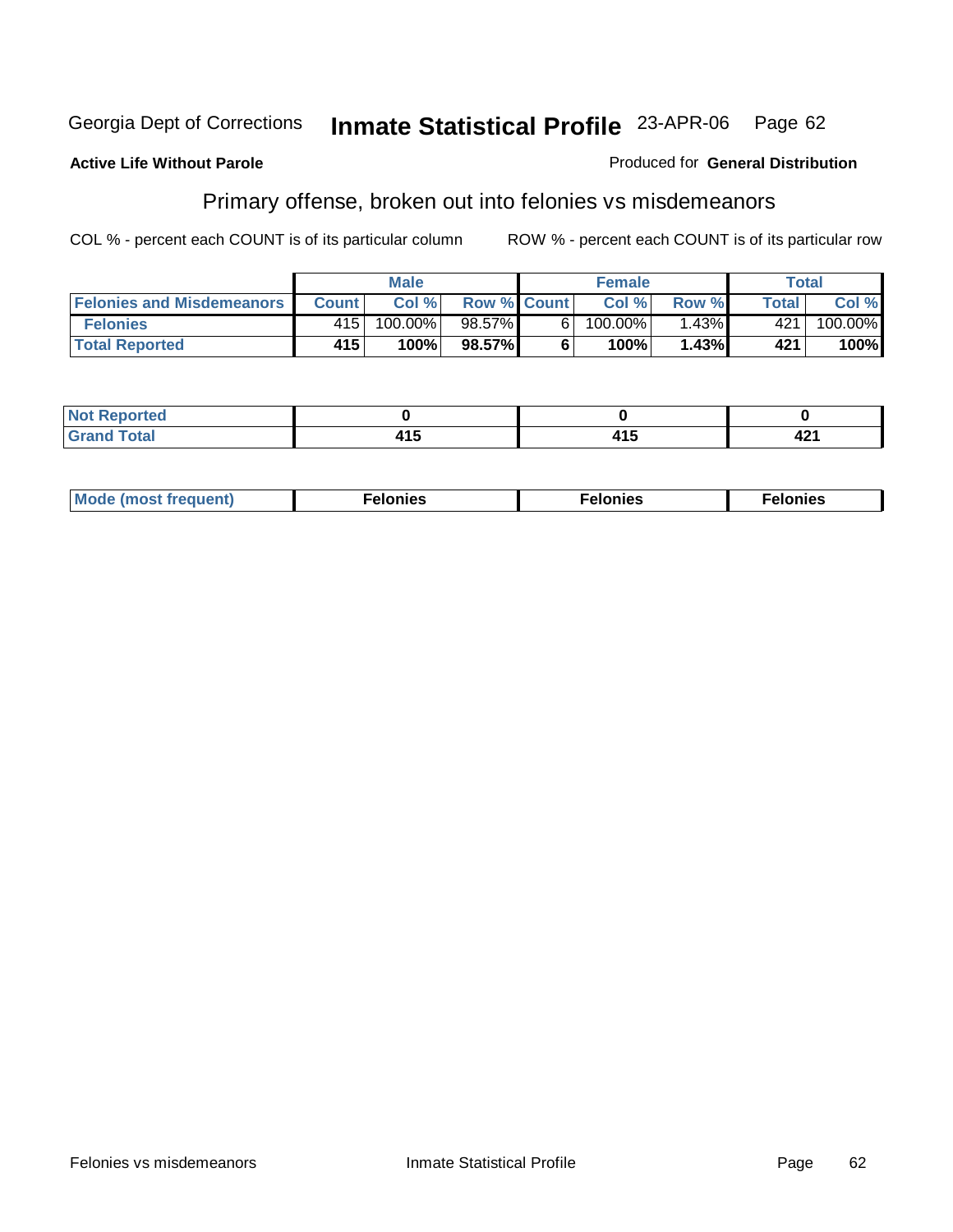Georgia Dept of Corrections **Inmate Statistical Profile** 23-APR-06

**Active Life Without Parole**

Produced for **General Distribution**

## Primary offense, broken out into felonies vs misdemeanors

COL % - percent each COUNT is of its particular column

ROW % - percent each COUNT is of its particular row

| | Male | | | Female | | | Total | |
|---|---|---|---|---|---|---|---|---|
| Felonies and Misdemeanors | Count | Col % | Row % | Count | Col % | Row % | Total | Col % |
| Felonies | 415 | 100.00% | 98.57% | 6 | 100.00% | 1.43% | 421 | 100.00% |
| **Total Reported** | **415** | **100%** | **98.57%** | **6** | **100%** | **1.43%** | **421** | **100%** |

| | Male | Female | Total |
|---|---|---|---|
| Not Reported | **0** | **0** | **0** |
| Grand Total | **415** | **415** | **421** |

| | Male | Female | Total |
|---|---|---|---|
| Mode (most frequent) | **Felonies** | **Felonies** | **Felonies** |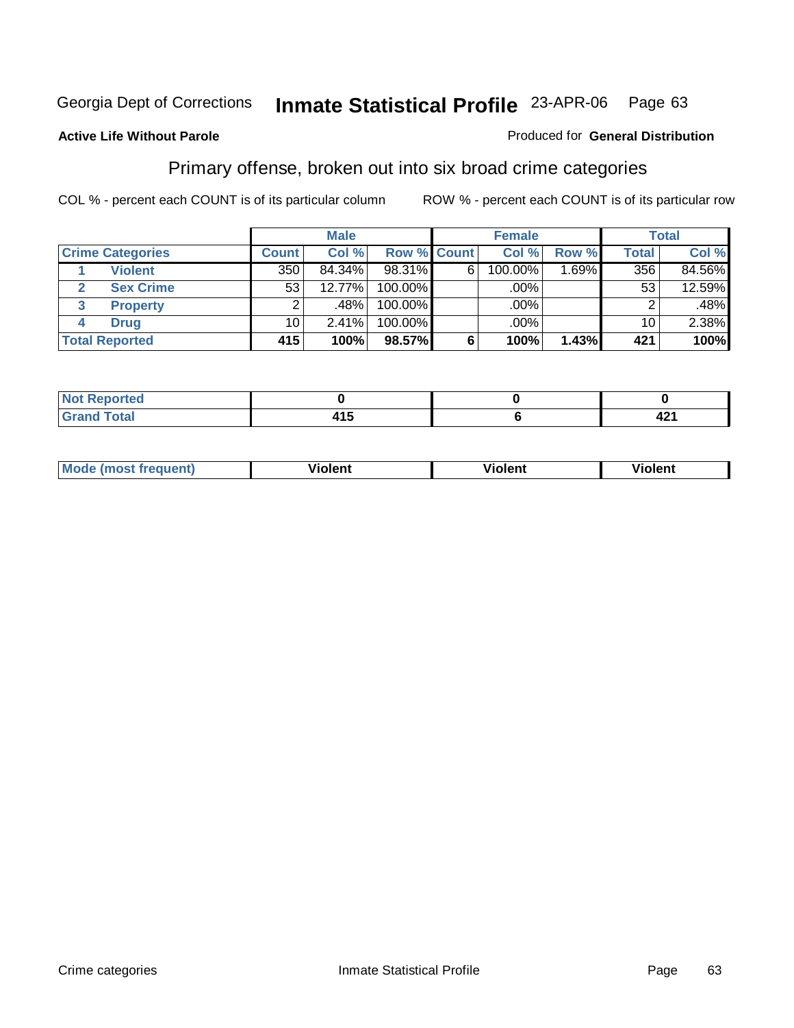Georgia Dept of Corrections **Inmate Statistical Profile** 23-APR-06 Page 63

**Active Life Without Parole**

Produced for **General Distribution**

## Primary offense, broken out into six broad crime categories

COL % - percent each COUNT is of its particular column

ROW % - percent each COUNT is of its particular row

| | | Male | | | Female | | | Total | |
|---|---|---|---|---|---|---|---|---|---|
| **Crime Categories** | | **Count** | **Col %** | **Row %** | **Count** | **Col %** | **Row %** | **Total** | **Col %** |
| 1 | Violent | 350 | 84.34% | 98.31% | 6 | 100.00% | 1.69% | 356 | 84.56% |
| 2 | Sex Crime | 53 | 12.77% | 100.00% | | .00% | | 53 | 12.59% |
| 3 | Property | 2 | .48% | 100.00% | | .00% | | 2 | .48% |
| 4 | Drug | 10 | 2.41% | 100.00% | | .00% | | 10 | 2.38% |
| **Total Reported** | | **415** | **100%** | **98.57%** | **6** | **100%** | **1.43%** | **421** | **100%** |

| | Male | Female | Total |
|---|---|---|---|
| Not Reported | 0 | 0 | 0 |
| Grand Total | 415 | 6 | 421 |

| | Male | Female | Total |
|---|---|---|---|
| Mode (most frequent) | Violent | Violent | Violent |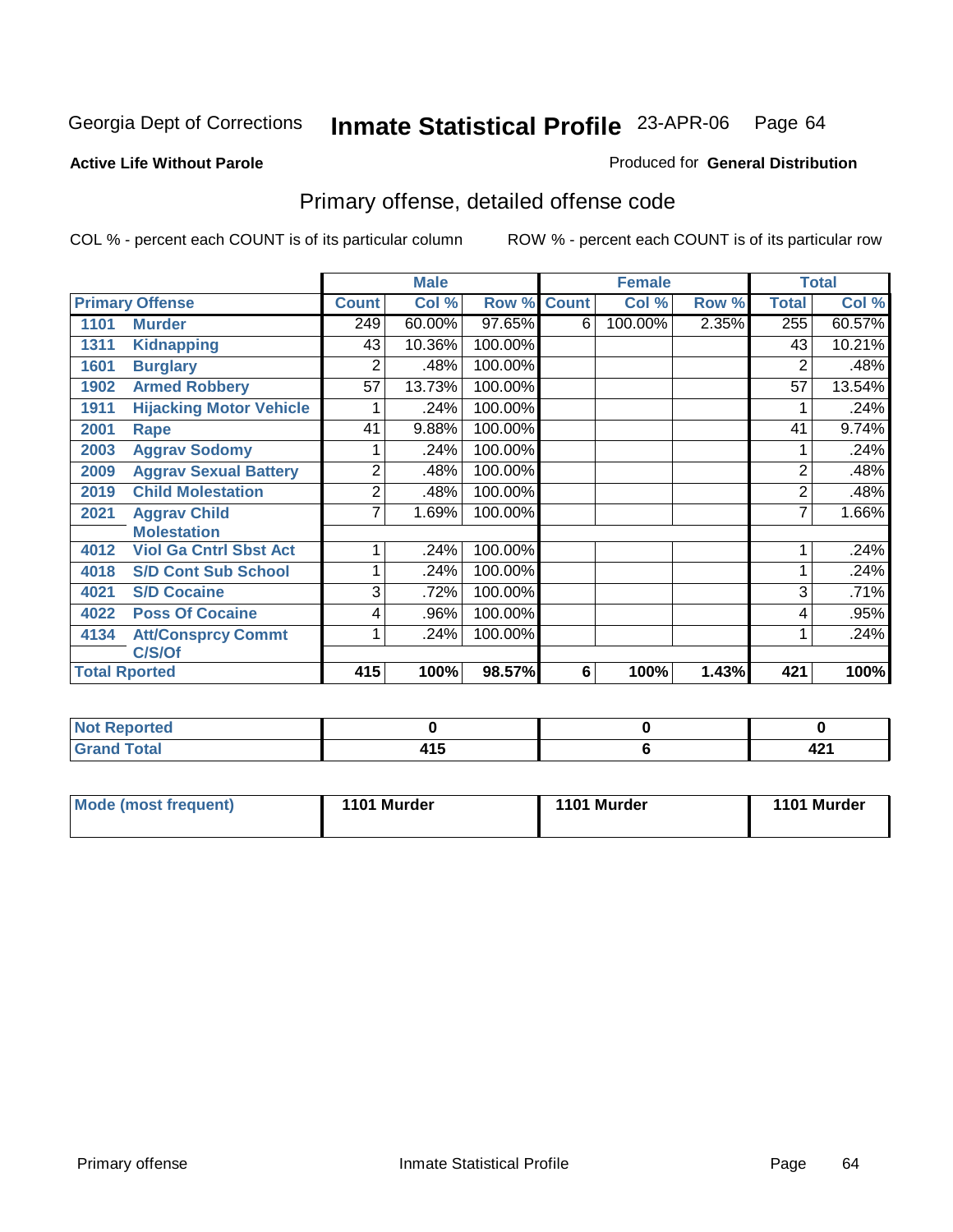Georgia Dept of Corrections **Inmate Statistical Profile** 23-APR-06

**Active Life Without Parole**

Produced for **General Distribution**

## Primary offense, detailed offense code

COL % - percent each COUNT is of its particular column

ROW % - percent each COUNT is of its particular row

| Primary Offense | | Male | | | Female | | | Total | |
|---|---|---|---|---|---|---|---|---|---|
| | | Count | Col % | Row % | Count | Col % | Row % | Total | Col % |
| 1101 | Murder | 249 | 60.00% | 97.65% | 6 | 100.00% | 2.35% | 255 | 60.57% |
| 1311 | Kidnapping | 43 | 10.36% | 100.00% | | | | 43 | 10.21% |
| 1601 | Burglary | 2 | .48% | 100.00% | | | | 2 | .48% |
| 1902 | Armed Robbery | 57 | 13.73% | 100.00% | | | | 57 | 13.54% |
| 1911 | Hijacking Motor Vehicle | 1 | .24% | 100.00% | | | | 1 | .24% |
| 2001 | Rape | 41 | 9.88% | 100.00% | | | | 41 | 9.74% |
| 2003 | Aggrav Sodomy | 1 | .24% | 100.00% | | | | 1 | .24% |
| 2009 | Aggrav Sexual Battery | 2 | .48% | 100.00% | | | | 2 | .48% |
| 2019 | Child Molestation | 2 | .48% | 100.00% | | | | 2 | .48% |
| 2021 | Aggrav Child Molestation | 7 | 1.69% | 100.00% | | | | 7 | 1.66% |
| 4012 | Viol Ga Cntrl Sbst Act | 1 | .24% | 100.00% | | | | 1 | .24% |
| 4018 | S/D Cont Sub School | 1 | .24% | 100.00% | | | | 1 | .24% |
| 4021 | S/D Cocaine | 3 | .72% | 100.00% | | | | 3 | .71% |
| 4022 | Poss Of Cocaine | 4 | .96% | 100.00% | | | | 4 | .95% |
| 4134 | Att/Consprcy Commt C/S/Of | 1 | .24% | 100.00% | | | | 1 | .24% |
| Total Rported | | 415 | 100% | 98.57% | 6 | 100% | 1.43% | 421 | 100% |

| | Male | Female | Total |
|---|---|---|---|
| Not Reported | 0 | 0 | 0 |
| Grand Total | 415 | 6 | 421 |

| | Male | Female | Total |
|---|---|---|---|
| Mode (most frequent) | 1101 Murder | 1101 Murder | 1101 Murder |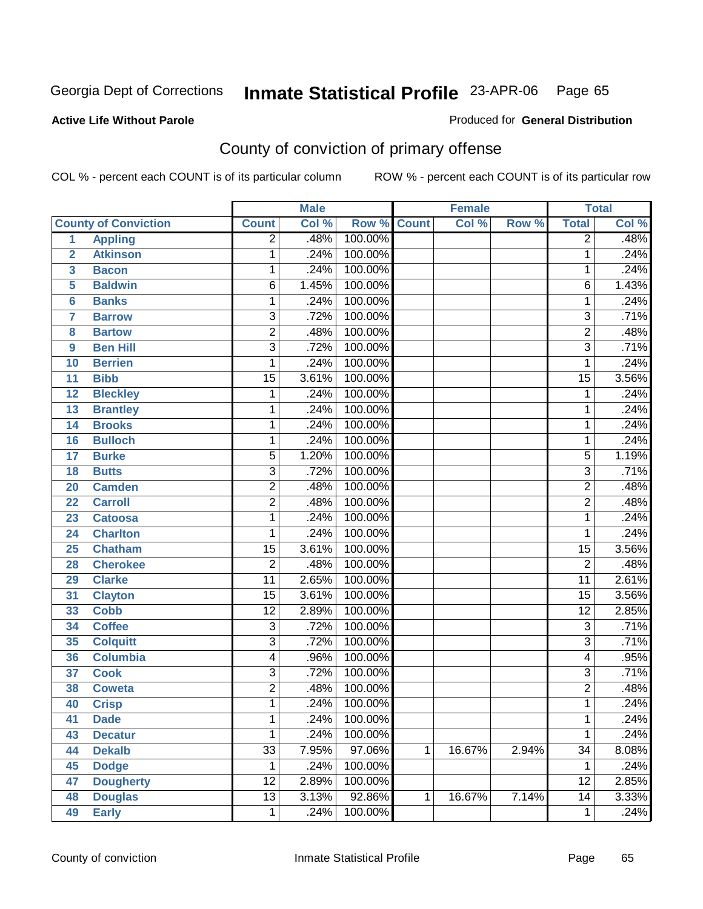Georgia Dept of Corrections **Inmate Statistical Profile** 23-APR-06

**Active Life Without Parole**

Produced for **General Distribution**

## County of conviction of primary offense

COL % - percent each COUNT is of its particular column

ROW % - percent each COUNT is of its particular row

| | | Male | | | Female | | | Total | |
|---|---|---|---|---|---|---|---|---|---|
| | County of Conviction | Count | Col % | Row % | Count | Col % | Row % | Total | Col % |
| 1 | Appling | 2 | .48% | 100.00% | | | | 2 | .48% |
| 2 | Atkinson | 1 | .24% | 100.00% | | | | 1 | .24% |
| 3 | Bacon | 1 | .24% | 100.00% | | | | 1 | .24% |
| 5 | Baldwin | 6 | 1.45% | 100.00% | | | | 6 | 1.43% |
| 6 | Banks | 1 | .24% | 100.00% | | | | 1 | .24% |
| 7 | Barrow | 3 | .72% | 100.00% | | | | 3 | .71% |
| 8 | Bartow | 2 | .48% | 100.00% | | | | 2 | .48% |
| 9 | Ben Hill | 3 | .72% | 100.00% | | | | 3 | .71% |
| 10 | Berrien | 1 | .24% | 100.00% | | | | 1 | .24% |
| 11 | Bibb | 15 | 3.61% | 100.00% | | | | 15 | 3.56% |
| 12 | Bleckley | 1 | .24% | 100.00% | | | | 1 | .24% |
| 13 | Brantley | 1 | .24% | 100.00% | | | | 1 | .24% |
| 14 | Brooks | 1 | .24% | 100.00% | | | | 1 | .24% |
| 16 | Bulloch | 1 | .24% | 100.00% | | | | 1 | .24% |
| 17 | Burke | 5 | 1.20% | 100.00% | | | | 5 | 1.19% |
| 18 | Butts | 3 | .72% | 100.00% | | | | 3 | .71% |
| 20 | Camden | 2 | .48% | 100.00% | | | | 2 | .48% |
| 22 | Carroll | 2 | .48% | 100.00% | | | | 2 | .48% |
| 23 | Catoosa | 1 | .24% | 100.00% | | | | 1 | .24% |
| 24 | Charlton | 1 | .24% | 100.00% | | | | 1 | .24% |
| 25 | Chatham | 15 | 3.61% | 100.00% | | | | 15 | 3.56% |
| 28 | Cherokee | 2 | .48% | 100.00% | | | | 2 | .48% |
| 29 | Clarke | 11 | 2.65% | 100.00% | | | | 11 | 2.61% |
| 31 | Clayton | 15 | 3.61% | 100.00% | | | | 15 | 3.56% |
| 33 | Cobb | 12 | 2.89% | 100.00% | | | | 12 | 2.85% |
| 34 | Coffee | 3 | .72% | 100.00% | | | | 3 | .71% |
| 35 | Colquitt | 3 | .72% | 100.00% | | | | 3 | .71% |
| 36 | Columbia | 4 | .96% | 100.00% | | | | 4 | .95% |
| 37 | Cook | 3 | .72% | 100.00% | | | | 3 | .71% |
| 38 | Coweta | 2 | .48% | 100.00% | | | | 2 | .48% |
| 40 | Crisp | 1 | .24% | 100.00% | | | | 1 | .24% |
| 41 | Dade | 1 | .24% | 100.00% | | | | 1 | .24% |
| 43 | Decatur | 1 | .24% | 100.00% | | | | 1 | .24% |
| 44 | Dekalb | 33 | 7.95% | 97.06% | 1 | 16.67% | 2.94% | 34 | 8.08% |
| 45 | Dodge | 1 | .24% | 100.00% | | | | 1 | .24% |
| 47 | Dougherty | 12 | 2.89% | 100.00% | | | | 12 | 2.85% |
| 48 | Douglas | 13 | 3.13% | 92.86% | 1 | 16.67% | 7.14% | 14 | 3.33% |
| 49 | Early | 1 | .24% | 100.00% | | | | 1 | .24% |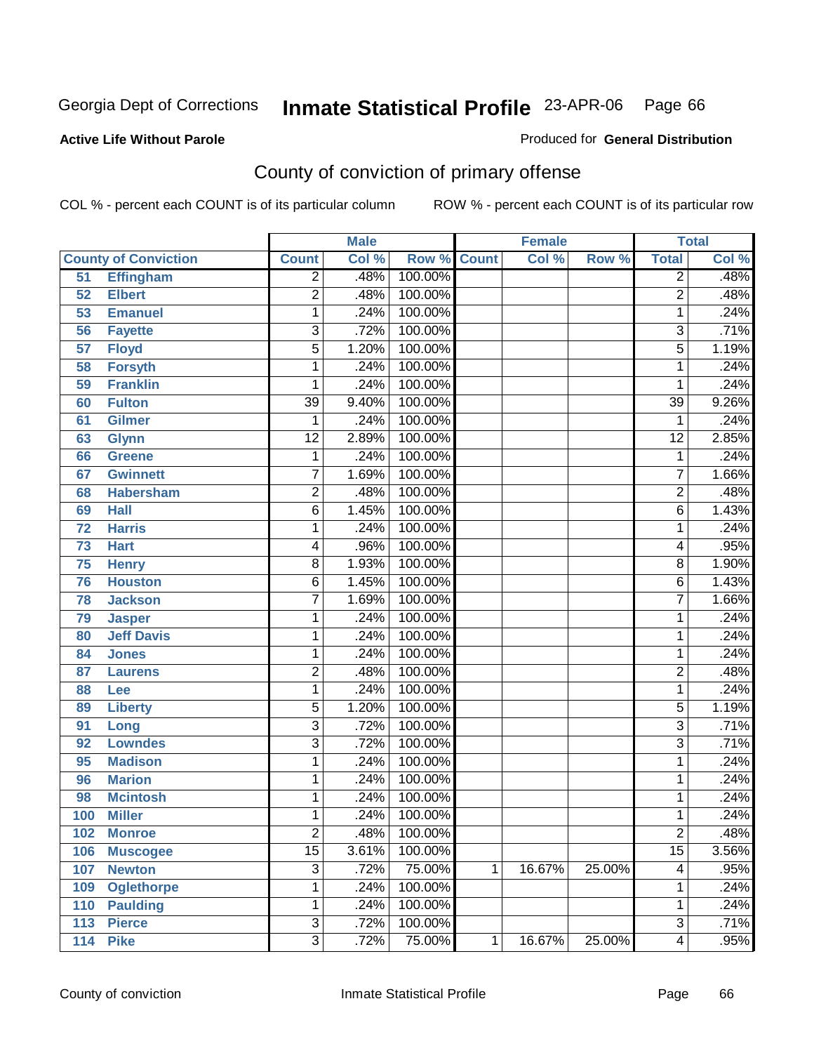Georgia Dept of Corrections **Inmate Statistical Profile** 23-APR-06 Page 66

**Active Life Without Parole**

Produced for **General Distribution**

## County of conviction of primary offense

COL % - percent each COUNT is of its particular column ROW % - percent each COUNT is of its particular row

| County of Conviction | | Male | | | Female | | | Total | |
|---|---|---|---|---|---|---|---|---|---|
| | | Count | Col % | Row % | Count | Col % | Row % | Total | Col % |
| 51 | Effingham | 2 | .48% | 100.00% | | | | 2 | .48% |
| 52 | Elbert | 2 | .48% | 100.00% | | | | 2 | .48% |
| 53 | Emanuel | 1 | .24% | 100.00% | | | | 1 | .24% |
| 56 | Fayette | 3 | .72% | 100.00% | | | | 3 | .71% |
| 57 | Floyd | 5 | 1.20% | 100.00% | | | | 5 | 1.19% |
| 58 | Forsyth | 1 | .24% | 100.00% | | | | 1 | .24% |
| 59 | Franklin | 1 | .24% | 100.00% | | | | 1 | .24% |
| 60 | Fulton | 39 | 9.40% | 100.00% | | | | 39 | 9.26% |
| 61 | Gilmer | 1 | .24% | 100.00% | | | | 1 | .24% |
| 63 | Glynn | 12 | 2.89% | 100.00% | | | | 12 | 2.85% |
| 66 | Greene | 1 | .24% | 100.00% | | | | 1 | .24% |
| 67 | Gwinnett | 7 | 1.69% | 100.00% | | | | 7 | 1.66% |
| 68 | Habersham | 2 | .48% | 100.00% | | | | 2 | .48% |
| 69 | Hall | 6 | 1.45% | 100.00% | | | | 6 | 1.43% |
| 72 | Harris | 1 | .24% | 100.00% | | | | 1 | .24% |
| 73 | Hart | 4 | .96% | 100.00% | | | | 4 | .95% |
| 75 | Henry | 8 | 1.93% | 100.00% | | | | 8 | 1.90% |
| 76 | Houston | 6 | 1.45% | 100.00% | | | | 6 | 1.43% |
| 78 | Jackson | 7 | 1.69% | 100.00% | | | | 7 | 1.66% |
| 79 | Jasper | 1 | .24% | 100.00% | | | | 1 | .24% |
| 80 | Jeff Davis | 1 | .24% | 100.00% | | | | 1 | .24% |
| 84 | Jones | 1 | .24% | 100.00% | | | | 1 | .24% |
| 87 | Laurens | 2 | .48% | 100.00% | | | | 2 | .48% |
| 88 | Lee | 1 | .24% | 100.00% | | | | 1 | .24% |
| 89 | Liberty | 5 | 1.20% | 100.00% | | | | 5 | 1.19% |
| 91 | Long | 3 | .72% | 100.00% | | | | 3 | .71% |
| 92 | Lowndes | 3 | .72% | 100.00% | | | | 3 | .71% |
| 95 | Madison | 1 | .24% | 100.00% | | | | 1 | .24% |
| 96 | Marion | 1 | .24% | 100.00% | | | | 1 | .24% |
| 98 | Mcintosh | 1 | .24% | 100.00% | | | | 1 | .24% |
| 100 | Miller | 1 | .24% | 100.00% | | | | 1 | .24% |
| 102 | Monroe | 2 | .48% | 100.00% | | | | 2 | .48% |
| 106 | Muscogee | 15 | 3.61% | 100.00% | | | | 15 | 3.56% |
| 107 | Newton | 3 | .72% | 75.00% | 1 | 16.67% | 25.00% | 4 | .95% |
| 109 | Oglethorpe | 1 | .24% | 100.00% | | | | 1 | .24% |
| 110 | Paulding | 1 | .24% | 100.00% | | | | 1 | .24% |
| 113 | Pierce | 3 | .72% | 100.00% | | | | 3 | .71% |
| 114 | Pike | 3 | .72% | 75.00% | 1 | 16.67% | 25.00% | 4 | .95% |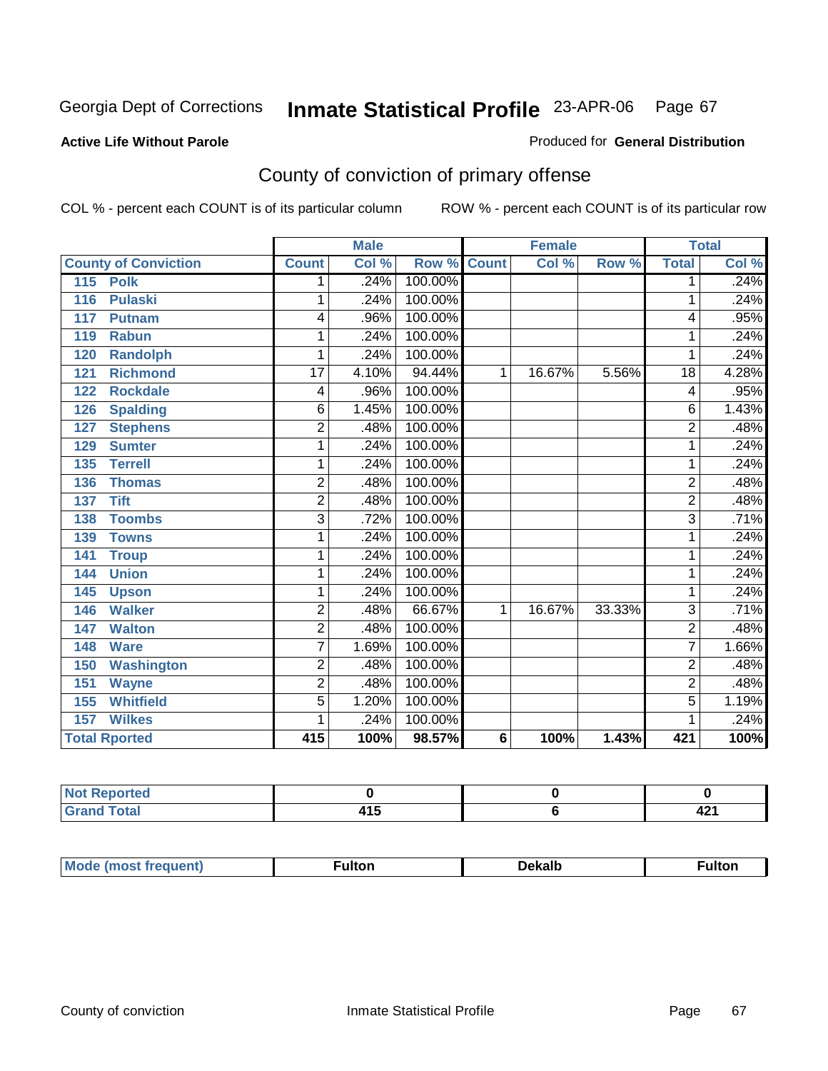Georgia Dept of Corrections **Inmate Statistical Profile** 23-APR-06

**Active Life Without Parole**

Produced for **General Distribution**

## County of conviction of primary offense

COL % - percent each COUNT is of its particular column ROW % - percent each COUNT is of its particular row

| County of Conviction | Male | | | Female | | | Total | |
|---|---|---|---|---|---|---|---|---|
| | Count | Col % | Row % | Count | Col % | Row % | Total | Col % |
| 115 Polk | 1 | .24% | 100.00% | | | | 1 | .24% |
| 116 Pulaski | 1 | .24% | 100.00% | | | | 1 | .24% |
| 117 Putnam | 4 | .96% | 100.00% | | | | 4 | .95% |
| 119 Rabun | 1 | .24% | 100.00% | | | | 1 | .24% |
| 120 Randolph | 1 | .24% | 100.00% | | | | 1 | .24% |
| 121 Richmond | 17 | 4.10% | 94.44% | 1 | 16.67% | 5.56% | 18 | 4.28% |
| 122 Rockdale | 4 | .96% | 100.00% | | | | 4 | .95% |
| 126 Spalding | 6 | 1.45% | 100.00% | | | | 6 | 1.43% |
| 127 Stephens | 2 | .48% | 100.00% | | | | 2 | .48% |
| 129 Sumter | 1 | .24% | 100.00% | | | | 1 | .24% |
| 135 Terrell | 1 | .24% | 100.00% | | | | 1 | .24% |
| 136 Thomas | 2 | .48% | 100.00% | | | | 2 | .48% |
| 137 Tift | 2 | .48% | 100.00% | | | | 2 | .48% |
| 138 Toombs | 3 | .72% | 100.00% | | | | 3 | .71% |
| 139 Towns | 1 | .24% | 100.00% | | | | 1 | .24% |
| 141 Troup | 1 | .24% | 100.00% | | | | 1 | .24% |
| 144 Union | 1 | .24% | 100.00% | | | | 1 | .24% |
| 145 Upson | 1 | .24% | 100.00% | | | | 1 | .24% |
| 146 Walker | 2 | .48% | 66.67% | 1 | 16.67% | 33.33% | 3 | .71% |
| 147 Walton | 2 | .48% | 100.00% | | | | 2 | .48% |
| 148 Ware | 7 | 1.69% | 100.00% | | | | 7 | 1.66% |
| 150 Washington | 2 | .48% | 100.00% | | | | 2 | .48% |
| 151 Wayne | 2 | .48% | 100.00% | | | | 2 | .48% |
| 155 Whitfield | 5 | 1.20% | 100.00% | | | | 5 | 1.19% |
| 157 Wilkes | 1 | .24% | 100.00% | | | | 1 | .24% |
| **Total Rported** | **415** | **100%** | **98.57%** | **6** | **100%** | **1.43%** | **421** | **100%** |

| | Male | Female | Total |
|---|---|---|---|
| Not Reported | 0 | 0 | 0 |
| Grand Total | 415 | 6 | 421 |

| | Male | Female | Total |
|---|---|---|---|
| Mode (most frequent) | Fulton | Dekalb | Fulton |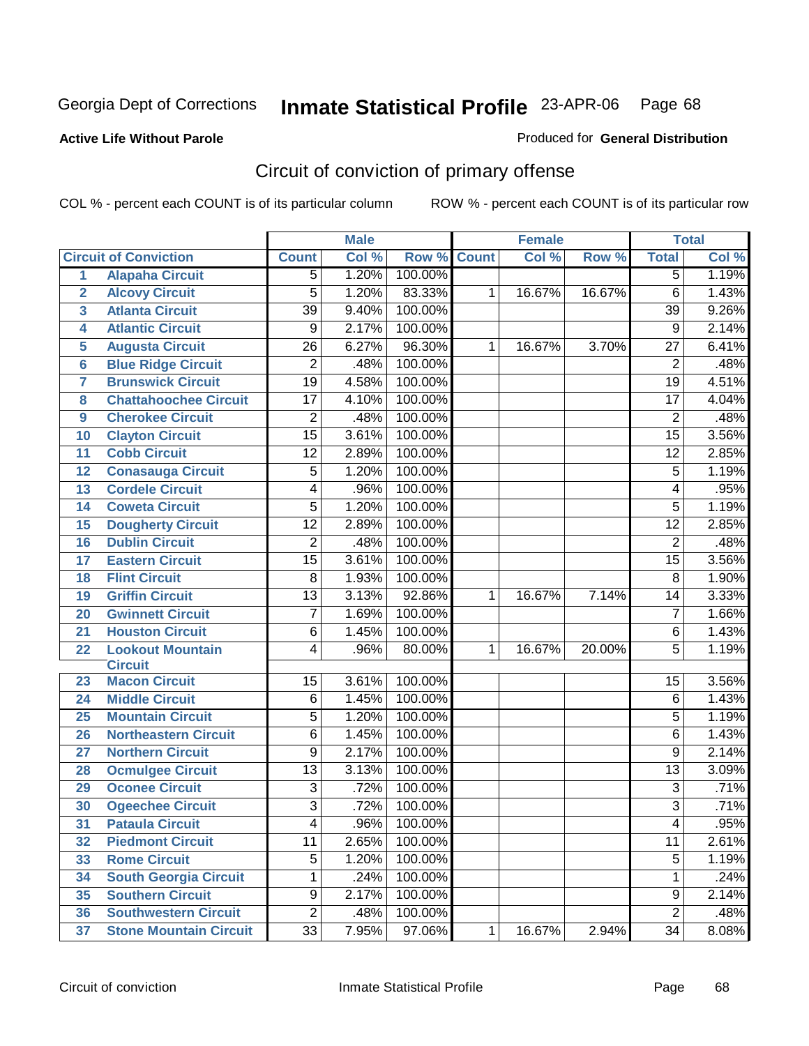Georgia Dept of Corrections **Inmate Statistical Profile** 23-APR-06

**Active Life Without Parole**

Produced for **General Distribution**

## Circuit of conviction of primary offense

COL % - percent each COUNT is of its particular column    ROW % - percent each COUNT is of its particular row

| | | Male | | | Female | | | Total | |
|---|---|---|---|---|---|---|---|---|---|
| | **Circuit of Conviction** | **Count** | **Col %** | **Row %** | **Count** | **Col %** | **Row %** | **Total** | **Col %** |
| 1 | **Alapaha Circuit** | 5 | 1.20% | 100.00% | | | | 5 | 1.19% |
| 2 | **Alcovy Circuit** | 5 | 1.20% | 83.33% | 1 | 16.67% | 16.67% | 6 | 1.43% |
| 3 | **Atlanta Circuit** | 39 | 9.40% | 100.00% | | | | 39 | 9.26% |
| 4 | **Atlantic Circuit** | 9 | 2.17% | 100.00% | | | | 9 | 2.14% |
| 5 | **Augusta Circuit** | 26 | 6.27% | 96.30% | 1 | 16.67% | 3.70% | 27 | 6.41% |
| 6 | **Blue Ridge Circuit** | 2 | .48% | 100.00% | | | | 2 | .48% |
| 7 | **Brunswick Circuit** | 19 | 4.58% | 100.00% | | | | 19 | 4.51% |
| 8 | **Chattahoochee Circuit** | 17 | 4.10% | 100.00% | | | | 17 | 4.04% |
| 9 | **Cherokee Circuit** | 2 | .48% | 100.00% | | | | 2 | .48% |
| 10 | **Clayton Circuit** | 15 | 3.61% | 100.00% | | | | 15 | 3.56% |
| 11 | **Cobb Circuit** | 12 | 2.89% | 100.00% | | | | 12 | 2.85% |
| 12 | **Conasauga Circuit** | 5 | 1.20% | 100.00% | | | | 5 | 1.19% |
| 13 | **Cordele Circuit** | 4 | .96% | 100.00% | | | | 4 | .95% |
| 14 | **Coweta Circuit** | 5 | 1.20% | 100.00% | | | | 5 | 1.19% |
| 15 | **Dougherty Circuit** | 12 | 2.89% | 100.00% | | | | 12 | 2.85% |
| 16 | **Dublin Circuit** | 2 | .48% | 100.00% | | | | 2 | .48% |
| 17 | **Eastern Circuit** | 15 | 3.61% | 100.00% | | | | 15 | 3.56% |
| 18 | **Flint Circuit** | 8 | 1.93% | 100.00% | | | | 8 | 1.90% |
| 19 | **Griffin Circuit** | 13 | 3.13% | 92.86% | 1 | 16.67% | 7.14% | 14 | 3.33% |
| 20 | **Gwinnett Circuit** | 7 | 1.69% | 100.00% | | | | 7 | 1.66% |
| 21 | **Houston Circuit** | 6 | 1.45% | 100.00% | | | | 6 | 1.43% |
| 22 | **Lookout Mountain Circuit** | 4 | .96% | 80.00% | 1 | 16.67% | 20.00% | 5 | 1.19% |
| 23 | **Macon Circuit** | 15 | 3.61% | 100.00% | | | | 15 | 3.56% |
| 24 | **Middle Circuit** | 6 | 1.45% | 100.00% | | | | 6 | 1.43% |
| 25 | **Mountain Circuit** | 5 | 1.20% | 100.00% | | | | 5 | 1.19% |
| 26 | **Northeastern Circuit** | 6 | 1.45% | 100.00% | | | | 6 | 1.43% |
| 27 | **Northern Circuit** | 9 | 2.17% | 100.00% | | | | 9 | 2.14% |
| 28 | **Ocmulgee Circuit** | 13 | 3.13% | 100.00% | | | | 13 | 3.09% |
| 29 | **Oconee Circuit** | 3 | .72% | 100.00% | | | | 3 | .71% |
| 30 | **Ogeechee Circuit** | 3 | .72% | 100.00% | | | | 3 | .71% |
| 31 | **Pataula Circuit** | 4 | .96% | 100.00% | | | | 4 | .95% |
| 32 | **Piedmont Circuit** | 11 | 2.65% | 100.00% | | | | 11 | 2.61% |
| 33 | **Rome Circuit** | 5 | 1.20% | 100.00% | | | | 5 | 1.19% |
| 34 | **South Georgia Circuit** | 1 | .24% | 100.00% | | | | 1 | .24% |
| 35 | **Southern Circuit** | 9 | 2.17% | 100.00% | | | | 9 | 2.14% |
| 36 | **Southwestern Circuit** | 2 | .48% | 100.00% | | | | 2 | .48% |
| 37 | **Stone Mountain Circuit** | 33 | 7.95% | 97.06% | 1 | 16.67% | 2.94% | 34 | 8.08% |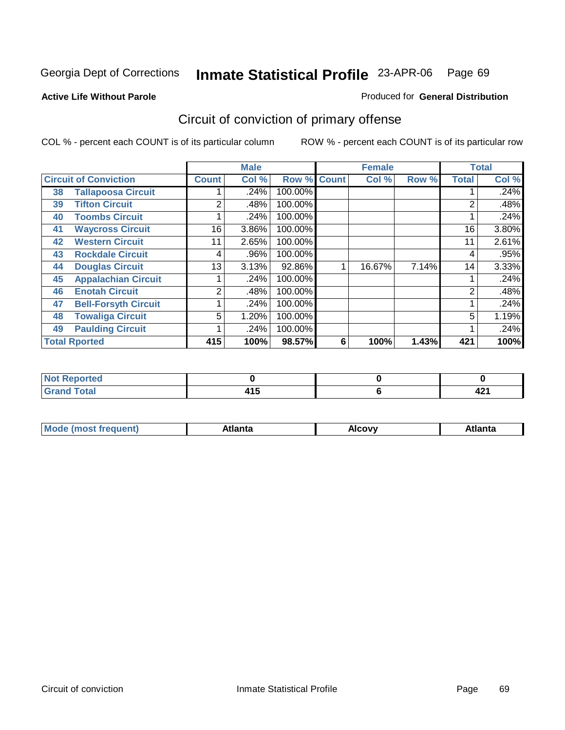Georgia Dept of Corrections **Inmate Statistical Profile** 23-APR-06

**Active Life Without Parole**

Produced for **General Distribution**

## Circuit of conviction of primary offense

COL % - percent each COUNT is of its particular column ROW % - percent each COUNT is of its particular row

| Circuit of Conviction | | Male | | | Female | | | Total | |
|---|---|---|---|---|---|---|---|---|---|
| | | Count | Col % | Row % | Count | Col % | Row % | Total | Col % |
| 38 | Tallapoosa Circuit | 1 | .24% | 100.00% | | | | 1 | .24% |
| 39 | Tifton Circuit | 2 | .48% | 100.00% | | | | 2 | .48% |
| 40 | Toombs Circuit | 1 | .24% | 100.00% | | | | 1 | .24% |
| 41 | Waycross Circuit | 16 | 3.86% | 100.00% | | | | 16 | 3.80% |
| 42 | Western Circuit | 11 | 2.65% | 100.00% | | | | 11 | 2.61% |
| 43 | Rockdale Circuit | 4 | .96% | 100.00% | | | | 4 | .95% |
| 44 | Douglas Circuit | 13 | 3.13% | 92.86% | 1 | 16.67% | 7.14% | 14 | 3.33% |
| 45 | Appalachian Circuit | 1 | .24% | 100.00% | | | | 1 | .24% |
| 46 | Enotah Circuit | 2 | .48% | 100.00% | | | | 2 | .48% |
| 47 | Bell-Forsyth Circuit | 1 | .24% | 100.00% | | | | 1 | .24% |
| 48 | Towaliga Circuit | 5 | 1.20% | 100.00% | | | | 5 | 1.19% |
| 49 | Paulding Circuit | 1 | .24% | 100.00% | | | | 1 | .24% |
| **Total Rported** | | **415** | **100%** | **98.57%** | **6** | **100%** | **1.43%** | **421** | **100%** |

| | Male | Female | Total |
|---|---|---|---|
| Not Reported | 0 | 0 | 0 |
| Grand Total | 415 | 6 | 421 |

| | Male | Female | Total |
|---|---|---|---|
| Mode (most frequent) | Atlanta | Alcovy | Atlanta |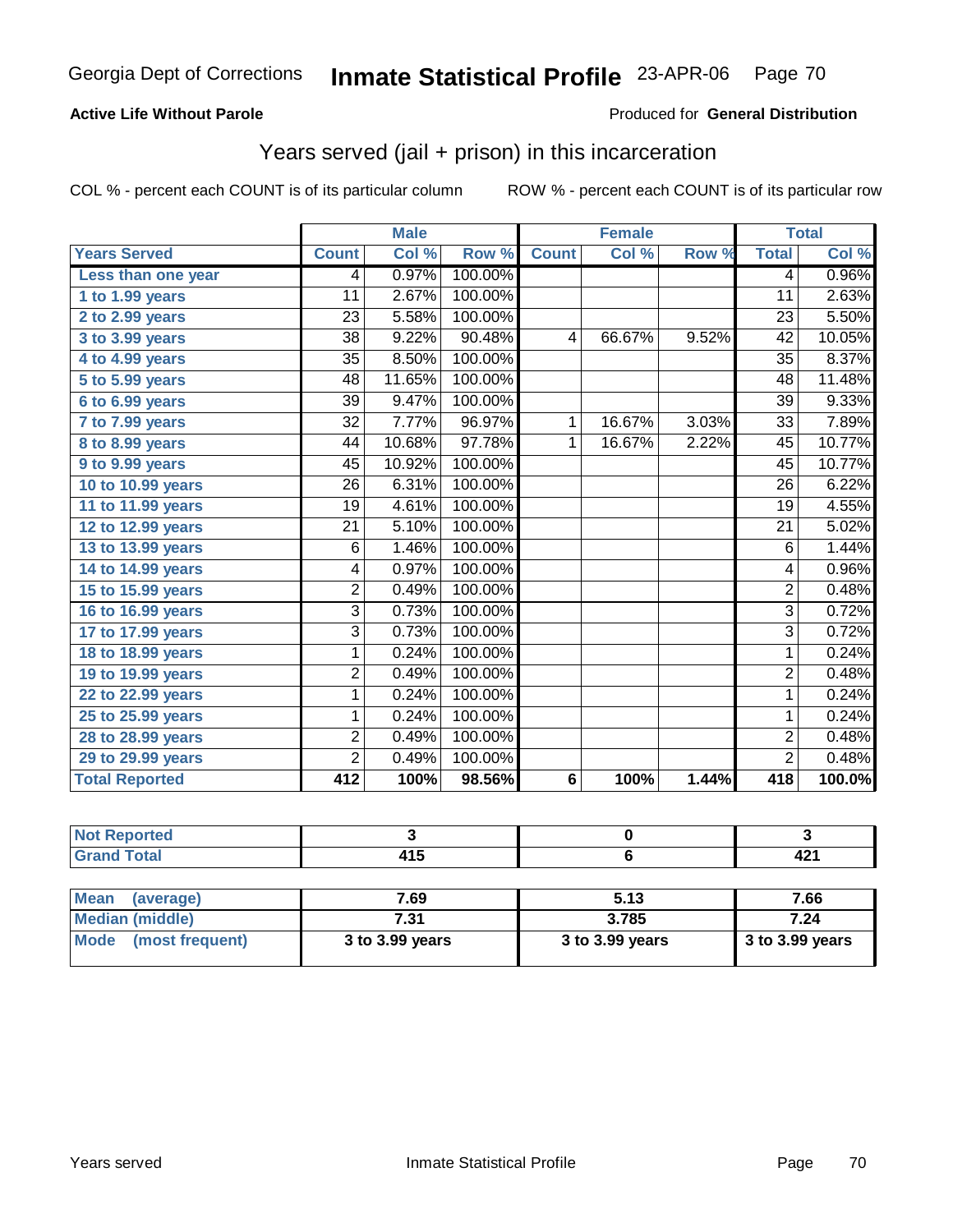Georgia Dept of Corrections **Inmate Statistical Profile** 23-APR-06

**Active Life Without Parole**

Produced for **General Distribution**

## Years served (jail + prison) in this incarceration

COL % - percent each COUNT is of its particular column ROW % - percent each COUNT is of its particular row

| | Male | | | Female | | | Total | |
|---|---|---|---|---|---|---|---|---|
| **Years Served** | **Count** | **Col %** | **Row %** | **Count** | **Col %** | **Row %** | **Total** | **Col %** |
| Less than one year | 4 | 0.97% | 100.00% | | | | 4 | 0.96% |
| 1 to 1.99 years | 11 | 2.67% | 100.00% | | | | 11 | 2.63% |
| 2 to 2.99 years | 23 | 5.58% | 100.00% | | | | 23 | 5.50% |
| 3 to 3.99 years | 38 | 9.22% | 90.48% | 4 | 66.67% | 9.52% | 42 | 10.05% |
| 4 to 4.99 years | 35 | 8.50% | 100.00% | | | | 35 | 8.37% |
| 5 to 5.99 years | 48 | 11.65% | 100.00% | | | | 48 | 11.48% |
| 6 to 6.99 years | 39 | 9.47% | 100.00% | | | | 39 | 9.33% |
| 7 to 7.99 years | 32 | 7.77% | 96.97% | 1 | 16.67% | 3.03% | 33 | 7.89% |
| 8 to 8.99 years | 44 | 10.68% | 97.78% | 1 | 16.67% | 2.22% | 45 | 10.77% |
| 9 to 9.99 years | 45 | 10.92% | 100.00% | | | | 45 | 10.77% |
| 10 to 10.99 years | 26 | 6.31% | 100.00% | | | | 26 | 6.22% |
| 11 to 11.99 years | 19 | 4.61% | 100.00% | | | | 19 | 4.55% |
| 12 to 12.99 years | 21 | 5.10% | 100.00% | | | | 21 | 5.02% |
| 13 to 13.99 years | 6 | 1.46% | 100.00% | | | | 6 | 1.44% |
| 14 to 14.99 years | 4 | 0.97% | 100.00% | | | | 4 | 0.96% |
| 15 to 15.99 years | 2 | 0.49% | 100.00% | | | | 2 | 0.48% |
| 16 to 16.99 years | 3 | 0.73% | 100.00% | | | | 3 | 0.72% |
| 17 to 17.99 years | 3 | 0.73% | 100.00% | | | | 3 | 0.72% |
| 18 to 18.99 years | 1 | 0.24% | 100.00% | | | | 1 | 0.24% |
| 19 to 19.99 years | 2 | 0.49% | 100.00% | | | | 2 | 0.48% |
| 22 to 22.99 years | 1 | 0.24% | 100.00% | | | | 1 | 0.24% |
| 25 to 25.99 years | 1 | 0.24% | 100.00% | | | | 1 | 0.24% |
| 28 to 28.99 years | 2 | 0.49% | 100.00% | | | | 2 | 0.48% |
| 29 to 29.99 years | 2 | 0.49% | 100.00% | | | | 2 | 0.48% |
| **Total Reported** | **412** | **100%** | **98.56%** | **6** | **100%** | **1.44%** | **418** | **100.0%** |

| | Male | Female | Total |
|---|---|---|---|
| Not Reported | 3 | 0 | 3 |
| Grand Total | 415 | 6 | 421 |

| | Male | Female | Total |
|---|---|---|---|
| Mean (average) | 7.69 | 5.13 | 7.66 |
| Median (middle) | 7.31 | 3.785 | 7.24 |
| Mode (most frequent) | 3 to 3.99 years | 3 to 3.99 years | 3 to 3.99 years |

Years served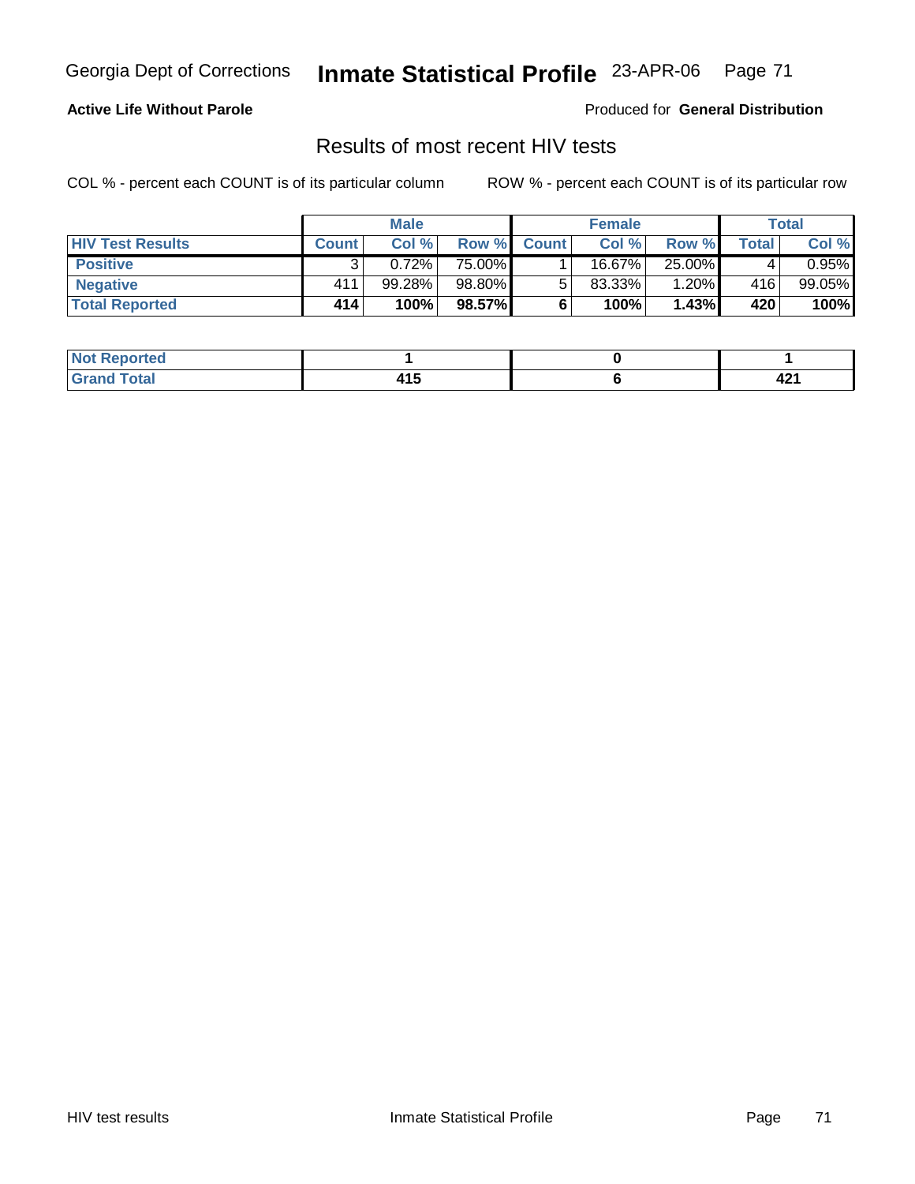**Active Life Without Parole**

Produced for **General Distribution**

## Results of most recent HIV tests

COL % - percent each COUNT is of its particular column

ROW % - percent each COUNT is of its particular row

| | Male | | | Female | | | Total | |
|---|---|---|---|---|---|---|---|---|
| **HIV Test Results** | **Count** | **Col %** | **Row %** | **Count** | **Col %** | **Row %** | **Total** | **Col %** |
| **Positive** | 3 | 0.72% | 75.00% | 1 | 16.67% | 25.00% | 4 | 0.95% |
| **Negative** | 411 | 99.28% | 98.80% | 5 | 83.33% | 1.20% | 416 | 99.05% |
| **Total Reported** | **414** | **100%** | **98.57%** | **6** | **100%** | **1.43%** | **420** | **100%** |

| | Male | Female | Total |
|---|---|---|---|
| **Not Reported** | **1** | **0** | **1** |
| **Grand Total** | **415** | **6** | **421** |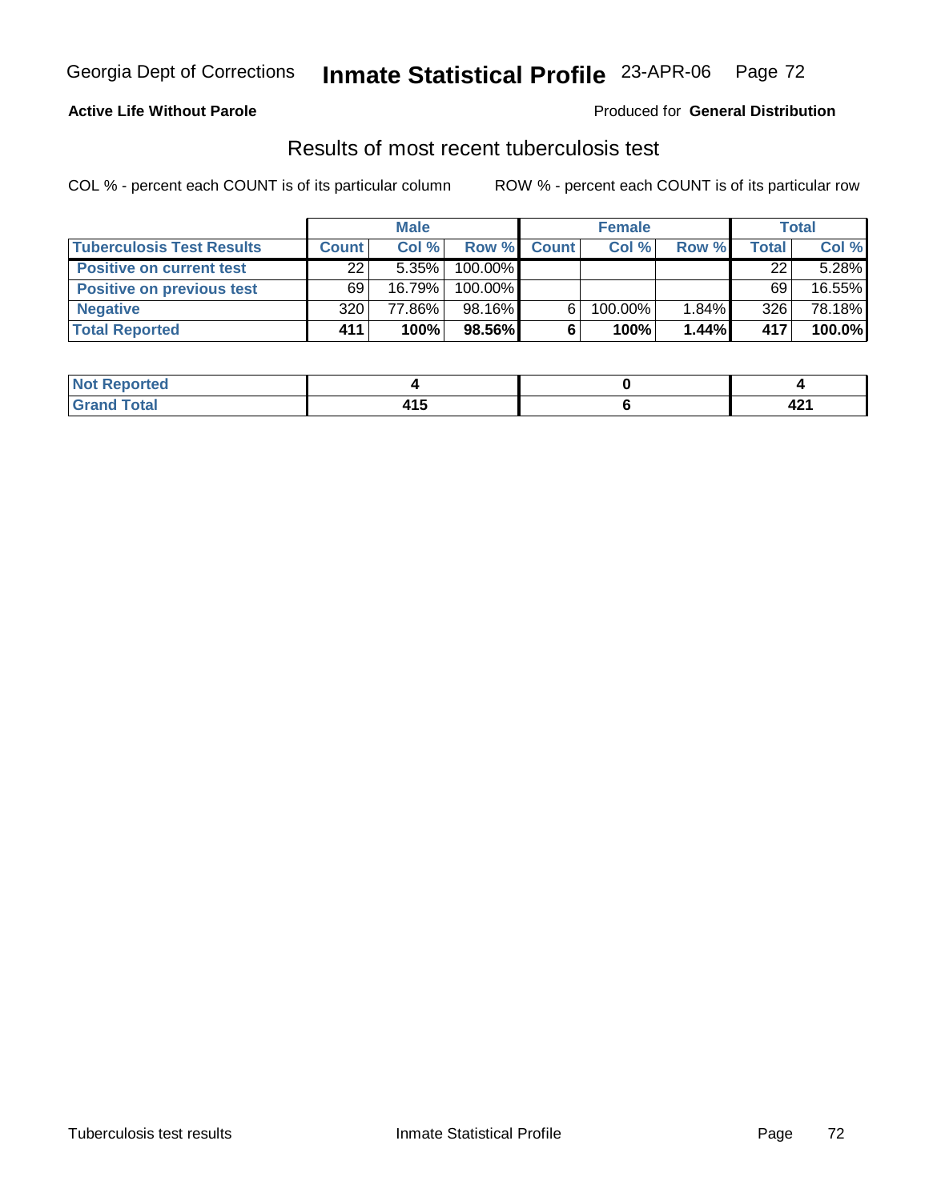**Active Life Without Parole**

Produced for **General Distribution**

## Results of most recent tuberculosis test

COL % - percent each COUNT is of its particular column

ROW % - percent each COUNT is of its particular row

| | Male | | | Female | | | Total | |
|---|---|---|---|---|---|---|---|---|
| **Tuberculosis Test Results** | **Count** | **Col %** | **Row %** | **Count** | **Col %** | **Row %** | **Total** | **Col %** |
| **Positive on current test** | 22 | 5.35% | 100.00% | | | | 22 | 5.28% |
| **Positive on previous test** | 69 | 16.79% | 100.00% | | | | 69 | 16.55% |
| **Negative** | 320 | 77.86% | 98.16% | 6 | 100.00% | 1.84% | 326 | 78.18% |
| **Total Reported** | **411** | **100%** | **98.56%** | **6** | **100%** | **1.44%** | **417** | **100.0%** |

| | Male | Female | Total |
|---|---|---|---|
| **Not Reported** | **4** | **0** | **4** |
| **Grand Total** | **415** | **6** | **421** |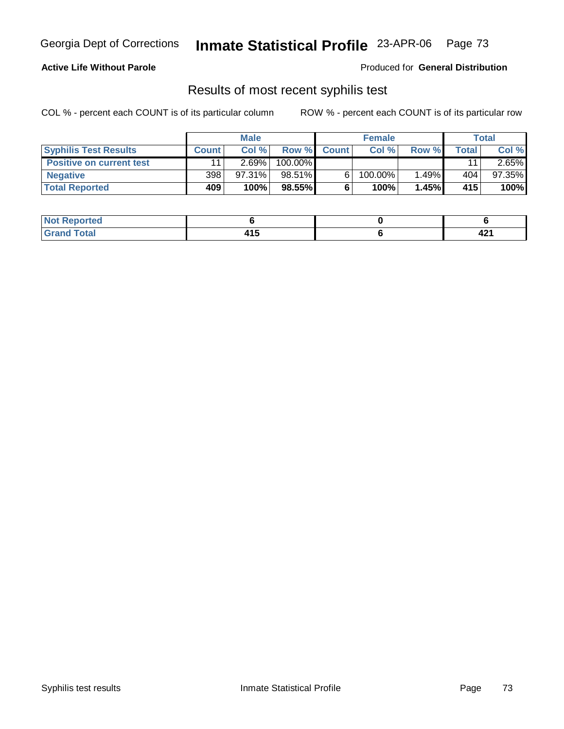**Active Life Without Parole**

Produced for **General Distribution**

## Results of most recent syphilis test

COL % - percent each COUNT is of its particular column

ROW % - percent each COUNT is of its particular row

| | Male | | | Female | | | Total | |
|---|---|---|---|---|---|---|---|---|
| **Syphilis Test Results** | **Count** | **Col %** | **Row %** | **Count** | **Col %** | **Row %** | **Total** | **Col %** |
| **Positive on current test** | 11 | 2.69% | 100.00% | | | | 11 | 2.65% |
| **Negative** | 398 | 97.31% | 98.51% | 6 | 100.00% | 1.49% | 404 | 97.35% |
| **Total Reported** | **409** | **100%** | **98.55%** | **6** | **100%** | **1.45%** | **415** | **100%** |

| | Male | Female | Total |
|---|---|---|---|
| **Not Reported** | **6** | **0** | **6** |
| **Grand Total** | **415** | **6** | **421** |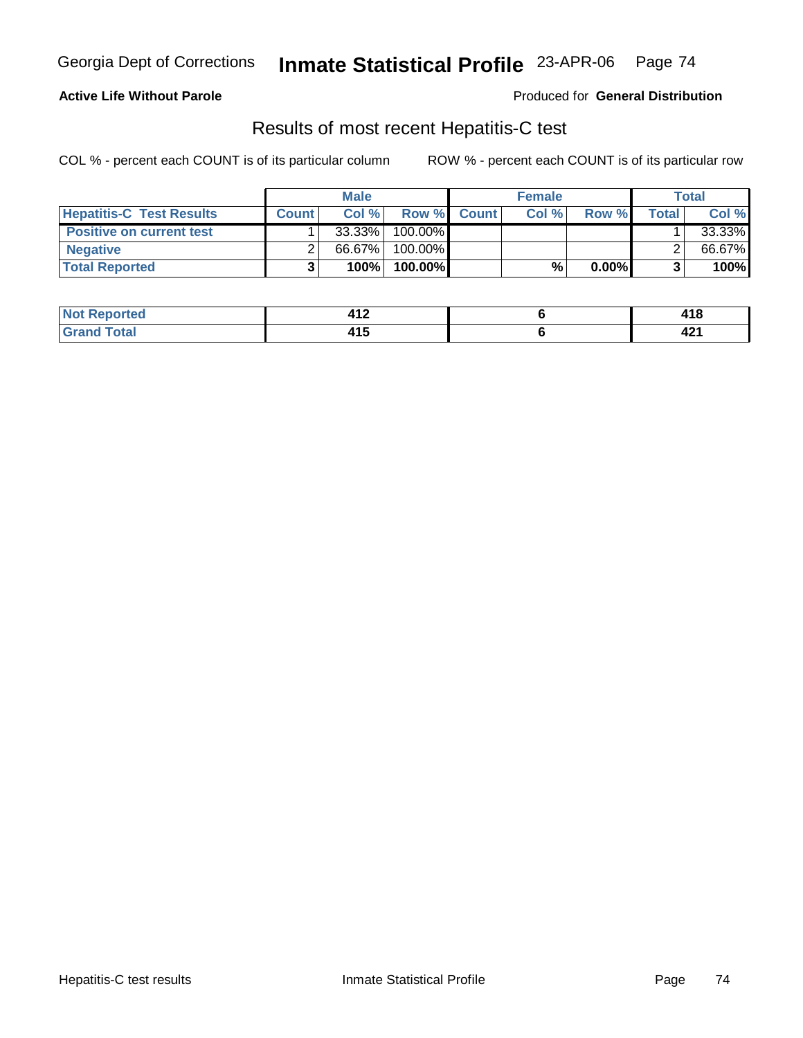**Active Life Without Parole**

Produced for **General Distribution**

## Results of most recent Hepatitis-C test

COL % - percent each COUNT is of its particular column

ROW % - percent each COUNT is of its particular row

| | Male | | | Female | | | Total | |
|---|---|---|---|---|---|---|---|---|
| **Hepatitis-C Test Results** | **Count** | **Col %** | **Row %** | **Count** | **Col %** | **Row %** | **Total** | **Col %** |
| **Positive on current test** | 1 | 33.33% | 100.00% | | | | 1 | 33.33% |
| **Negative** | 2 | 66.67% | 100.00% | | | | 2 | 66.67% |
| **Total Reported** | **3** | **100%** | **100.00%** | | **%** | **0.00%** | **3** | **100%** |

| | Male | Female | Total |
|---|---|---|---|
| **Not Reported** | **412** | **6** | **418** |
| **Grand Total** | **415** | **6** | **421** |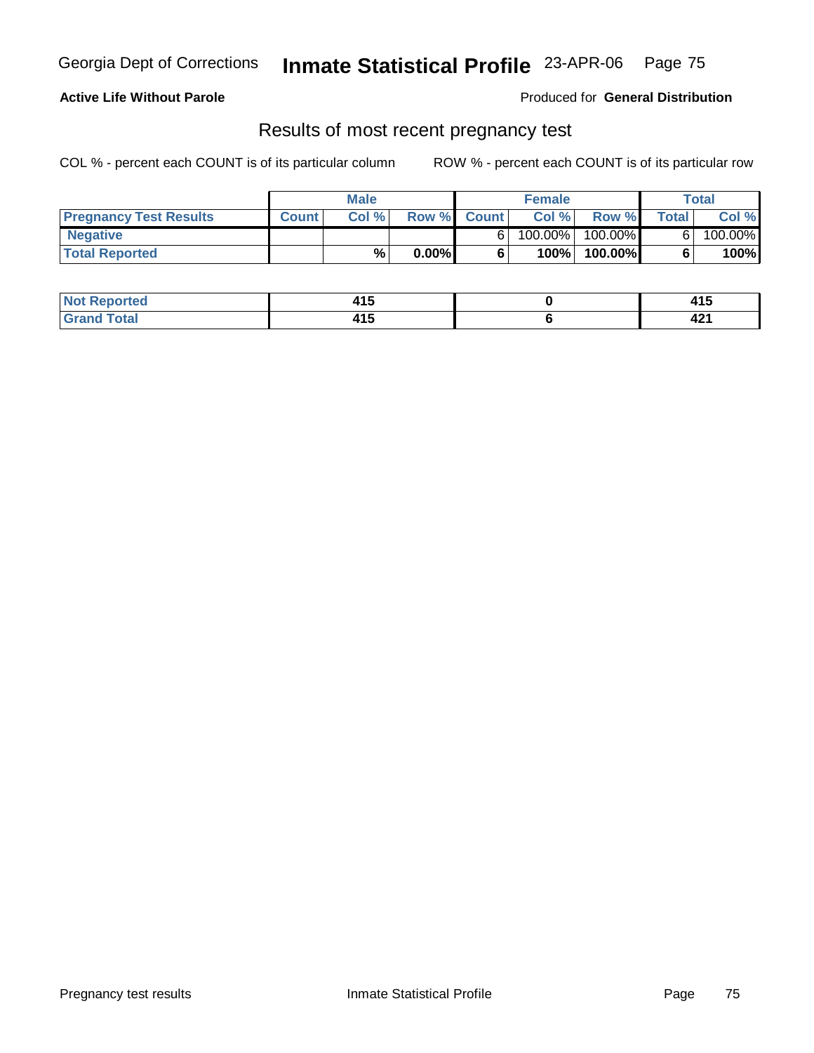**Active Life Without Parole** — Produced for **General Distribution**

## Results of most recent pregnancy test

COL % - percent each COUNT is of its particular column — ROW % - percent each COUNT is of its particular row

| | Male | | | Female | | | Total | |
|---|---|---|---|---|---|---|---|---|
| **Pregnancy Test Results** | **Count** | **Col %** | **Row %** | **Count** | **Col %** | **Row %** | **Total** | **Col %** |
| **Negative** | | | | 6 | 100.00% | 100.00% | 6 | 100.00% |
| **Total Reported** | | **%** | **0.00%** | **6** | **100%** | **100.00%** | **6** | **100%** |

| | Male | Female | Total |
|---|---|---|---|
| **Not Reported** | 415 | 0 | 415 |
| **Grand Total** | 415 | 6 | 421 |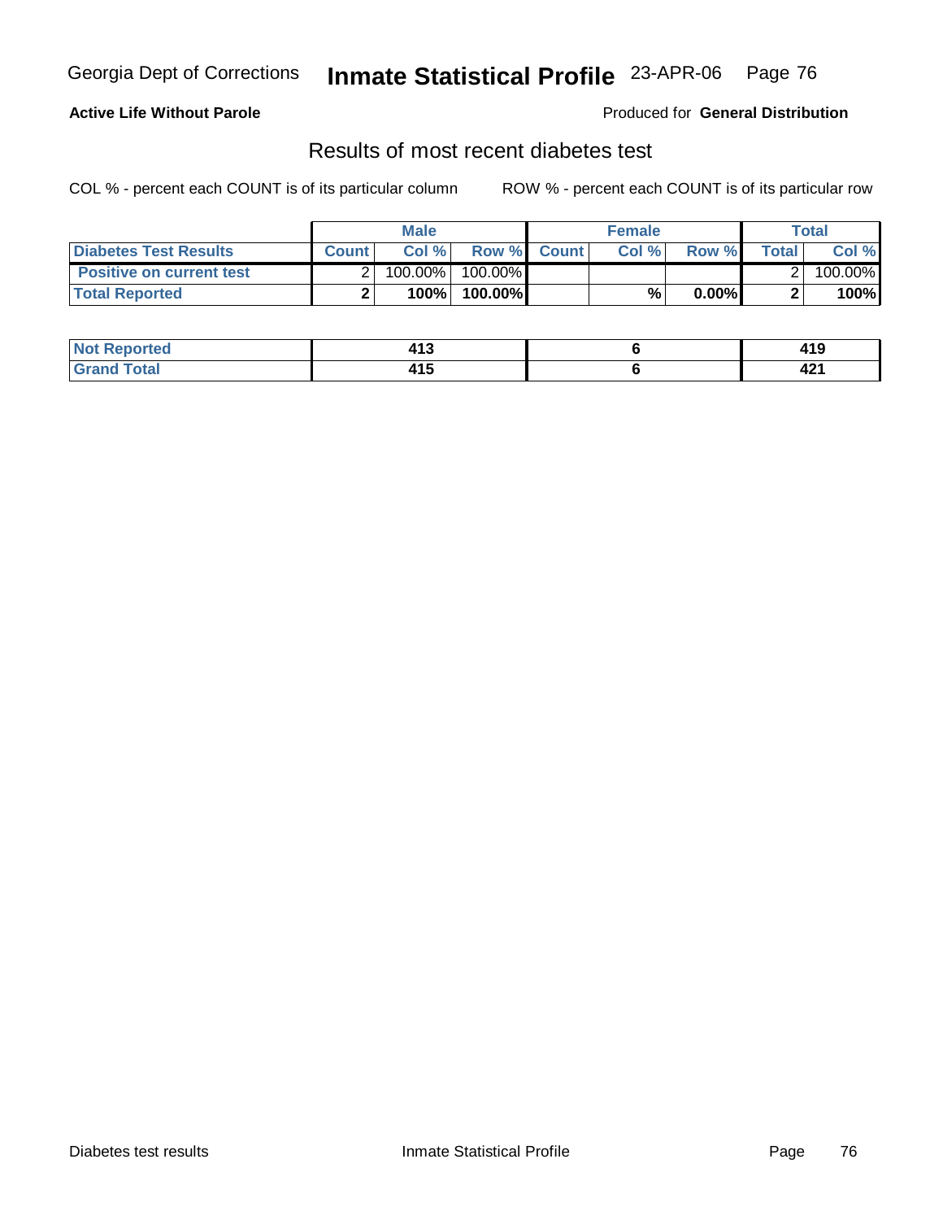**Active Life Without Parole**

Produced for **General Distribution**

## Results of most recent diabetes test

COL % - percent each COUNT is of its particular column

ROW % - percent each COUNT is of its particular row

| | Male | | | Female | | | Total | |
|---|---|---|---|---|---|---|---|---|
| **Diabetes Test Results** | **Count** | **Col %** | **Row %** | **Count** | **Col %** | **Row %** | **Total** | **Col %** |
| **Positive on current test** | 2 | 100.00% | 100.00% | | | | 2 | 100.00% |
| **Total Reported** | **2** | **100%** | **100.00%** | | **%** | **0.00%** | **2** | **100%** |

| | Male | Female | Total |
|---|---|---|---|
| **Not Reported** | **413** | **6** | **419** |
| **Grand Total** | **415** | **6** | **421** |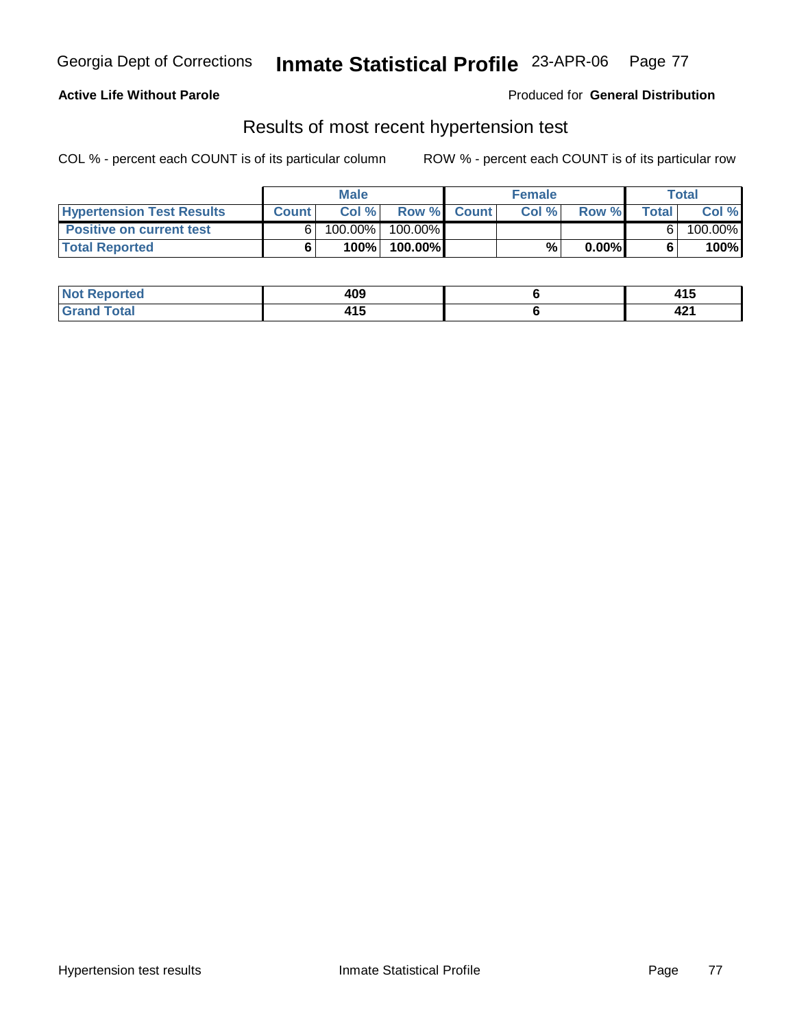**Active Life Without Parole**

Produced for **General Distribution**

## Results of most recent hypertension test

COL % - percent each COUNT is of its particular column

ROW % - percent each COUNT is of its particular row

| | Male | | | Female | | | Total | |
|---|---|---|---|---|---|---|---|---|
| **Hypertension Test Results** | **Count** | **Col %** | **Row %** | **Count** | **Col %** | **Row %** | **Total** | **Col %** |
| **Positive on current test** | 6 | 100.00% | 100.00% | | | | 6 | 100.00% |
| **Total Reported** | **6** | **100%** | **100.00%** | | **%** | **0.00%** | **6** | **100%** |

| | Male | Female | Total |
|---|---|---|---|
| **Not Reported** | **409** | **6** | **415** |
| **Grand Total** | **415** | **6** | **421** |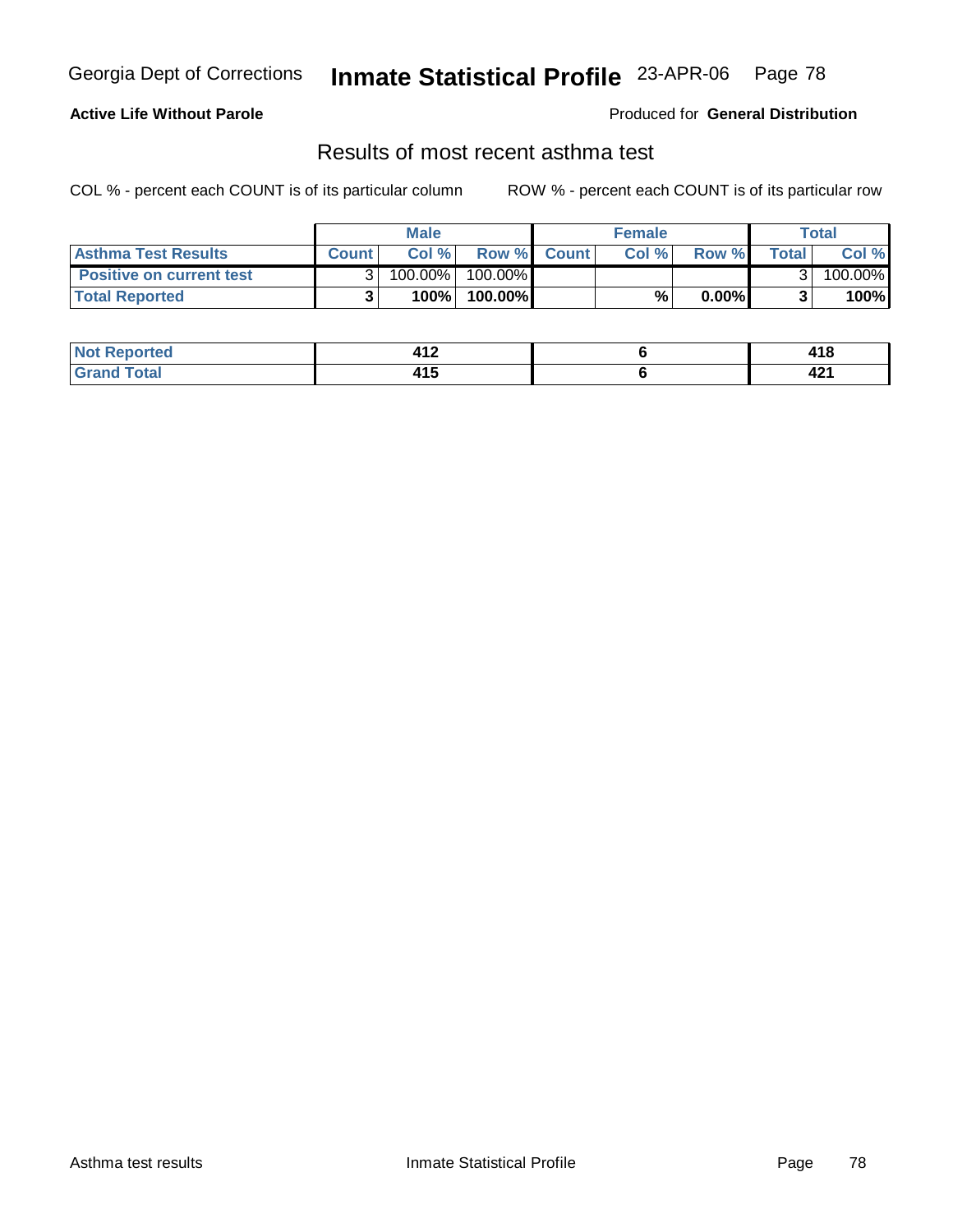Georgia Dept of Corrections **Inmate Statistical Profile** 23-APR-06

**Active Life Without Parole**

Produced for **General Distribution**

## Results of most recent asthma test

COL % - percent each COUNT is of its particular column

ROW % - percent each COUNT is of its particular row

| | Male | | | Female | | | Total | |
|---|---|---|---|---|---|---|---|---|
| **Asthma Test Results** | **Count** | **Col %** | **Row %** | **Count** | **Col %** | **Row %** | **Total** | **Col %** |
| **Positive on current test** | 3 | 100.00% | 100.00% | | | | 3 | 100.00% |
| **Total Reported** | **3** | **100%** | **100.00%** | | **%** | **0.00%** | **3** | **100%** |

| | Male | Female | Total |
|---|---|---|---|
| **Not Reported** | **412** | **6** | **418** |
| **Grand Total** | **415** | **6** | **421** |

Asthma test results